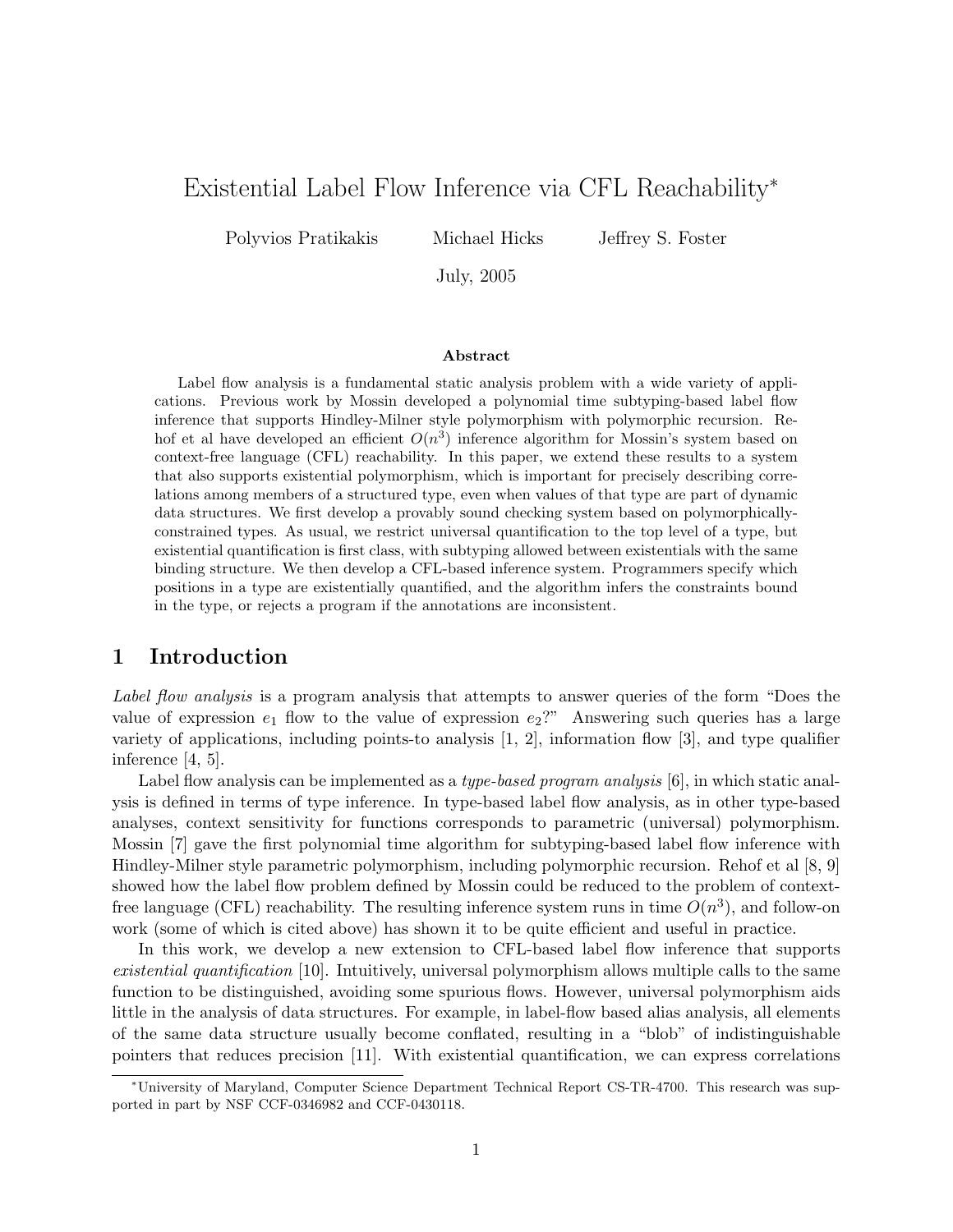# Existential Label Flow Inference via CFL Reachability*

Polyvios Pratikakis     Michael Hicks     Jeffrey S. Foster

July, 2005

### Abstract

Label flow analysis is a fundamental static analysis problem with a wide variety of applications. Previous work by Mossin developed a polynomial time subtyping-based label flow inference that supports Hindley-Milner style polymorphism with polymorphic recursion. Rehof et al have developed an efficient $O(n^3)$ inference algorithm for Mossin's system based on context-free language (CFL) reachability. In this paper, we extend these results to a system that also supports existential polymorphism, which is important for precisely describing correlations among members of a structured type, even when values of that type are part of dynamic data structures. We first develop a provably sound checking system based on polymorphically-constrained types. As usual, we restrict universal quantification to the top level of a type, but existential quantification is first class, with subtyping allowed between existentials with the same binding structure. We then develop a CFL-based inference system. Programmers specify which positions in a type are existentially quantified, and the algorithm infers the constraints bound in the type, or rejects a program if the annotations are inconsistent.

## 1 Introduction

*Label flow analysis* is a program analysis that attempts to answer queries of the form "Does the value of expression $e_1$ flow to the value of expression $e_2$?" Answering such queries has a large variety of applications, including points-to analysis [1, 2], information flow [3], and type qualifier inference [4, 5].

Label flow analysis can be implemented as a *type-based program analysis* [6], in which static analysis is defined in terms of type inference. In type-based label flow analysis, as in other type-based analyses, context sensitivity for functions corresponds to parametric (universal) polymorphism. Mossin [7] gave the first polynomial time algorithm for subtyping-based label flow inference with Hindley-Milner style parametric polymorphism, including polymorphic recursion. Rehof et al [8, 9] showed how the label flow problem defined by Mossin could be reduced to the problem of context-free language (CFL) reachability. The resulting inference system runs in time $O(n^3)$, and follow-on work (some of which is cited above) has shown it to be quite efficient and useful in practice.

In this work, we develop a new extension to CFL-based label flow inference that supports *existential quantification* [10]. Intuitively, universal polymorphism allows multiple calls to the same function to be distinguished, avoiding some spurious flows. However, universal polymorphism aids little in the analysis of data structures. For example, in label-flow based alias analysis, all elements of the same data structure usually become conflated, resulting in a "blob" of indistinguishable pointers that reduces precision [11]. With existential quantification, we can express correlations

*University of Maryland, Computer Science Department Technical Report CS-TR-4700. This research was supported in part by NSF CCF-0346982 and CCF-0430118.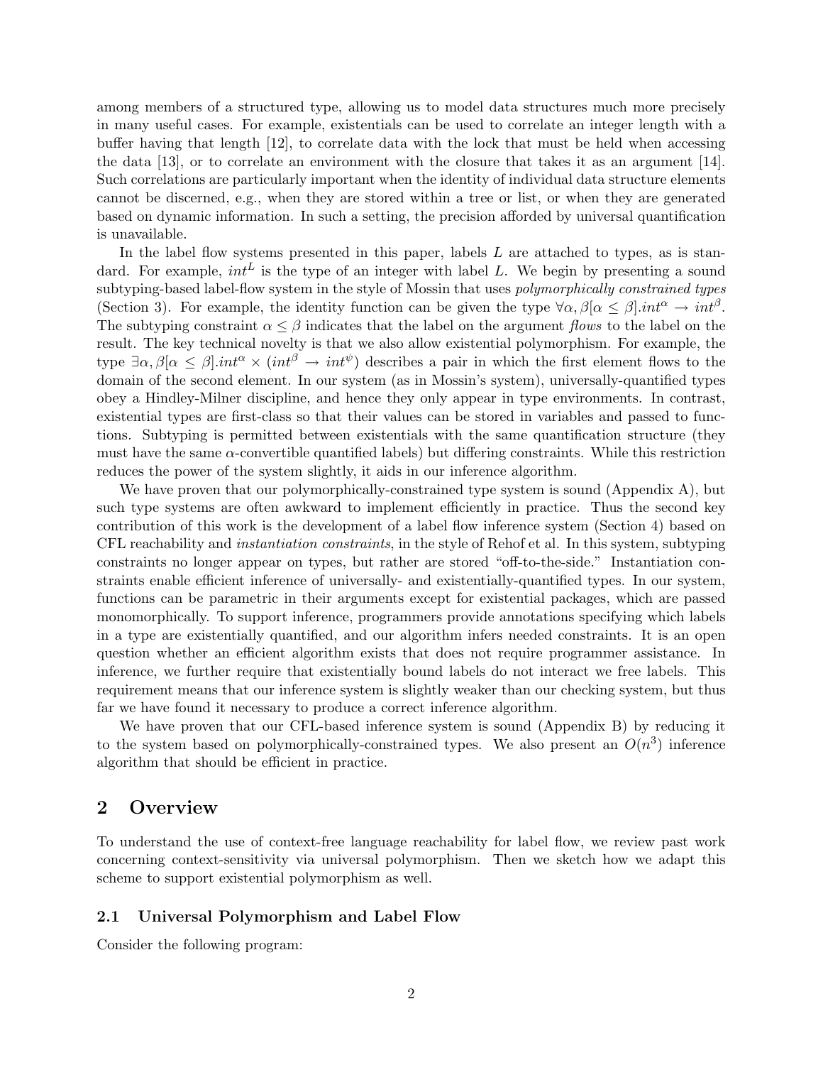among members of a structured type, allowing us to model data structures much more precisely in many useful cases. For example, existentials can be used to correlate an integer length with a buffer having that length [12], to correlate data with the lock that must be held when accessing the data [13], or to correlate an environment with the closure that takes it as an argument [14]. Such correlations are particularly important when the identity of individual data structure elements cannot be discerned, e.g., when they are stored within a tree or list, or when they are generated based on dynamic information. In such a setting, the precision afforded by universal quantification is unavailable.

In the label flow systems presented in this paper, labels $L$ are attached to types, as is standard. For example, $int^L$ is the type of an integer with label $L$. We begin by presenting a sound subtyping-based label-flow system in the style of Mossin that uses *polymorphically constrained types* (Section 3). For example, the identity function can be given the type $\forall\alpha,\beta[\alpha \leq \beta].int^\alpha \rightarrow int^\beta$. The subtyping constraint $\alpha \leq \beta$ indicates that the label on the argument *flows* to the label on the result. The key technical novelty is that we also allow existential polymorphism. For example, the type $\exists\alpha,\beta[\alpha \leq \beta].int^\alpha \times (int^\beta \rightarrow int^\psi)$ describes a pair in which the first element flows to the domain of the second element. In our system (as in Mossin's system), universally-quantified types obey a Hindley-Milner discipline, and hence they only appear in type environments. In contrast, existential types are first-class so that their values can be stored in variables and passed to functions. Subtyping is permitted between existentials with the same quantification structure (they must have the same $\alpha$-convertible quantified labels) but differing constraints. While this restriction reduces the power of the system slightly, it aids in our inference algorithm.

We have proven that our polymorphically-constrained type system is sound (Appendix A), but such type systems are often awkward to implement efficiently in practice. Thus the second key contribution of this work is the development of a label flow inference system (Section 4) based on CFL reachability and *instantiation constraints*, in the style of Rehof et al. In this system, subtyping constraints no longer appear on types, but rather are stored "off-to-the-side." Instantiation constraints enable efficient inference of universally- and existentially-quantified types. In our system, functions can be parametric in their arguments except for existential packages, which are passed monomorphically. To support inference, programmers provide annotations specifying which labels in a type are existentially quantified, and our algorithm infers needed constraints. It is an open question whether an efficient algorithm exists that does not require programmer assistance. In inference, we further require that existentially bound labels do not interact we free labels. This requirement means that our inference system is slightly weaker than our checking system, but thus far we have found it necessary to produce a correct inference algorithm.

We have proven that our CFL-based inference system is sound (Appendix B) by reducing it to the system based on polymorphically-constrained types. We also present an $O(n^3)$ inference algorithm that should be efficient in practice.

## 2 Overview

To understand the use of context-free language reachability for label flow, we review past work concerning context-sensitivity via universal polymorphism. Then we sketch how we adapt this scheme to support existential polymorphism as well.

### 2.1 Universal Polymorphism and Label Flow

Consider the following program: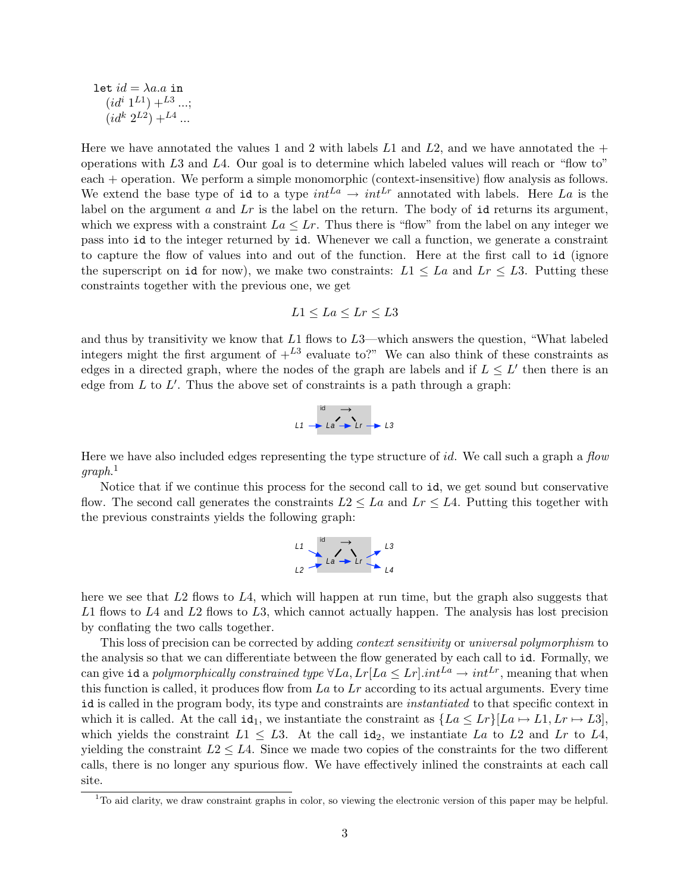```
let id = λa.a in
  (id^i 1^L1) +^L3 ...;
  (id^k 2^L2) +^L4 ...
```

Here we have annotated the values 1 and 2 with labels $L1$ and $L2$, and we have annotated the + operations with $L3$ and $L4$. Our goal is to determine which labeled values will reach or "flow to" each + operation. We perform a simple monomorphic (context-insensitive) flow analysis as follows. We extend the base type of `id` to a type $int^{La} \rightarrow int^{Lr}$ annotated with labels. Here $La$ is the label on the argument $a$ and $Lr$ is the label on the return. The body of `id` returns its argument, which we express with a constraint $La \leq Lr$. Thus there is "flow" from the label on any integer we pass into `id` to the integer returned by `id`. Whenever we call a function, we generate a constraint to capture the flow of values into and out of the function. Here at the first call to `id` (ignore the superscript on `id` for now), we make two constraints: $L1 \leq La$ and $Lr \leq L3$. Putting these constraints together with the previous one, we get

$$L1 \leq La \leq Lr \leq L3$$

and thus by transitivity we know that $L1$ flows to $L3$—which answers the question, "What labeled integers might the first argument of $+^{L3}$ evaluate to?" We can also think of these constraints as edges in a directed graph, where the nodes of the graph are labels and if $L \leq L'$ then there is an edge from $L$ to $L'$. Thus the above set of constraints is a path through a graph:

Here we have also included edges representing the type structure of $id$. We call such a graph a *flow graph*.[1]

Notice that if we continue this process for the second call to `id`, we get sound but conservative flow. The second call generates the constraints $L2 \leq La$ and $Lr \leq L4$. Putting this together with the previous constraints yields the following graph:

here we see that $L2$ flows to $L4$, which will happen at run time, but the graph also suggests that $L1$ flows to $L4$ and $L2$ flows to $L3$, which cannot actually happen. The analysis has lost precision by conflating the two calls together.

This loss of precision can be corrected by adding *context sensitivity* or *universal polymorphism* to the analysis so that we can differentiate between the flow generated by each call to `id`. Formally, we can give `id` a *polymorphically constrained type* $\forall La, Lr[La \leq Lr].int^{La} \rightarrow int^{Lr}$, meaning that when this function is called, it produces flow from $La$ to $Lr$ according to its actual arguments. Every time `id` is called in the program body, its type and constraints are *instantiated* to that specific context in which it is called. At the call $\texttt{id}_1$, we instantiate the constraint as $\{La \leq Lr\}[La \mapsto L1, Lr \mapsto L3]$, which yields the constraint $L1 \leq L3$. At the call $\texttt{id}_2$, we instantiate $La$ to $L2$ and $Lr$ to $L4$, yielding the constraint $L2 \leq L4$. Since we made two copies of the constraints for the two different calls, there is no longer any spurious flow. We have effectively inlined the constraints at each call site.

[1] To aid clarity, we draw constraint graphs in color, so viewing the electronic version of this paper may be helpful.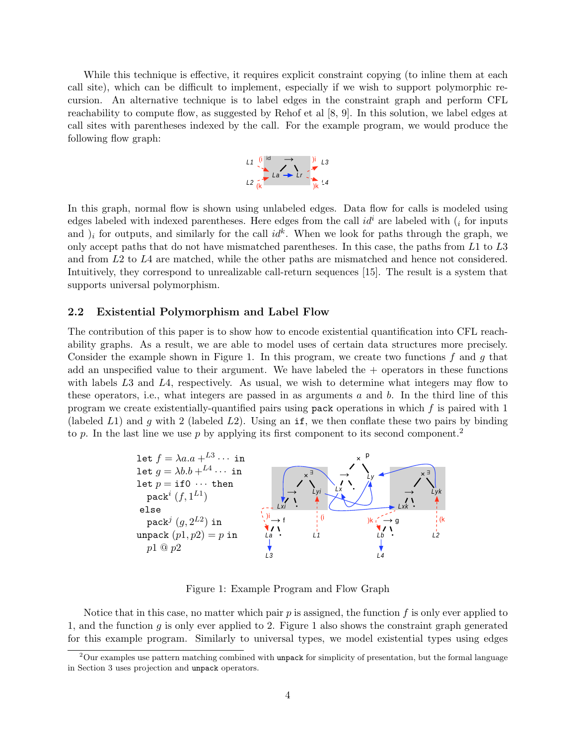While this technique is effective, it requires explicit constraint copying (to inline them at each call site), which can be difficult to implement, especially if we wish to support polymorphic recursion. An alternative technique is to label edges in the constraint graph and perform CFL reachability to compute flow, as suggested by Rehof et al [8, 9]. In this solution, we label edges at call sites with parentheses indexed by the call. For the example program, we would produce the following flow graph:

In this graph, normal flow is shown using unlabeled edges. Data flow for calls is modeled using edges labeled with indexed parentheses. Here edges from the call $id^i$ are labeled with $(_i$ for inputs and $)_i$ for outputs, and similarly for the call $id^k$. When we look for paths through the graph, we only accept paths that do not have mismatched parentheses. In this case, the paths from $L1$ to $L3$ and from $L2$ to $L4$ are matched, while the other paths are mismatched and hence not considered. Intuitively, they correspond to unrealizable call-return sequences [15]. The result is a system that supports universal polymorphism.

## 2.2 Existential Polymorphism and Label Flow

The contribution of this paper is to show how to encode existential quantification into CFL reachability graphs. As a result, we are able to model uses of certain data structures more precisely. Consider the example shown in Figure 1. In this program, we create two functions $f$ and $g$ that add an unspecified value to their argument. We have labeled the $+$ operators in these functions with labels $L3$ and $L4$, respectively. As usual, we wish to determine what integers may flow to these operators, i.e., what integers are passed in as arguments $a$ and $b$. In the third line of this program we create existentially-quantified pairs using `pack` operations in which $f$ is paired with 1 (labeled $L1$) and $g$ with 2 (labeled $L2$). Using an `if`, we then conflate these two pairs by binding to $p$. In the last line we use $p$ by applying its first component to its second component.[2]

$$
\begin{array}{l}
\texttt{let } f = \lambda a.a +^{L3} \cdots \texttt{ in} \\
\texttt{let } g = \lambda b.b +^{L4} \cdots \texttt{ in} \\
\texttt{let } p = \texttt{if0 } \cdots \texttt{ then} \\
\quad \texttt{pack}^i\ (f, 1^{L1}) \\
\ \texttt{else} \\
\quad \texttt{pack}^j\ (g, 2^{L2}) \texttt{ in} \\
\texttt{unpack } (p1, p2) = p \texttt{ in} \\
\quad p1\ @\ p2
\end{array}
$$

Figure 1: Example Program and Flow Graph

Notice that in this case, no matter which pair $p$ is assigned, the function $f$ is only ever applied to 1, and the function $g$ is only ever applied to 2. Figure 1 also shows the constraint graph generated for this example program. Similarly to universal types, we model existential types using edges

[2] Our examples use pattern matching combined with `unpack` for simplicity of presentation, but the formal language in Section 3 uses projection and `unpack` operators.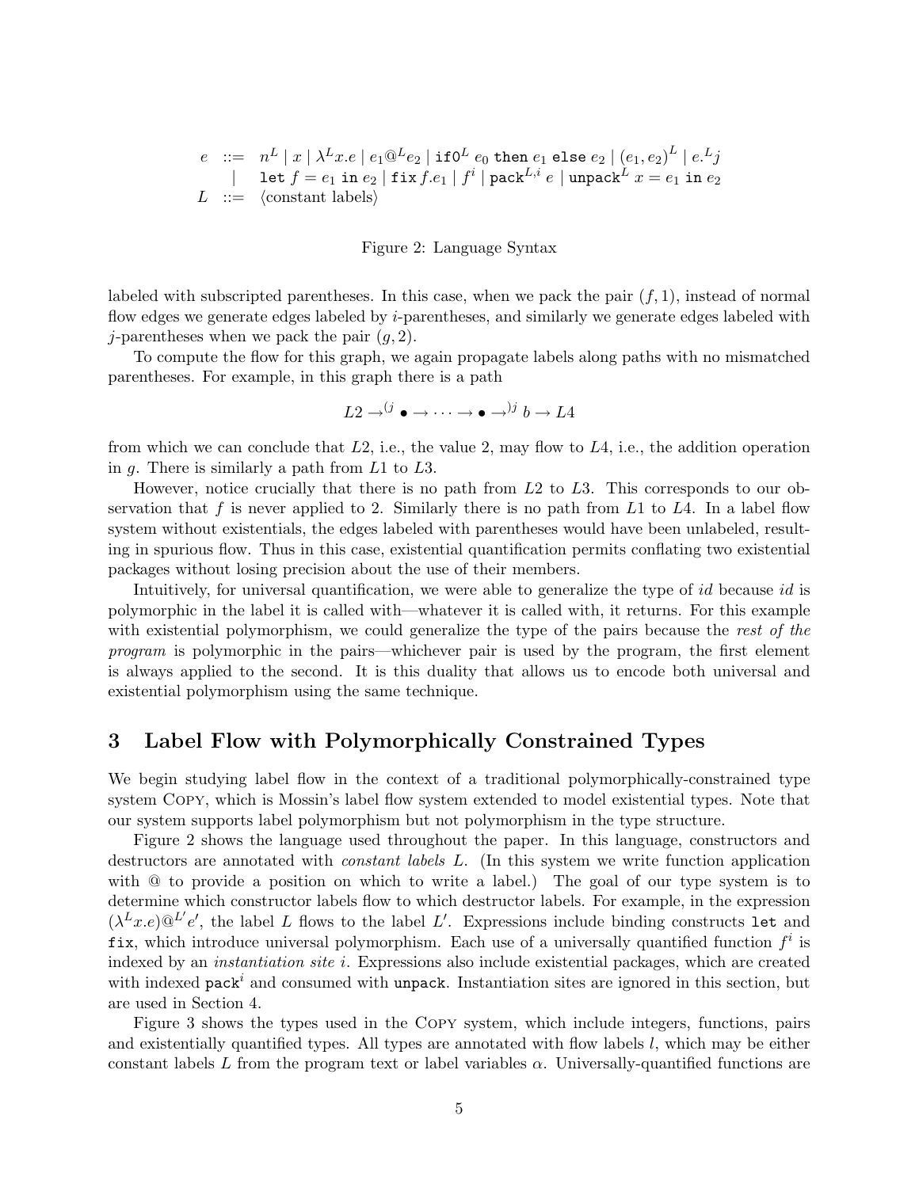$$
\begin{array}{rcl}
e & ::= & n^L \mid x \mid \lambda^L x.e \mid e_1 @^L e_2 \mid \texttt{if0}^L\ e_0\ \texttt{then}\ e_1\ \texttt{else}\ e_2 \mid (e_1, e_2)^L \mid e.^L j \\
  & \mid & \texttt{let}\ f = e_1\ \texttt{in}\ e_2 \mid \texttt{fix}\, f.e_1 \mid f^i \mid \texttt{pack}^{L,i}\ e \mid \texttt{unpack}^L\ x = e_1\ \texttt{in}\ e_2 \\
L & ::= & \langle \text{constant labels} \rangle
\end{array}
$$

Figure 2: Language Syntax

labeled with subscripted parentheses. In this case, when we pack the pair $(f, 1)$, instead of normal flow edges we generate edges labeled by $i$-parentheses, and similarly we generate edges labeled with $j$-parentheses when we pack the pair $(g, 2)$.

To compute the flow for this graph, we again propagate labels along paths with no mismatched parentheses. For example, in this graph there is a path

$$L2 \rightarrow^{(j} \bullet \rightarrow \cdots \rightarrow \bullet \rightarrow^{)j} b \rightarrow L4$$

from which we can conclude that $L2$, i.e., the value 2, may flow to $L4$, i.e., the addition operation in $g$. There is similarly a path from $L1$ to $L3$.

However, notice crucially that there is no path from $L2$ to $L3$. This corresponds to our observation that $f$ is never applied to 2. Similarly there is no path from $L1$ to $L4$. In a label flow system without existentials, the edges labeled with parentheses would have been unlabeled, resulting in spurious flow. Thus in this case, existential quantification permits conflating two existential packages without losing precision about the use of their members.

Intuitively, for universal quantification, we were able to generalize the type of *id* because *id* is polymorphic in the label it is called with—whatever it is called with, it returns. For this example with existential polymorphism, we could generalize the type of the pairs because the *rest of the program* is polymorphic in the pairs—whichever pair is used by the program, the first element is always applied to the second. It is this duality that allows us to encode both universal and existential polymorphism using the same technique.

## 3 Label Flow with Polymorphically Constrained Types

We begin studying label flow in the context of a traditional polymorphically-constrained type system Copy, which is Mossin's label flow system extended to model existential types. Note that our system supports label polymorphism but not polymorphism in the type structure.

Figure 2 shows the language used throughout the paper. In this language, constructors and destructors are annotated with *constant labels* $L$. (In this system we write function application with @ to provide a position on which to write a label.) The goal of our type system is to determine which constructor labels flow to which destructor labels. For example, in the expression $(\lambda^L x.e)@^{L'}e'$, the label $L$ flows to the label $L'$. Expressions include binding constructs `let` and `fix`, which introduce universal polymorphism. Each use of a universally quantified function $f^i$ is indexed by an *instantiation site* $i$. Expressions also include existential packages, which are created with indexed $\texttt{pack}^i$ and consumed with `unpack`. Instantiation sites are ignored in this section, but are used in Section 4.

Figure 3 shows the types used in the Copy system, which include integers, functions, pairs and existentially quantified types. All types are annotated with flow labels $l$, which may be either constant labels $L$ from the program text or label variables $\alpha$. Universally-quantified functions are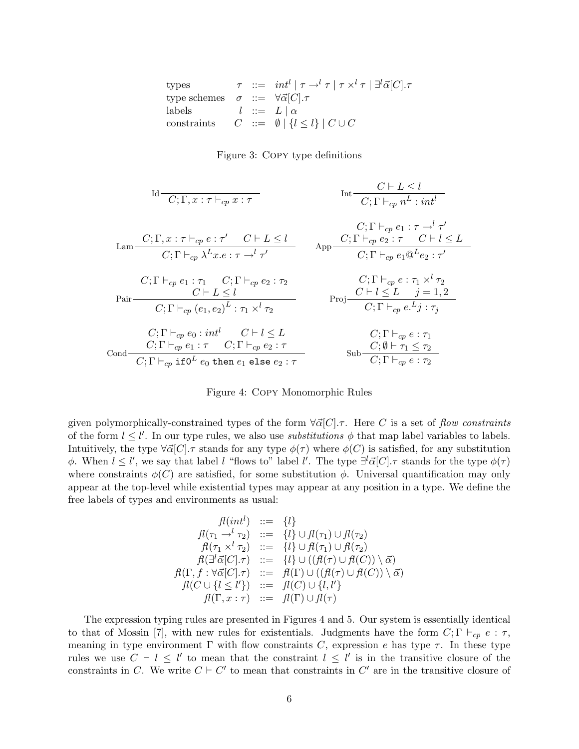$$
\begin{array}{llcl}
\text{types} & \tau & ::= & int^l \mid \tau \rightarrow^l \tau \mid \tau \times^l \tau \mid \exists^l \vec{\alpha}[C].\tau \\
\text{type schemes} & \sigma & ::= & \forall \vec{\alpha}[C].\tau \\
\text{labels} & l & ::= & L \mid \alpha \\
\text{constraints} & C & ::= & \emptyset \mid \{l \leq l\} \mid C \cup C
\end{array}
$$

Figure 3: COPY type definitions

$$
\text{Id}\;\frac{}{C;\Gamma, x:\tau \vdash_{cp} x : \tau}
\qquad
\text{Int}\;\frac{C \vdash L \leq l}{C;\Gamma \vdash_{cp} n^L : int^l}
$$

$$
\text{Lam}\;\frac{C;\Gamma, x:\tau \vdash_{cp} e : \tau' \qquad C \vdash L \leq l}{C;\Gamma \vdash_{cp} \lambda^L x.e : \tau \rightarrow^l \tau'}
\qquad
\text{App}\;\frac{\begin{array}{c}C;\Gamma \vdash_{cp} e_1 : \tau \rightarrow^l \tau' \\ C;\Gamma \vdash_{cp} e_2 : \tau \qquad C \vdash l \leq L\end{array}}{C;\Gamma \vdash_{cp} e_1 @^L e_2 : \tau'}
$$

$$
\text{Pair}\;\frac{\begin{array}{c}C;\Gamma \vdash_{cp} e_1 : \tau_1 \qquad C;\Gamma \vdash_{cp} e_2 : \tau_2 \\ C \vdash L \leq l\end{array}}{C;\Gamma \vdash_{cp} (e_1, e_2)^L : \tau_1 \times^l \tau_2}
\qquad
\text{Proj}\;\frac{\begin{array}{c}C;\Gamma \vdash_{cp} e : \tau_1 \times^l \tau_2 \\ C \vdash l \leq L \qquad j = 1,2\end{array}}{C;\Gamma \vdash_{cp} e.^L j : \tau_j}
$$

$$
\text{Cond}\;\frac{\begin{array}{c}C;\Gamma \vdash_{cp} e_0 : int^l \qquad C \vdash l \leq L \\ C;\Gamma \vdash_{cp} e_1 : \tau \qquad C;\Gamma \vdash_{cp} e_2 : \tau\end{array}}{C;\Gamma \vdash_{cp} \texttt{if0}^L\ e_0\ \texttt{then}\ e_1\ \texttt{else}\ e_2 : \tau}
\qquad
\text{Sub}\;\frac{\begin{array}{c}C;\Gamma \vdash_{cp} e : \tau_1 \\ C;\emptyset \vdash \tau_1 \leq \tau_2\end{array}}{C;\Gamma \vdash_{cp} e : \tau_2}
$$

Figure 4: COPY Monomorphic Rules

given polymorphically-constrained types of the form $\forall \vec{\alpha}[C].\tau$. Here $C$ is a set of *flow constraints* of the form $l \leq l'$. In our type rules, we also use *substitutions* $\phi$ that map label variables to labels. Intuitively, the type $\forall \vec{\alpha}[C].\tau$ stands for any type $\phi(\tau)$ where $\phi(C)$ is satisfied, for any substitution $\phi$. When $l \leq l'$, we say that label $l$ "flows to" label $l'$. The type $\exists^l \vec{\alpha}[C].\tau$ stands for the type $\phi(\tau)$ where constraints $\phi(C)$ are satisfied, for some substitution $\phi$. Universal quantification may only appear at the top-level while existential types may appear at any position in a type. We define the free labels of types and environments as usual:

$$
\begin{array}{rcl}
fl(int^l) & ::= & \{l\} \\
fl(\tau_1 \rightarrow^l \tau_2) & ::= & \{l\} \cup fl(\tau_1) \cup fl(\tau_2) \\
fl(\tau_1 \times^l \tau_2) & ::= & \{l\} \cup fl(\tau_1) \cup fl(\tau_2) \\
fl(\exists^l \vec{\alpha}[C].\tau) & ::= & \{l\} \cup ((fl(\tau) \cup fl(C)) \setminus \vec{\alpha}) \\
fl(\Gamma, f : \forall \vec{\alpha}[C].\tau) & ::= & fl(\Gamma) \cup ((fl(\tau) \cup fl(C)) \setminus \vec{\alpha}) \\
fl(C \cup \{l \leq l'\}) & ::= & fl(C) \cup \{l, l'\} \\
fl(\Gamma, x : \tau) & ::= & fl(\Gamma) \cup fl(\tau)
\end{array}
$$

The expression typing rules are presented in Figures 4 and 5. Our system is essentially identical to that of Mossin [7], with new rules for existentials. Judgments have the form $C; \Gamma \vdash_{cp} e : \tau$, meaning in type environment $\Gamma$ with flow constraints $C$, expression $e$ has type $\tau$. In these type rules we use $C \vdash l \leq l'$ to mean that the constraint $l \leq l'$ is in the transitive closure of the constraints in $C$. We write $C \vdash C'$ to mean that constraints in $C'$ are in the transitive closure of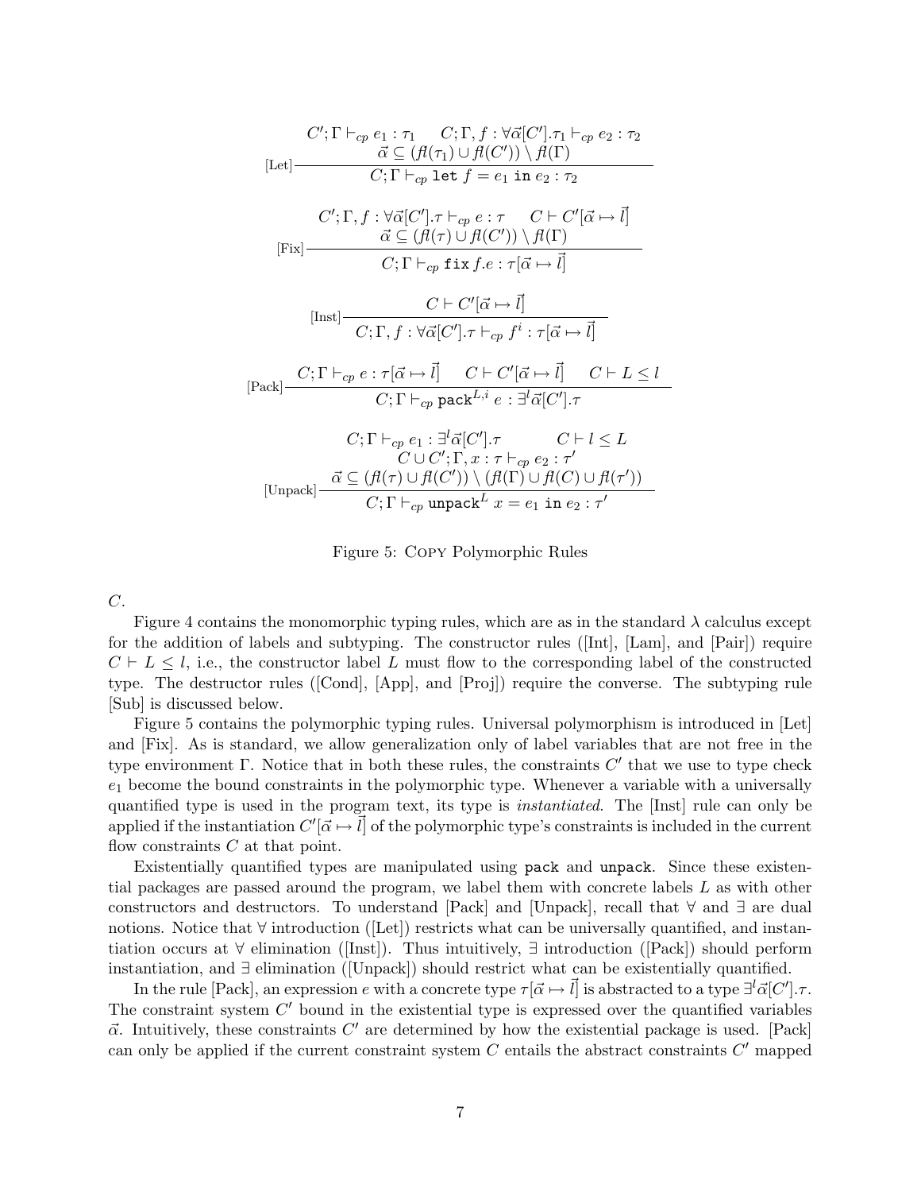$$
\text{[Let]}\;\frac{C';\Gamma \vdash_{cp} e_1 : \tau_1 \qquad C;\Gamma, f : \forall\vec{\alpha}[C'].\tau_1 \vdash_{cp} e_2 : \tau_2 \qquad \vec{\alpha} \subseteq (\mathit{fl}(\tau_1) \cup \mathit{fl}(C')) \setminus \mathit{fl}(\Gamma)}{C;\Gamma \vdash_{cp} \texttt{let}\ f = e_1\ \texttt{in}\ e_2 : \tau_2}
$$

$$
\text{[Fix]}\;\frac{C';\Gamma, f : \forall\vec{\alpha}[C'].\tau \vdash_{cp} e : \tau \qquad C \vdash C'[\vec{\alpha} \mapsto \vec{l}] \qquad \vec{\alpha} \subseteq (\mathit{fl}(\tau) \cup \mathit{fl}(C')) \setminus \mathit{fl}(\Gamma)}{C;\Gamma \vdash_{cp} \texttt{fix}\, f.e : \tau[\vec{\alpha} \mapsto \vec{l}]}
$$

$$
\text{[Inst]}\;\frac{C \vdash C'[\vec{\alpha} \mapsto \vec{l}]}{C;\Gamma, f : \forall\vec{\alpha}[C'].\tau \vdash_{cp} f^i : \tau[\vec{\alpha} \mapsto \vec{l}]}
$$

$$
\text{[Pack]}\;\frac{C;\Gamma \vdash_{cp} e : \tau[\vec{\alpha} \mapsto \vec{l}] \qquad C \vdash C'[\vec{\alpha} \mapsto \vec{l}] \qquad C \vdash L \le l}{C;\Gamma \vdash_{cp} \texttt{pack}^{L,i}\ e : \exists^l\vec{\alpha}[C'].\tau}
$$

$$
\text{[Unpack]}\;\frac{C;\Gamma \vdash_{cp} e_1 : \exists^l\vec{\alpha}[C'].\tau \qquad C \vdash l \le L \qquad C \cup C';\Gamma, x : \tau \vdash_{cp} e_2 : \tau' \qquad \vec{\alpha} \subseteq (\mathit{fl}(\tau) \cup \mathit{fl}(C')) \setminus (\mathit{fl}(\Gamma) \cup \mathit{fl}(C) \cup \mathit{fl}(\tau'))}{C;\Gamma \vdash_{cp} \texttt{unpack}^L\ x = e_1\ \texttt{in}\ e_2 : \tau'}
$$

Figure 5: Copy Polymorphic Rules

$C$.

Figure 4 contains the monomorphic typing rules, which are as in the standard $\lambda$ calculus except for the addition of labels and subtyping. The constructor rules ([Int], [Lam], and [Pair]) require $C \vdash L \le l$, i.e., the constructor label $L$ must flow to the corresponding label of the constructed type. The destructor rules ([Cond], [App], and [Proj]) require the converse. The subtyping rule [Sub] is discussed below.

Figure 5 contains the polymorphic typing rules. Universal polymorphism is introduced in [Let] and [Fix]. As is standard, we allow generalization only of label variables that are not free in the type environment $\Gamma$. Notice that in both these rules, the constraints $C'$ that we use to type check $e_1$ become the bound constraints in the polymorphic type. Whenever a variable with a universally quantified type is used in the program text, its type is *instantiated*. The [Inst] rule can only be applied if the instantiation $C'[\vec{\alpha} \mapsto \vec{l}]$ of the polymorphic type's constraints is included in the current flow constraints $C$ at that point.

Existentially quantified types are manipulated using `pack` and `unpack`. Since these existential packages are passed around the program, we label them with concrete labels $L$ as with other constructors and destructors. To understand [Pack] and [Unpack], recall that $\forall$ and $\exists$ are dual notions. Notice that $\forall$ introduction ([Let]) restricts what can be universally quantified, and instantiation occurs at $\forall$ elimination ([Inst]). Thus intuitively, $\exists$ introduction ([Pack]) should perform instantiation, and $\exists$ elimination ([Unpack]) should restrict what can be existentially quantified.

In the rule [Pack], an expression $e$ with a concrete type $\tau[\vec{\alpha} \mapsto \vec{l}]$ is abstracted to a type $\exists^l\vec{\alpha}[C'].\tau$. The constraint system $C'$ bound in the existential type is expressed over the quantified variables $\vec{\alpha}$. Intuitively, these constraints $C'$ are determined by how the existential package is used. [Pack] can only be applied if the current constraint system $C$ entails the abstract constraints $C'$ mapped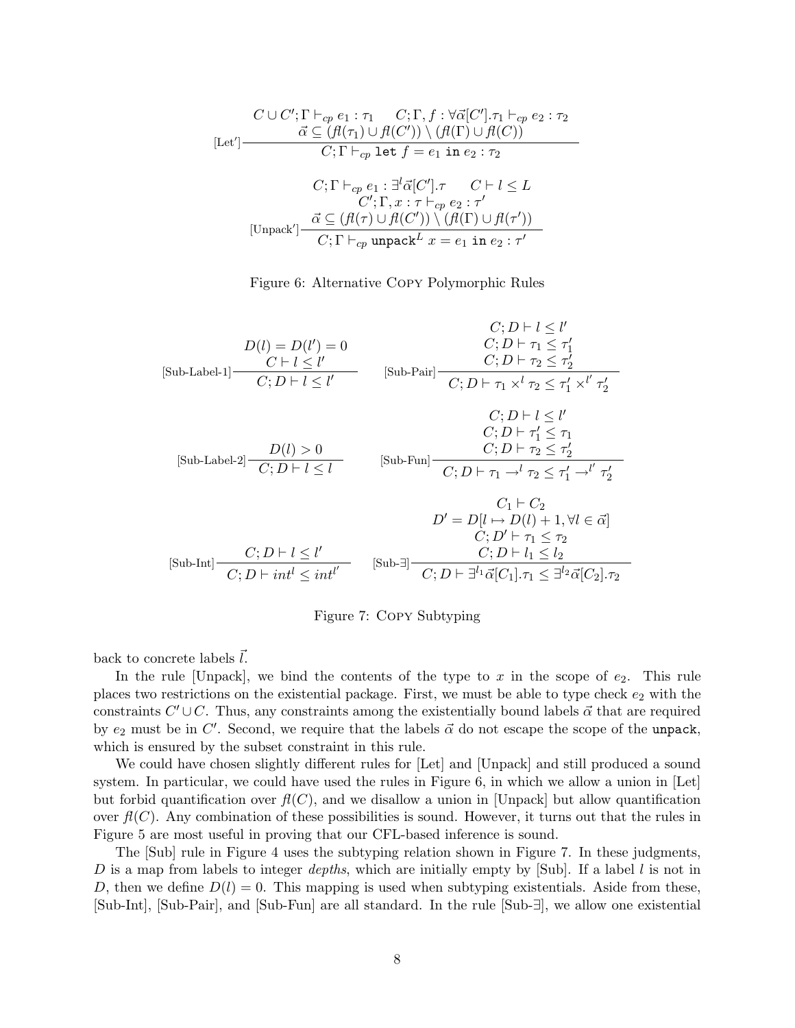$$
[\text{Let}']\;\frac{\begin{array}{c} C \cup C'; \Gamma \vdash_{cp} e_1 : \tau_1 \qquad C; \Gamma, f : \forall\vec{\alpha}[C'].\tau_1 \vdash_{cp} e_2 : \tau_2 \\ \vec{\alpha} \subseteq (fl(\tau_1) \cup fl(C')) \setminus (fl(\Gamma) \cup fl(C)) \end{array}}{C; \Gamma \vdash_{cp} \texttt{let } f = e_1 \texttt{ in } e_2 : \tau_2}
$$

$$
[\text{Unpack}']\;\frac{\begin{array}{c} C; \Gamma \vdash_{cp} e_1 : \exists^l \vec{\alpha}[C'].\tau \qquad C \vdash l \leq L \\ C'; \Gamma, x : \tau \vdash_{cp} e_2 : \tau' \\ \vec{\alpha} \subseteq (fl(\tau) \cup fl(C')) \setminus (fl(\Gamma) \cup fl(\tau')) \end{array}}{C; \Gamma \vdash_{cp} \texttt{unpack}^L\; x = e_1 \texttt{ in } e_2 : \tau'}
$$

Figure 6: Alternative COPY Polymorphic Rules

$$
[\text{Sub-Label-1}]\;\frac{\begin{array}{c} D(l) = D(l') = 0 \\ C \vdash l \leq l' \end{array}}{C; D \vdash l \leq l'}
\qquad
[\text{Sub-Pair}]\;\frac{\begin{array}{c} C; D \vdash l \leq l' \\ C; D \vdash \tau_1 \leq \tau_1' \\ C; D \vdash \tau_2 \leq \tau_2' \end{array}}{C; D \vdash \tau_1 \times^l \tau_2 \leq \tau_1' \times^{l'} \tau_2'}
$$

$$
[\text{Sub-Label-2}]\;\frac{D(l) > 0}{C; D \vdash l \leq l}
\qquad
[\text{Sub-Fun}]\;\frac{\begin{array}{c} C; D \vdash l \leq l' \\ C; D \vdash \tau_1' \leq \tau_1 \\ C; D \vdash \tau_2 \leq \tau_2' \end{array}}{C; D \vdash \tau_1 \rightarrow^l \tau_2 \leq \tau_1' \rightarrow^{l'} \tau_2'}
$$

$$
[\text{Sub-Int}]\;\frac{C; D \vdash l \leq l'}{C; D \vdash int^l \leq int^{l'}}
\qquad
[\text{Sub-}\exists]\;\frac{\begin{array}{c} C_1 \vdash C_2 \\ D' = D[l \mapsto D(l) + 1, \forall l \in \vec{\alpha}] \\ C; D' \vdash \tau_1 \leq \tau_2 \\ C; D \vdash l_1 \leq l_2 \end{array}}{C; D \vdash \exists^{l_1}\vec{\alpha}[C_1].\tau_1 \leq \exists^{l_2}\vec{\alpha}[C_2].\tau_2}
$$

Figure 7: COPY Subtyping

back to concrete labels $\vec{l}$.

In the rule [Unpack], we bind the contents of the type to $x$ in the scope of $e_2$. This rule places two restrictions on the existential package. First, we must be able to type check $e_2$ with the constraints $C' \cup C$. Thus, any constraints among the existentially bound labels $\vec{\alpha}$ that are required by $e_2$ must be in $C'$. Second, we require that the labels $\vec{\alpha}$ do not escape the scope of the `unpack`, which is ensured by the subset constraint in this rule.

We could have chosen slightly different rules for [Let] and [Unpack] and still produced a sound system. In particular, we could have used the rules in Figure 6, in which we allow a union in [Let] but forbid quantification over $fl(C)$, and we disallow a union in [Unpack] but allow quantification over $fl(C)$. Any combination of these possibilities is sound. However, it turns out that the rules in Figure 5 are most useful in proving that our CFL-based inference is sound.

The [Sub] rule in Figure 4 uses the subtyping relation shown in Figure 7. In these judgments, $D$ is a map from labels to integer *depths*, which are initially empty by [Sub]. If a label $l$ is not in $D$, then we define $D(l) = 0$. This mapping is used when subtyping existentials. Aside from these, [Sub-Int], [Sub-Pair], and [Sub-Fun] are all standard. In the rule [Sub-$\exists$], we allow one existential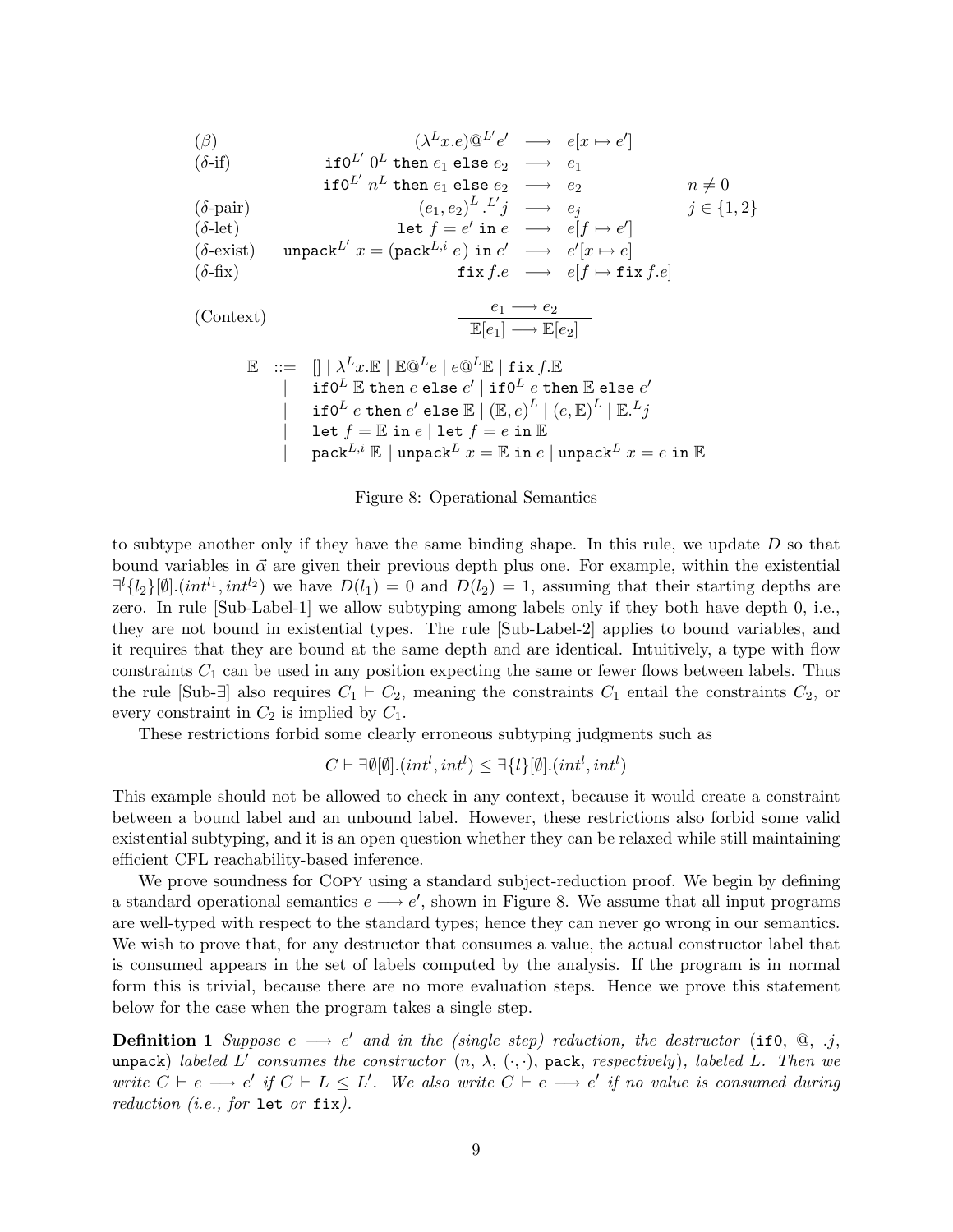$$
\begin{array}{llcll}
(\beta) & (\lambda^L x.e) @^{L'} e' & \longrightarrow & e[x \mapsto e'] & \\
(\delta\text{-if}) & \texttt{if0}^{L'}\ 0^L\ \texttt{then}\ e_1\ \texttt{else}\ e_2 & \longrightarrow & e_1 & \\
 & \texttt{if0}^{L'}\ n^L\ \texttt{then}\ e_1\ \texttt{else}\ e_2 & \longrightarrow & e_2 & n \neq 0 \\
(\delta\text{-pair}) & (e_1, e_2)^L .^{L'} j & \longrightarrow & e_j & j \in \{1, 2\} \\
(\delta\text{-let}) & \texttt{let}\ f = e'\ \texttt{in}\ e & \longrightarrow & e[f \mapsto e'] & \\
(\delta\text{-exist}) & \texttt{unpack}^{L'}\ x = (\texttt{pack}^{L,i}\ e)\ \texttt{in}\ e' & \longrightarrow & e'[x \mapsto e] & \\
(\delta\text{-fix}) & \texttt{fix}\, f.e & \longrightarrow & e[f \mapsto \texttt{fix}\, f.e] &
\end{array}
$$

$$
(\text{Context}) \qquad \frac{e_1 \longrightarrow e_2}{\mathbb{E}[e_1] \longrightarrow \mathbb{E}[e_2]}
$$

$$
\begin{array}{lcl}
\mathbb{E} & ::= & [] \mid \lambda^L x.\mathbb{E} \mid \mathbb{E} @^L e \mid e @^L \mathbb{E} \mid \texttt{fix}\, f.\mathbb{E} \\
 & \mid & \texttt{if0}^L\ \mathbb{E}\ \texttt{then}\ e\ \texttt{else}\ e' \mid \texttt{if0}^L\ e\ \texttt{then}\ \mathbb{E}\ \texttt{else}\ e' \\
 & \mid & \texttt{if0}^L\ e\ \texttt{then}\ e'\ \texttt{else}\ \mathbb{E} \mid (\mathbb{E}, e)^L \mid (e, \mathbb{E})^L \mid \mathbb{E}.^L j \\
 & \mid & \texttt{let}\ f = \mathbb{E}\ \texttt{in}\ e \mid \texttt{let}\ f = e\ \texttt{in}\ \mathbb{E} \\
 & \mid & \texttt{pack}^{L,i}\ \mathbb{E} \mid \texttt{unpack}^L\ x = \mathbb{E}\ \texttt{in}\ e \mid \texttt{unpack}^L\ x = e\ \texttt{in}\ \mathbb{E}
\end{array}
$$

Figure 8: Operational Semantics

to subtype another only if they have the same binding shape. In this rule, we update $D$ so that bound variables in $\vec{\alpha}$ are given their previous depth plus one. For example, within the existential $\exists^l\{l_2\}[\emptyset].(int^{l_1}, int^{l_2})$ we have $D(l_1) = 0$ and $D(l_2) = 1$, assuming that their starting depths are zero. In rule [Sub-Label-1] we allow subtyping among labels only if they both have depth 0, i.e., they are not bound in existential types. The rule [Sub-Label-2] applies to bound variables, and it requires that they are bound at the same depth and are identical. Intuitively, a type with flow constraints $C_1$ can be used in any position expecting the same or fewer flows between labels. Thus the rule [Sub-$\exists$] also requires $C_1 \vdash C_2$, meaning the constraints $C_1$ entail the constraints $C_2$, or every constraint in $C_2$ is implied by $C_1$.

These restrictions forbid some clearly erroneous subtyping judgments such as

$$
C \vdash \exists\emptyset[\emptyset].(int^l, int^l) \leq \exists\{l\}[\emptyset].(int^l, int^l)
$$

This example should not be allowed to check in any context, because it would create a constraint between a bound label and an unbound label. However, these restrictions also forbid some valid existential subtyping, and it is an open question whether they can be relaxed while still maintaining efficient CFL reachability-based inference.

We prove soundness for Copy using a standard subject-reduction proof. We begin by defining a standard operational semantics $e \longrightarrow e'$, shown in Figure 8. We assume that all input programs are well-typed with respect to the standard types; hence they can never go wrong in our semantics. We wish to prove that, for any destructor that consumes a value, the actual constructor label that is consumed appears in the set of labels computed by the analysis. If the program is in normal form this is trivial, because there are no more evaluation steps. Hence we prove this statement below for the case when the program takes a single step.

**Definition 1** *Suppose $e \longrightarrow e'$ and in the (single step) reduction, the destructor (*`if0`*, @, .j,* `unpack`*) labeled $L'$ consumes the constructor ($n$, $\lambda$, $(\cdot,\cdot)$,* `pack`*, respectively), labeled $L$. Then we write $C \vdash e \longrightarrow e'$ if $C \vdash L \leq L'$. We also write $C \vdash e \longrightarrow e'$ if no value is consumed during reduction (i.e., for* `let` *or* `fix`*).*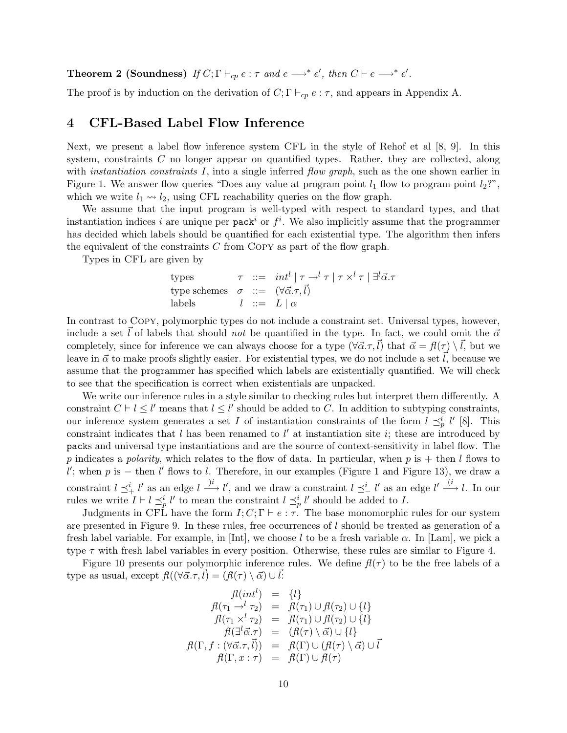**Theorem 2 (Soundness)** *If $C; \Gamma \vdash_{cp} e : \tau$ and $e \longrightarrow^* e'$, then $C \vdash e \longrightarrow^* e'$.*

The proof is by induction on the derivation of $C; \Gamma \vdash_{cp} e : \tau$, and appears in Appendix A.

## 4 CFL-Based Label Flow Inference

Next, we present a label flow inference system CFL in the style of Rehof et al [8, 9]. In this system, constraints $C$ no longer appear on quantified types. Rather, they are collected, along with *instantiation constraints* $I$, into a single inferred *flow graph*, such as the one shown earlier in Figure 1. We answer flow queries "Does any value at program point $l_1$ flow to program point $l_2$?", which we write $l_1 \rightsquigarrow l_2$, using CFL reachability queries on the flow graph.

We assume that the input program is well-typed with respect to standard types, and that instantiation indices $i$ are unique per $\mathtt{pack}^i$ or $f^i$. We also implicitly assume that the programmer has decided which labels should be quantified for each existential type. The algorithm then infers the equivalent of the constraints $C$ from Copy as part of the flow graph.

Types in CFL are given by

$$
\begin{array}{llcl}
\text{types} & \tau & ::= & int^l \mid \tau \rightarrow^l \tau \mid \tau \times^l \tau \mid \exists^l \vec{\alpha}.\tau \\
\text{type schemes} & \sigma & ::= & (\forall \vec{\alpha}.\tau, \vec{l}) \\
\text{labels} & l & ::= & L \mid \alpha
\end{array}
$$

In contrast to Copy, polymorphic types do not include a constraint set. Universal types, however, include a set $\vec{l}$ of labels that should *not* be quantified in the type. In fact, we could omit the $\vec{\alpha}$ completely, since for inference we can always choose for a type $(\forall \vec{\alpha}.\tau, \vec{l})$ that $\vec{\alpha} = \mathit{fl}(\tau) \setminus \vec{l}$, but we leave in $\vec{\alpha}$ to make proofs slightly easier. For existential types, we do not include a set $\vec{l}$, because we assume that the programmer has specified which labels are existentially quantified. We will check to see that the specification is correct when existentials are unpacked.

We write our inference rules in a style similar to checking rules but interpret them differently. A constraint $C \vdash l \leq l'$ means that $l \leq l'$ should be added to $C$. In addition to subtyping constraints, our inference system generates a set $I$ of instantiation constraints of the form $l \preceq^i_p l'$ [8]. This constraint indicates that $l$ has been renamed to $l'$ at instantiation site $i$; these are introduced by packs and universal type instantiations and are the source of context-sensitivity in label flow. The $p$ indicates a *polarity*, which relates to the flow of data. In particular, when $p$ is $+$ then $l$ flows to $l'$; when $p$ is $-$ then $l'$ flows to $l$. Therefore, in our examples (Figure 1 and Figure 13), we draw a constraint $l \preceq^i_+ l'$ as an edge $l \xrightarrow{)_i} l'$, and we draw a constraint $l \preceq^i_- l'$ as an edge $l' \xrightarrow{(_i} l$. In our rules we write $I \vdash l \preceq^i_p l'$ to mean the constraint $l \preceq^i_p l'$ should be added to $I$.

Judgments in CFL have the form $I; C; \Gamma \vdash e : \tau$. The base monomorphic rules for our system are presented in Figure 9. In these rules, free occurrences of $l$ should be treated as generation of a fresh label variable. For example, in [Int], we choose $l$ to be a fresh variable $\alpha$. In [Lam], we pick a type $\tau$ with fresh label variables in every position. Otherwise, these rules are similar to Figure 4.

Figure 10 presents our polymorphic inference rules. We define $\mathit{fl}(\tau)$ to be the free labels of a type as usual, except $\mathit{fl}((\forall \vec{\alpha}.\tau, \vec{l}) = (\mathit{fl}(\tau) \setminus \vec{\alpha}) \cup \vec{l}$:

$$
\begin{array}{rcl}
\mathit{fl}(int^l) & = & \{l\} \\
\mathit{fl}(\tau_1 \rightarrow^l \tau_2) & = & \mathit{fl}(\tau_1) \cup \mathit{fl}(\tau_2) \cup \{l\} \\
\mathit{fl}(\tau_1 \times^l \tau_2) & = & \mathit{fl}(\tau_1) \cup \mathit{fl}(\tau_2) \cup \{l\} \\
\mathit{fl}(\exists^l \vec{\alpha}.\tau) & = & (\mathit{fl}(\tau) \setminus \vec{\alpha}) \cup \{l\} \\
\mathit{fl}(\Gamma, f : (\forall \vec{\alpha}.\tau, \vec{l})) & = & \mathit{fl}(\Gamma) \cup (\mathit{fl}(\tau) \setminus \vec{\alpha}) \cup \vec{l} \\
\mathit{fl}(\Gamma, x : \tau) & = & \mathit{fl}(\Gamma) \cup \mathit{fl}(\tau)
\end{array}
$$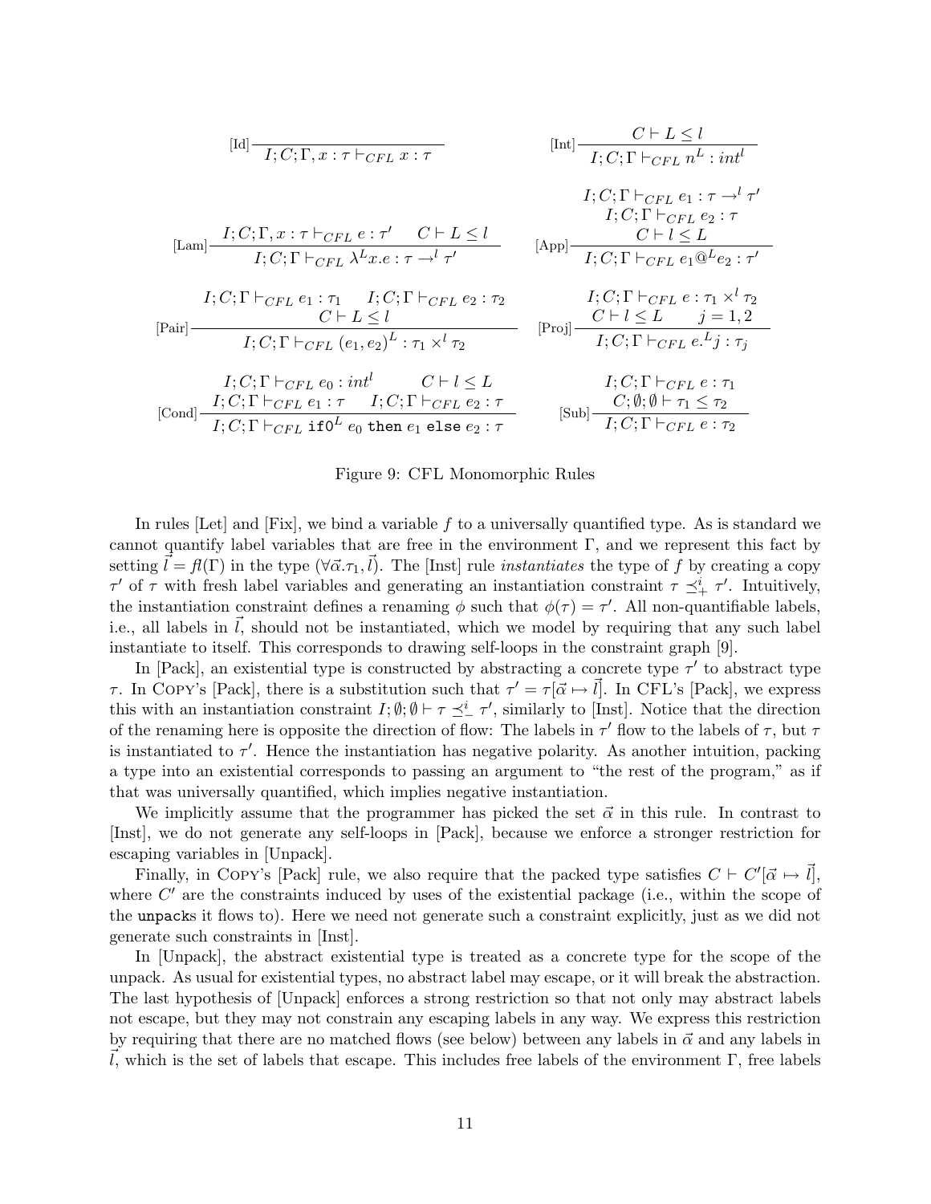$$
[\text{Id}]\;\frac{}{I; C; \Gamma, x : \tau \vdash_{CFL} x : \tau}
\qquad
[\text{Int}]\;\frac{C \vdash L \leq l}{I; C; \Gamma \vdash_{CFL} n^L : int^l}
$$

$$
[\text{Lam}]\;\frac{I; C; \Gamma, x : \tau \vdash_{CFL} e : \tau' \qquad C \vdash L \leq l}{I; C; \Gamma \vdash_{CFL} \lambda^L x.e : \tau \rightarrow^l \tau'}
\qquad
[\text{App}]\;\frac{\begin{array}{c} I; C; \Gamma \vdash_{CFL} e_1 : \tau \rightarrow^l \tau' \\ I; C; \Gamma \vdash_{CFL} e_2 : \tau \\ C \vdash l \leq L \end{array}}{I; C; \Gamma \vdash_{CFL} e_1 @^L e_2 : \tau'}
$$

$$
[\text{Pair}]\;\frac{\begin{array}{c} I; C; \Gamma \vdash_{CFL} e_1 : \tau_1 \qquad I; C; \Gamma \vdash_{CFL} e_2 : \tau_2 \\ C \vdash L \leq l \end{array}}{I; C; \Gamma \vdash_{CFL} (e_1, e_2)^L : \tau_1 \times^l \tau_2}
\qquad
[\text{Proj}]\;\frac{\begin{array}{c} I; C; \Gamma \vdash_{CFL} e : \tau_1 \times^l \tau_2 \\ C \vdash l \leq L \qquad j = 1, 2 \end{array}}{I; C; \Gamma \vdash_{CFL} e.^L j : \tau_j}
$$

$$
[\text{Cond}]\;\frac{\begin{array}{c} I; C; \Gamma \vdash_{CFL} e_0 : int^l \qquad C \vdash l \leq L \\ I; C; \Gamma \vdash_{CFL} e_1 : \tau \qquad I; C; \Gamma \vdash_{CFL} e_2 : \tau \end{array}}{I; C; \Gamma \vdash_{CFL} \texttt{if0}^L\ e_0\ \texttt{then}\ e_1\ \texttt{else}\ e_2 : \tau}
\qquad
[\text{Sub}]\;\frac{\begin{array}{c} I; C; \Gamma \vdash_{CFL} e : \tau_1 \\ C; \emptyset; \emptyset \vdash \tau_1 \leq \tau_2 \end{array}}{I; C; \Gamma \vdash_{CFL} e : \tau_2}
$$

Figure 9: CFL Monomorphic Rules

In rules [Let] and [Fix], we bind a variable $f$ to a universally quantified type. As is standard we cannot quantify label variables that are free in the environment $\Gamma$, and we represent this fact by setting $\vec{l} = fl(\Gamma)$ in the type $(\forall \vec{\alpha}.\tau_1, \vec{l})$. The [Inst] rule *instantiates* the type of $f$ by creating a copy $\tau'$ of $\tau$ with fresh label variables and generating an instantiation constraint $\tau \preceq^i_+ \tau'$. Intuitively, the instantiation constraint defines a renaming $\phi$ such that $\phi(\tau) = \tau'$. All non-quantifiable labels, i.e., all labels in $\vec{l}$, should not be instantiated, which we model by requiring that any such label instantiate to itself. This corresponds to drawing self-loops in the constraint graph [9].

In [Pack], an existential type is constructed by abstracting a concrete type $\tau'$ to abstract type $\tau$. In Copy's [Pack], there is a substitution such that $\tau' = \tau[\vec{\alpha} \mapsto \vec{l}]$. In CFL's [Pack], we express this with an instantiation constraint $I; \emptyset; \emptyset \vdash \tau \preceq^i_- \tau'$, similarly to [Inst]. Notice that the direction of the renaming here is opposite the direction of flow: The labels in $\tau'$ flow to the labels of $\tau$, but $\tau$ is instantiated to $\tau'$. Hence the instantiation has negative polarity. As another intuition, packing a type into an existential corresponds to passing an argument to "the rest of the program," as if that was universally quantified, which implies negative instantiation.

We implicitly assume that the programmer has picked the set $\vec{\alpha}$ in this rule. In contrast to [Inst], we do not generate any self-loops in [Pack], because we enforce a stronger restriction for escaping variables in [Unpack].

Finally, in Copy's [Pack] rule, we also require that the packed type satisfies $C \vdash C'[\vec{\alpha} \mapsto \vec{l}]$, where $C'$ are the constraints induced by uses of the existential package (i.e., within the scope of the `unpack`s it flows to). Here we need not generate such a constraint explicitly, just as we did not generate such constraints in [Inst].

In [Unpack], the abstract existential type is treated as a concrete type for the scope of the unpack. As usual for existential types, no abstract label may escape, or it will break the abstraction. The last hypothesis of [Unpack] enforces a strong restriction so that not only may abstract labels not escape, but they may not constrain any escaping labels in any way. We express this restriction by requiring that there are no matched flows (see below) between any labels in $\vec{\alpha}$ and any labels in $\vec{l}$, which is the set of labels that escape. This includes free labels of the environment $\Gamma$, free labels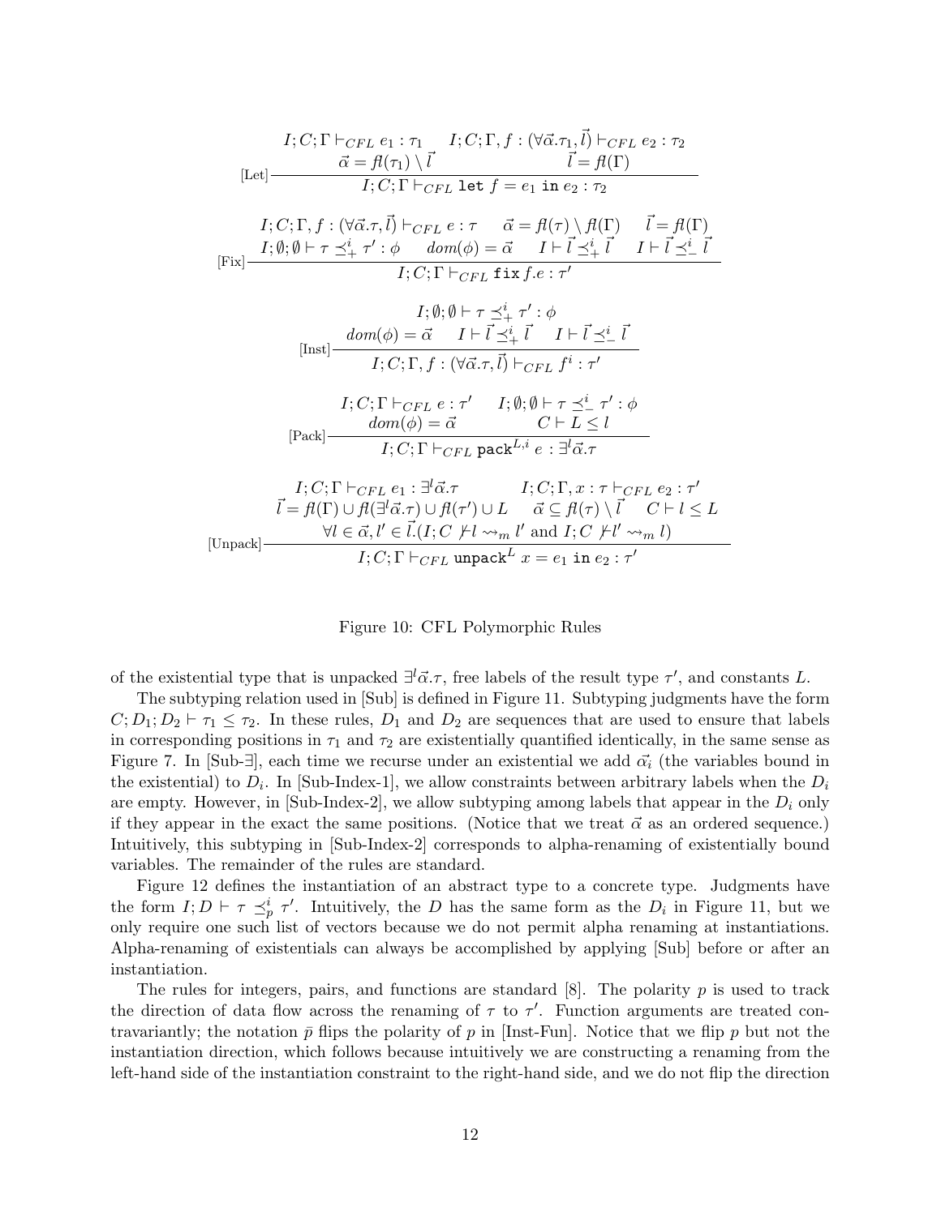$$
\text{[Let]}\ \frac{\begin{array}{cc} I;C;\Gamma \vdash_{CFL} e_1 : \tau_1 & I;C;\Gamma, f : (\forall \vec{\alpha}.\tau_1, \vec{l}) \vdash_{CFL} e_2 : \tau_2 \\ \vec{\alpha} = \mathit{fl}(\tau_1) \setminus \vec{l} & \vec{l} = \mathit{fl}(\Gamma) \end{array}}{I;C;\Gamma \vdash_{CFL} \texttt{let}\ f = e_1\ \texttt{in}\ e_2 : \tau_2}
$$

$$
\text{[Fix]}\ \frac{\begin{array}{ccc} I;C;\Gamma, f : (\forall \vec{\alpha}.\tau, \vec{l}) \vdash_{CFL} e : \tau & \vec{\alpha} = \mathit{fl}(\tau) \setminus \mathit{fl}(\Gamma) & \vec{l} = \mathit{fl}(\Gamma) \\ I;\emptyset;\emptyset \vdash \tau \preceq^i_+ \tau' : \phi & dom(\phi) = \vec{\alpha} \quad I \vdash \vec{l} \preceq^i_+ \vec{l} & I \vdash \vec{l} \preceq^i_- \vec{l} \end{array}}{I;C;\Gamma \vdash_{CFL} \texttt{fix}\, f.e : \tau'}
$$

$$
\text{[Inst]}\ \frac{\begin{array}{c} I;\emptyset;\emptyset \vdash \tau \preceq^i_+ \tau' : \phi \\ dom(\phi) = \vec{\alpha} \quad I \vdash \vec{l} \preceq^i_+ \vec{l} \quad I \vdash \vec{l} \preceq^i_- \vec{l} \end{array}}{I;C;\Gamma, f : (\forall \vec{\alpha}.\tau, \vec{l}) \vdash_{CFL} f^i : \tau'}
$$

$$
\text{[Pack]}\ \frac{\begin{array}{cc} I;C;\Gamma \vdash_{CFL} e : \tau' & I;\emptyset;\emptyset \vdash \tau \preceq^i_- \tau' : \phi \\ dom(\phi) = \vec{\alpha} & C \vdash L \leq l \end{array}}{I;C;\Gamma \vdash_{CFL} \texttt{pack}^{L,i}\ e : \exists^l \vec{\alpha}.\tau}
$$

$$
\text{[Unpack]}\ \frac{\begin{array}{c} I;C;\Gamma \vdash_{CFL} e_1 : \exists^l \vec{\alpha}.\tau \qquad I;C;\Gamma, x : \tau \vdash_{CFL} e_2 : \tau' \\ \vec{l} = \mathit{fl}(\Gamma) \cup \mathit{fl}(\exists^l \vec{\alpha}.\tau) \cup \mathit{fl}(\tau') \cup L \quad \vec{\alpha} \subseteq \mathit{fl}(\tau) \setminus \vec{l} \quad C \vdash l \leq L \\ \forall l \in \vec{\alpha}, l' \in \vec{l}.(I;C \not\vdash l \rightsquigarrow_m l' \text{ and } I;C \not\vdash l' \rightsquigarrow_m l) \end{array}}{I;C;\Gamma \vdash_{CFL} \texttt{unpack}^L\ x = e_1\ \texttt{in}\ e_2 : \tau'}
$$

Figure 10: CFL Polymorphic Rules

of the existential type that is unpacked $\exists^l \vec{\alpha}.\tau$, free labels of the result type $\tau'$, and constants $L$.

The subtyping relation used in [Sub] is defined in Figure 11. Subtyping judgments have the form $C; D_1; D_2 \vdash \tau_1 \leq \tau_2$. In these rules, $D_1$ and $D_2$ are sequences that are used to ensure that labels in corresponding positions in $\tau_1$ and $\tau_2$ are existentially quantified identically, in the same sense as Figure 7. In [Sub-$\exists$], each time we recurse under an existential we add $\vec{\alpha_i}$ (the variables bound in the existential) to $D_i$. In [Sub-Index-1], we allow constraints between arbitrary labels when the $D_i$ are empty. However, in [Sub-Index-2], we allow subtyping among labels that appear in the $D_i$ only if they appear in the exact the same positions. (Notice that we treat $\vec{\alpha}$ as an ordered sequence.) Intuitively, this subtyping in [Sub-Index-2] corresponds to alpha-renaming of existentially bound variables. The remainder of the rules are standard.

Figure 12 defines the instantiation of an abstract type to a concrete type. Judgments have the form $I; D \vdash \tau \preceq^i_p \tau'$. Intuitively, the $D$ has the same form as the $D_i$ in Figure 11, but we only require one such list of vectors because we do not permit alpha renaming at instantiations. Alpha-renaming of existentials can always be accomplished by applying [Sub] before or after an instantiation.

The rules for integers, pairs, and functions are standard [8]. The polarity $p$ is used to track the direction of data flow across the renaming of $\tau$ to $\tau'$. Function arguments are treated contravariantly; the notation $\bar{p}$ flips the polarity of $p$ in [Inst-Fun]. Notice that we flip $p$ but not the instantiation direction, which follows because intuitively we are constructing a renaming from the left-hand side of the instantiation constraint to the right-hand side, and we do not flip the direction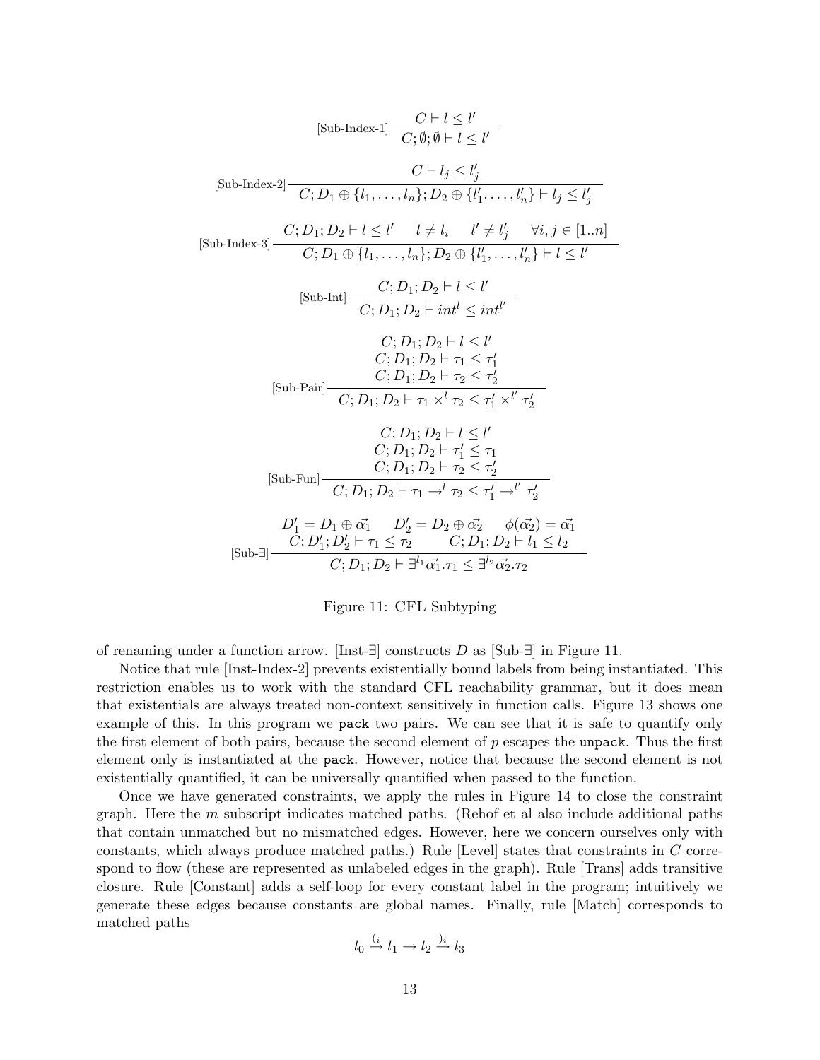$$[\text{Sub-Index-1}]\ \frac{C \vdash l \leq l'}{C; \emptyset; \emptyset \vdash l \leq l'}$$

$$[\text{Sub-Index-2}]\ \frac{C \vdash l_j \leq l'_j}{C; D_1 \oplus \{l_1, \ldots, l_n\}; D_2 \oplus \{l'_1, \ldots, l'_n\} \vdash l_j \leq l'_j}$$

$$[\text{Sub-Index-3}]\ \frac{C; D_1; D_2 \vdash l \leq l' \quad l \neq l_i \quad l' \neq l'_j \quad \forall i, j \in [1..n]}{C; D_1 \oplus \{l_1, \ldots, l_n\}; D_2 \oplus \{l'_1, \ldots, l'_n\} \vdash l \leq l'}$$

$$[\text{Sub-Int}]\ \frac{C; D_1; D_2 \vdash l \leq l'}{C; D_1; D_2 \vdash int^l \leq int^{l'}}$$

$$[\text{Sub-Pair}]\ \frac{\begin{array}{c} C; D_1; D_2 \vdash l \leq l' \\ C; D_1; D_2 \vdash \tau_1 \leq \tau'_1 \\ C; D_1; D_2 \vdash \tau_2 \leq \tau'_2 \end{array}}{C; D_1; D_2 \vdash \tau_1 \times^l \tau_2 \leq \tau'_1 \times^{l'} \tau'_2}$$

$$[\text{Sub-Fun}]\ \frac{\begin{array}{c} C; D_1; D_2 \vdash l \leq l' \\ C; D_1; D_2 \vdash \tau'_1 \leq \tau_1 \\ C; D_1; D_2 \vdash \tau_2 \leq \tau'_2 \end{array}}{C; D_1; D_2 \vdash \tau_1 \rightarrow^l \tau_2 \leq \tau'_1 \rightarrow^{l'} \tau'_2}$$

$$[\text{Sub-}\exists]\ \frac{\begin{array}{c} D'_1 = D_1 \oplus \vec{\alpha_1} \quad D'_2 = D_2 \oplus \vec{\alpha_2} \quad \phi(\vec{\alpha_2}) = \vec{\alpha_1} \\ C; D'_1; D'_2 \vdash \tau_1 \leq \tau_2 \qquad C; D_1; D_2 \vdash l_1 \leq l_2 \end{array}}{C; D_1; D_2 \vdash \exists^{l_1} \vec{\alpha_1}.\tau_1 \leq \exists^{l_2} \vec{\alpha_2}.\tau_2}$$

Figure 11: CFL Subtyping

of renaming under a function arrow. [Inst-∃] constructs $D$ as [Sub-∃] in Figure 11.

Notice that rule [Inst-Index-2] prevents existentially bound labels from being instantiated. This restriction enables us to work with the standard CFL reachability grammar, but it does mean that existentials are always treated non-context sensitively in function calls. Figure 13 shows one example of this. In this program we `pack` two pairs. We can see that it is safe to quantify only the first element of both pairs, because the second element of $p$ escapes the `unpack`. Thus the first element only is instantiated at the `pack`. However, notice that because the second element is not existentially quantified, it can be universally quantified when passed to the function.

Once we have generated constraints, we apply the rules in Figure 14 to close the constraint graph. Here the $m$ subscript indicates matched paths. (Rehof et al also include additional paths that contain unmatched but no mismatched edges. However, here we concern ourselves only with constants, which always produce matched paths.) Rule [Level] states that constraints in $C$ correspond to flow (these are represented as unlabeled edges in the graph). Rule [Trans] adds transitive closure. Rule [Constant] adds a self-loop for every constant label in the program; intuitively we generate these edges because constants are global names. Finally, rule [Match] corresponds to matched paths

$$l_0 \xrightarrow{(_i} l_1 \rightarrow l_2 \xrightarrow{)_i} l_3$$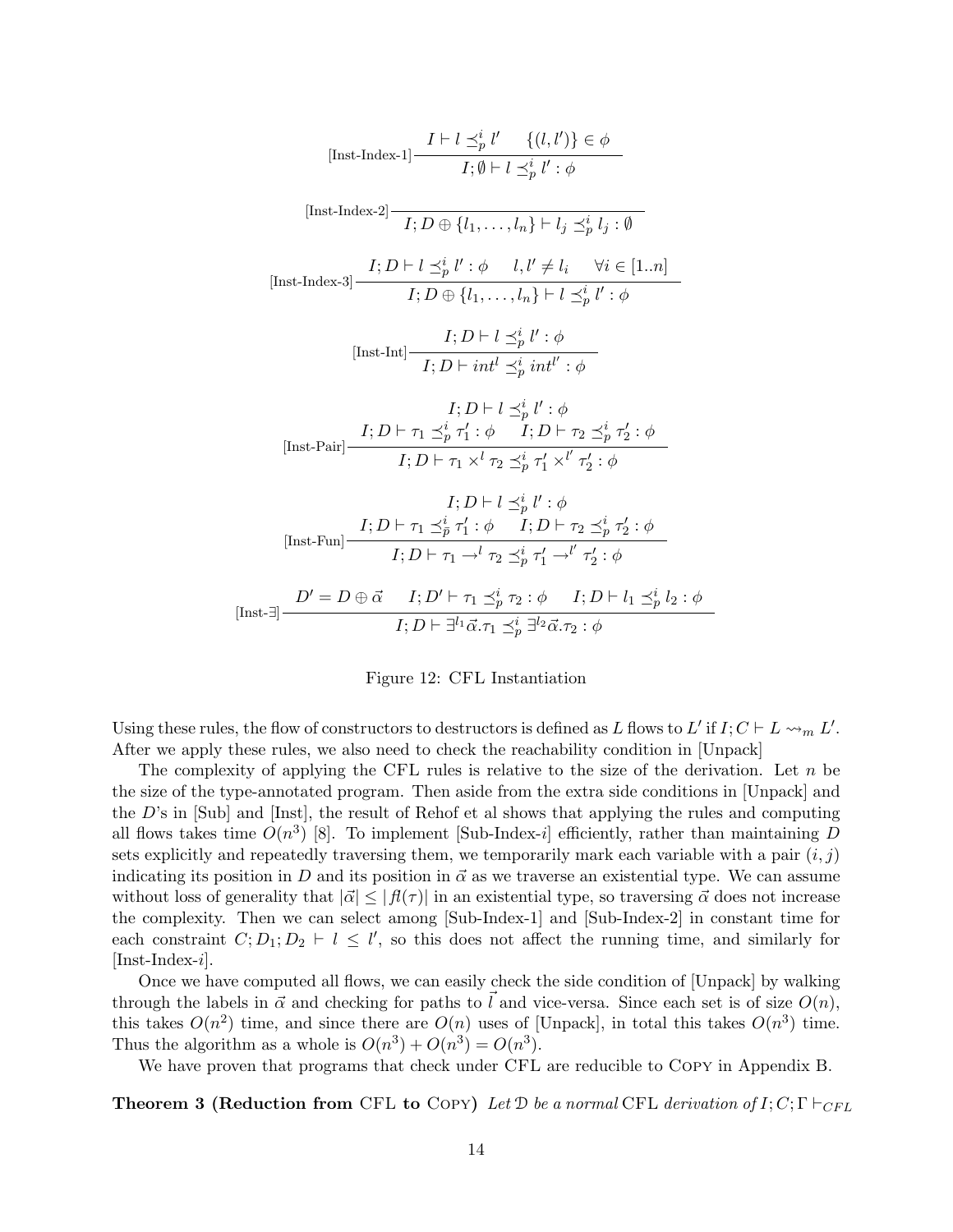$$\text{[Inst-Index-1]}\frac{I \vdash l \preceq_p^i l' \quad \{(l,l')\} \in \phi}{I;\emptyset \vdash l \preceq_p^i l' : \phi}$$

$$\text{[Inst-Index-2]}\frac{}{I; D \oplus \{l_1,\ldots,l_n\} \vdash l_j \preceq_p^i l_j : \emptyset}$$

$$\text{[Inst-Index-3]}\frac{I; D \vdash l \preceq_p^i l' : \phi \quad l, l' \neq l_i \quad \forall i \in [1..n]}{I; D \oplus \{l_1,\ldots,l_n\} \vdash l \preceq_p^i l' : \phi}$$

$$\text{[Inst-Int]}\frac{I; D \vdash l \preceq_p^i l' : \phi}{I; D \vdash int^l \preceq_p^i int^{l'} : \phi}$$

$$\text{[Inst-Pair]}\frac{\begin{array}{c}I; D \vdash l \preceq_p^i l' : \phi \\ I; D \vdash \tau_1 \preceq_p^i \tau_1' : \phi \quad I; D \vdash \tau_2 \preceq_p^i \tau_2' : \phi\end{array}}{I; D \vdash \tau_1 \times^l \tau_2 \preceq_p^i \tau_1' \times^{l'} \tau_2' : \phi}$$

$$\text{[Inst-Fun]}\frac{\begin{array}{c}I; D \vdash l \preceq_p^i l' : \phi \\ I; D \vdash \tau_1 \preceq_{\bar{p}}^i \tau_1' : \phi \quad I; D \vdash \tau_2 \preceq_p^i \tau_2' : \phi\end{array}}{I; D \vdash \tau_1 \rightarrow^l \tau_2 \preceq_p^i \tau_1' \rightarrow^{l'} \tau_2' : \phi}$$

$$\text{[Inst-}\exists\text{]}\frac{D' = D \oplus \vec{\alpha} \quad I; D' \vdash \tau_1 \preceq_p^i \tau_2 : \phi \quad I; D \vdash l_1 \preceq_p^i l_2 : \phi}{I; D \vdash \exists^{l_1}\vec{\alpha}.\tau_1 \preceq_p^i \exists^{l_2}\vec{\alpha}.\tau_2 : \phi}$$

Figure 12: CFL Instantiation

Using these rules, the flow of constructors to destructors is defined as $L$ flows to $L'$ if $I; C \vdash L \rightsquigarrow_m L'$. After we apply these rules, we also need to check the reachability condition in [Unpack]

The complexity of applying the CFL rules is relative to the size of the derivation. Let $n$ be the size of the type-annotated program. Then aside from the extra side conditions in [Unpack] and the $D$'s in [Sub] and [Inst], the result of Rehof et al shows that applying the rules and computing all flows takes time $O(n^3)$ [8]. To implement [Sub-Index-$i$] efficiently, rather than maintaining $D$ sets explicitly and repeatedly traversing them, we temporarily mark each variable with a pair $(i,j)$ indicating its position in $D$ and its position in $\vec{\alpha}$ as we traverse an existential type. We can assume without loss of generality that $|\vec{\alpha}| \leq |fl(\tau)|$ in an existential type, so traversing $\vec{\alpha}$ does not increase the complexity. Then we can select among [Sub-Index-1] and [Sub-Index-2] in constant time for each constraint $C; D_1; D_2 \vdash l \leq l'$, so this does not affect the running time, and similarly for [Inst-Index-$i$].

Once we have computed all flows, we can easily check the side condition of [Unpack] by walking through the labels in $\vec{\alpha}$ and checking for paths to $\vec{l}$ and vice-versa. Since each set is of size $O(n)$, this takes $O(n^2)$ time, and since there are $O(n)$ uses of [Unpack], in total this takes $O(n^3)$ time. Thus the algorithm as a whole is $O(n^3) + O(n^3) = O(n^3)$.

We have proven that programs that check under CFL are reducible to Copy in Appendix B.

**Theorem 3 (Reduction from CFL to Copy)** *Let $\mathcal{D}$ be a normal* CFL *derivation of $I; C; \Gamma \vdash_{CFL}$*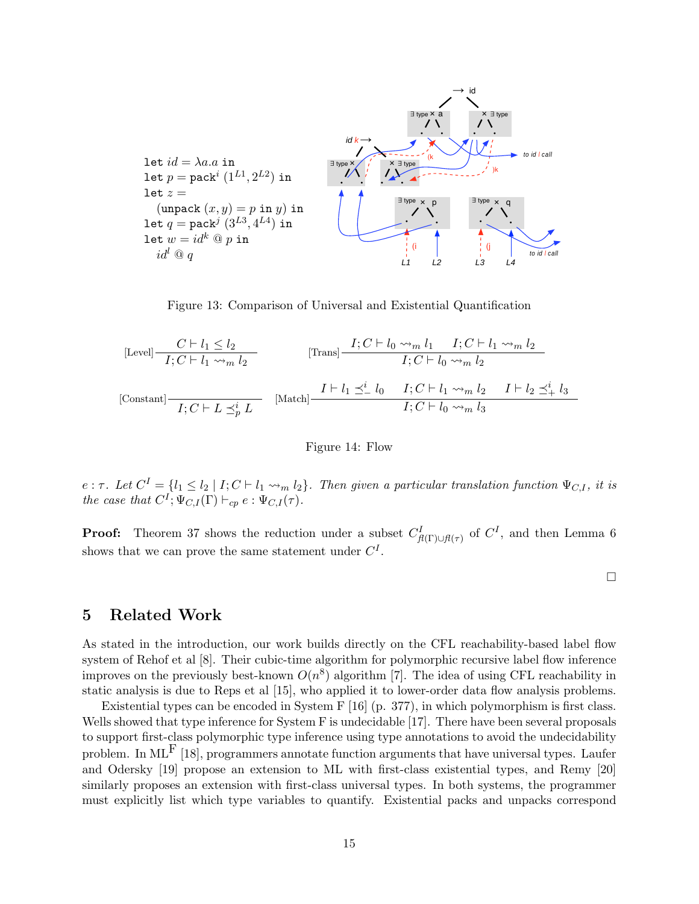```
let id = λa.a in
let p = pack^i (1^L1, 2^L2) in
let z =
   (unpack (x, y) = p in y) in
let q = pack^j (3^L3, 4^L4) in
let w = id^k @ p in
   id^l @ q
```

Figure 13: Comparison of Universal and Existential Quantification

$$\text{[Level]}\frac{C \vdash l_1 \leq l_2}{I; C \vdash l_1 \rightsquigarrow_m l_2} \qquad \text{[Trans]}\frac{I; C \vdash l_0 \rightsquigarrow_m l_1 \quad I; C \vdash l_1 \rightsquigarrow_m l_2}{I; C \vdash l_0 \rightsquigarrow_m l_2}$$

$$\text{[Constant]}\frac{}{I; C \vdash L \preceq^i_p L} \qquad \text{[Match]}\frac{I \vdash l_1 \preceq^i_- l_0 \quad I; C \vdash l_1 \rightsquigarrow_m l_2 \quad I \vdash l_2 \preceq^i_+ l_3}{I; C \vdash l_0 \rightsquigarrow_m l_3}$$

Figure 14: Flow

*$e : \tau$. Let $C^I = \{l_1 \leq l_2 \mid I; C \vdash l_1 \rightsquigarrow_m l_2\}$. Then given a particular translation function $\Psi_{C,I}$, it is the case that $C^I; \Psi_{C,I}(\Gamma) \vdash_{cp} e : \Psi_{C,I}(\tau)$.*

**Proof:** Theorem 37 shows the reduction under a subset $C^I_{fl(\Gamma)\cup fl(\tau)}$ of $C^I$, and then Lemma 6 shows that we can prove the same statement under $C^I$.

□

## 5 Related Work

As stated in the introduction, our work builds directly on the CFL reachability-based label flow system of Rehof et al [8]. Their cubic-time algorithm for polymorphic recursive label flow inference improves on the previously best-known $O(n^8)$ algorithm [7]. The idea of using CFL reachability in static analysis is due to Reps et al [15], who applied it to lower-order data flow analysis problems.

Existential types can be encoded in System F [16] (p. 377), in which polymorphism is first class. Wells showed that type inference for System F is undecidable [17]. There have been several proposals to support first-class polymorphic type inference using type annotations to avoid the undecidability problem. In ML$^F$ [18], programmers annotate function arguments that have universal types. Laufer and Odersky [19] propose an extension to ML with first-class existential types, and Remy [20] similarly proposes an extension with first-class universal types. In both systems, the programmer must explicitly list which type variables to quantify. Existential packs and unpacks correspond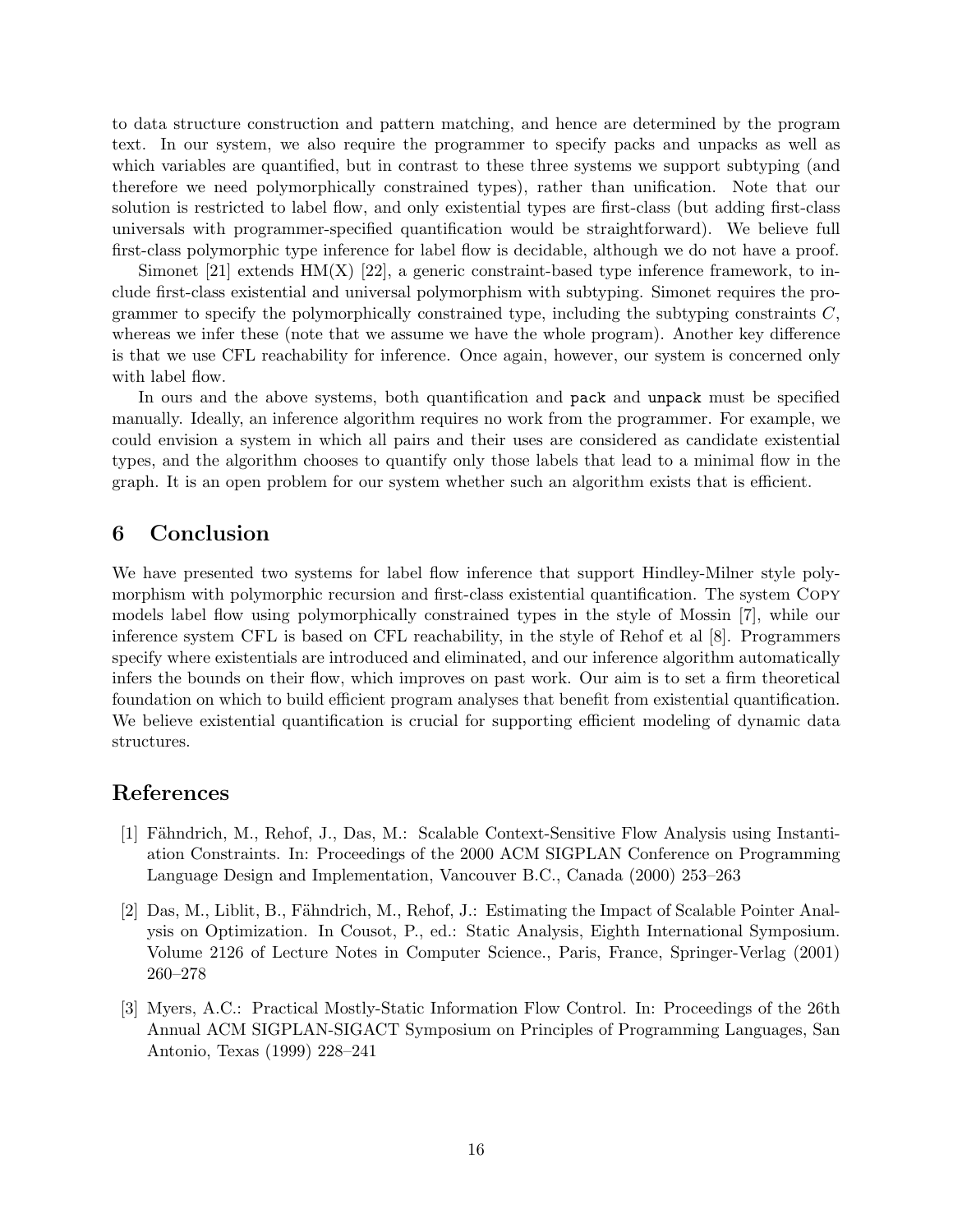to data structure construction and pattern matching, and hence are determined by the program text. In our system, we also require the programmer to specify packs and unpacks as well as which variables are quantified, but in contrast to these three systems we support subtyping (and therefore we need polymorphically constrained types), rather than unification. Note that our solution is restricted to label flow, and only existential types are first-class (but adding first-class universals with programmer-specified quantification would be straightforward). We believe full first-class polymorphic type inference for label flow is decidable, although we do not have a proof.

Simonet [21] extends HM(X) [22], a generic constraint-based type inference framework, to include first-class existential and universal polymorphism with subtyping. Simonet requires the programmer to specify the polymorphically constrained type, including the subtyping constraints $C$, whereas we infer these (note that we assume we have the whole program). Another key difference is that we use CFL reachability for inference. Once again, however, our system is concerned only with label flow.

In ours and the above systems, both quantification and `pack` and `unpack` must be specified manually. Ideally, an inference algorithm requires no work from the programmer. For example, we could envision a system in which all pairs and their uses are considered as candidate existential types, and the algorithm chooses to quantify only those labels that lead to a minimal flow in the graph. It is an open problem for our system whether such an algorithm exists that is efficient.

## 6 Conclusion

We have presented two systems for label flow inference that support Hindley-Milner style polymorphism with polymorphic recursion and first-class existential quantification. The system Copy models label flow using polymorphically constrained types in the style of Mossin [7], while our inference system CFL is based on CFL reachability, in the style of Rehof et al [8]. Programmers specify where existentials are introduced and eliminated, and our inference algorithm automatically infers the bounds on their flow, which improves on past work. Our aim is to set a firm theoretical foundation on which to build efficient program analyses that benefit from existential quantification. We believe existential quantification is crucial for supporting efficient modeling of dynamic data structures.

## References

[1] Fähndrich, M., Rehof, J., Das, M.: Scalable Context-Sensitive Flow Analysis using Instantiation Constraints. In: Proceedings of the 2000 ACM SIGPLAN Conference on Programming Language Design and Implementation, Vancouver B.C., Canada (2000) 253–263

[2] Das, M., Liblit, B., Fähndrich, M., Rehof, J.: Estimating the Impact of Scalable Pointer Analysis on Optimization. In Cousot, P., ed.: Static Analysis, Eighth International Symposium. Volume 2126 of Lecture Notes in Computer Science., Paris, France, Springer-Verlag (2001) 260–278

[3] Myers, A.C.: Practical Mostly-Static Information Flow Control. In: Proceedings of the 26th Annual ACM SIGPLAN-SIGACT Symposium on Principles of Programming Languages, San Antonio, Texas (1999) 228–241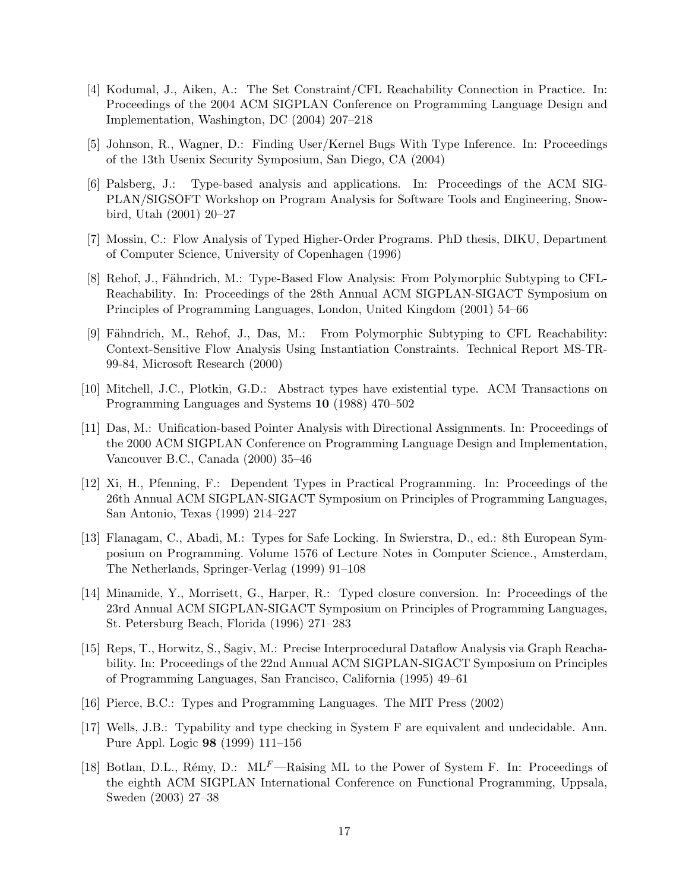[4] Kodumal, J., Aiken, A.: The Set Constraint/CFL Reachability Connection in Practice. In: Proceedings of the 2004 ACM SIGPLAN Conference on Programming Language Design and Implementation, Washington, DC (2004) 207–218

[5] Johnson, R., Wagner, D.: Finding User/Kernel Bugs With Type Inference. In: Proceedings of the 13th Usenix Security Symposium, San Diego, CA (2004)

[6] Palsberg, J.: Type-based analysis and applications. In: Proceedings of the ACM SIGPLAN/SIGSOFT Workshop on Program Analysis for Software Tools and Engineering, Snowbird, Utah (2001) 20–27

[7] Mossin, C.: Flow Analysis of Typed Higher-Order Programs. PhD thesis, DIKU, Department of Computer Science, University of Copenhagen (1996)

[8] Rehof, J., Fähndrich, M.: Type-Based Flow Analysis: From Polymorphic Subtyping to CFL-Reachability. In: Proceedings of the 28th Annual ACM SIGPLAN-SIGACT Symposium on Principles of Programming Languages, London, United Kingdom (2001) 54–66

[9] Fähndrich, M., Rehof, J., Das, M.: From Polymorphic Subtyping to CFL Reachability: Context-Sensitive Flow Analysis Using Instantiation Constraints. Technical Report MS-TR-99-84, Microsoft Research (2000)

[10] Mitchell, J.C., Plotkin, G.D.: Abstract types have existential type. ACM Transactions on Programming Languages and Systems **10** (1988) 470–502

[11] Das, M.: Unification-based Pointer Analysis with Directional Assignments. In: Proceedings of the 2000 ACM SIGPLAN Conference on Programming Language Design and Implementation, Vancouver B.C., Canada (2000) 35–46

[12] Xi, H., Pfenning, F.: Dependent Types in Practical Programming. In: Proceedings of the 26th Annual ACM SIGPLAN-SIGACT Symposium on Principles of Programming Languages, San Antonio, Texas (1999) 214–227

[13] Flanagam, C., Abadi, M.: Types for Safe Locking. In Swierstra, D., ed.: 8th European Symposium on Programming. Volume 1576 of Lecture Notes in Computer Science., Amsterdam, The Netherlands, Springer-Verlag (1999) 91–108

[14] Minamide, Y., Morrisett, G., Harper, R.: Typed closure conversion. In: Proceedings of the 23rd Annual ACM SIGPLAN-SIGACT Symposium on Principles of Programming Languages, St. Petersburg Beach, Florida (1996) 271–283

[15] Reps, T., Horwitz, S., Sagiv, M.: Precise Interprocedural Dataflow Analysis via Graph Reachability. In: Proceedings of the 22nd Annual ACM SIGPLAN-SIGACT Symposium on Principles of Programming Languages, San Francisco, California (1995) 49–61

[16] Pierce, B.C.: Types and Programming Languages. The MIT Press (2002)

[17] Wells, J.B.: Typability and type checking in System F are equivalent and undecidable. Ann. Pure Appl. Logic **98** (1999) 111–156

[18] Botlan, D.L., Rémy, D.: $\mathrm{ML}^F$—Raising ML to the Power of System F. In: Proceedings of the eighth ACM SIGPLAN International Conference on Functional Programming, Uppsala, Sweden (2003) 27–38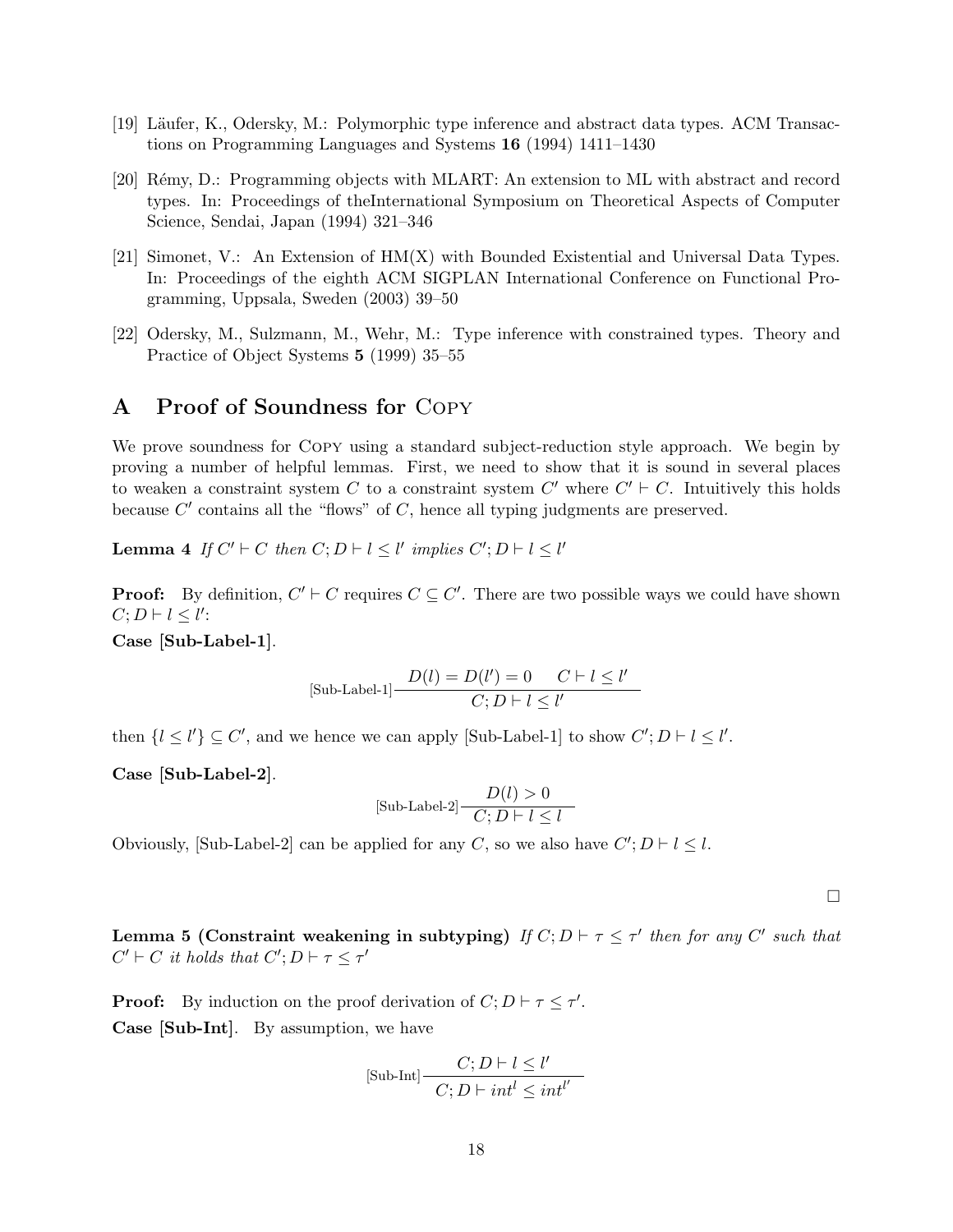[19] Läufer, K., Odersky, M.: Polymorphic type inference and abstract data types. ACM Transactions on Programming Languages and Systems **16** (1994) 1411–1430

[20] Rémy, D.: Programming objects with MLART: An extension to ML with abstract and record types. In: Proceedings of theInternational Symposium on Theoretical Aspects of Computer Science, Sendai, Japan (1994) 321–346

[21] Simonet, V.: An Extension of HM(X) with Bounded Existential and Universal Data Types. In: Proceedings of the eighth ACM SIGPLAN International Conference on Functional Programming, Uppsala, Sweden (2003) 39–50

[22] Odersky, M., Sulzmann, M., Wehr, M.: Type inference with constrained types. Theory and Practice of Object Systems **5** (1999) 35–55

## A Proof of Soundness for Copy

We prove soundness for Copy using a standard subject-reduction style approach. We begin by proving a number of helpful lemmas. First, we need to show that it is sound in several places to weaken a constraint system $C$ to a constraint system $C'$ where $C' \vdash C$. Intuitively this holds because $C'$ contains all the "flows" of $C$, hence all typing judgments are preserved.

**Lemma 4** *If $C' \vdash C$ then $C; D \vdash l \leq l'$ implies $C'; D \vdash l \leq l'$*

**Proof:** By definition, $C' \vdash C$ requires $C \subseteq C'$. There are two possible ways we could have shown $C; D \vdash l \leq l'$:

**Case [Sub-Label-1].**

$$\text{[Sub-Label-1]}\frac{D(l) = D(l') = 0 \qquad C \vdash l \leq l'}{C; D \vdash l \leq l'}$$

then $\{l \leq l'\} \subseteq C'$, and we hence we can apply [Sub-Label-1] to show $C'; D \vdash l \leq l'$.

**Case [Sub-Label-2].**

$$\text{[Sub-Label-2]}\frac{D(l) > 0}{C; D \vdash l \leq l}$$

Obviously, [Sub-Label-2] can be applied for any $C$, so we also have $C'; D \vdash l \leq l$.

□

**Lemma 5 (Constraint weakening in subtyping)** *If $C; D \vdash \tau \leq \tau'$ then for any $C'$ such that $C' \vdash C$ it holds that $C'; D \vdash \tau \leq \tau'$*

**Proof:** By induction on the proof derivation of $C; D \vdash \tau \leq \tau'$.

**Case [Sub-Int].** By assumption, we have

$$\text{[Sub-Int]}\frac{C; D \vdash l \leq l'}{C; D \vdash int^l \leq int^{l'}}$$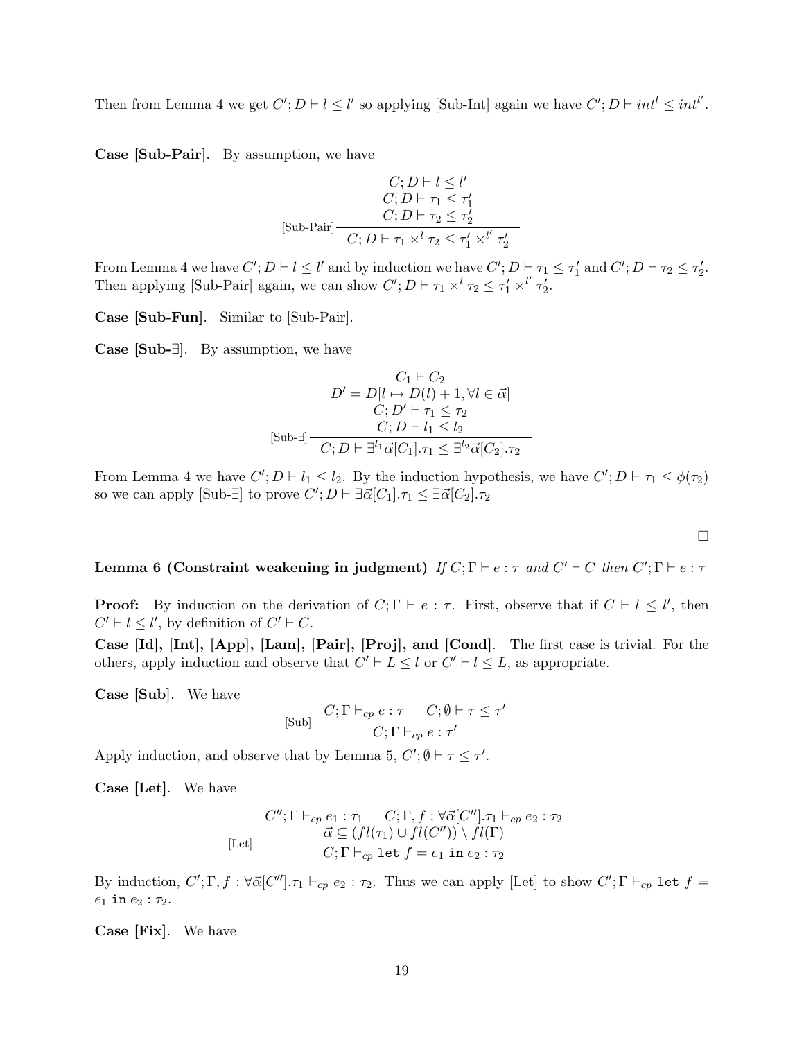Then from Lemma 4 we get $C'; D \vdash l \leq l'$ so applying [Sub-Int] again we have $C'; D \vdash int^l \leq int^{l'}$.

**Case [Sub-Pair].** By assumption, we have

$$\text{[Sub-Pair]}\frac{\begin{array}{c} C; D \vdash l \leq l' \\ C; D \vdash \tau_1 \leq \tau_1' \\ C; D \vdash \tau_2 \leq \tau_2' \end{array}}{C; D \vdash \tau_1 \times^l \tau_2 \leq \tau_1' \times^{l'} \tau_2'}$$

From Lemma 4 we have $C'; D \vdash l \leq l'$ and by induction we have $C'; D \vdash \tau_1 \leq \tau_1'$ and $C'; D \vdash \tau_2 \leq \tau_2'$. Then applying [Sub-Pair] again, we can show $C'; D \vdash \tau_1 \times^l \tau_2 \leq \tau_1' \times^{l'} \tau_2'$.

**Case [Sub-Fun].** Similar to [Sub-Pair].

**Case [Sub-∃].** By assumption, we have

$$\text{[Sub-}\exists\text{]}\frac{\begin{array}{c} C_1 \vdash C_2 \\ D' = D[l \mapsto D(l) + 1, \forall l \in \vec{\alpha}] \\ C; D' \vdash \tau_1 \leq \tau_2 \\ C; D \vdash l_1 \leq l_2 \end{array}}{C; D \vdash \exists^{l_1} \vec{\alpha}[C_1].\tau_1 \leq \exists^{l_2} \vec{\alpha}[C_2].\tau_2}$$

From Lemma 4 we have $C'; D \vdash l_1 \leq l_2$. By the induction hypothesis, we have $C'; D \vdash \tau_1 \leq \phi(\tau_2)$ so we can apply [Sub-∃] to prove $C'; D \vdash \exists \vec{\alpha}[C_1].\tau_1 \leq \exists \vec{\alpha}[C_2].\tau_2$

□

**Lemma 6 (Constraint weakening in judgment)** *If $C; \Gamma \vdash e : \tau$ and $C' \vdash C$ then $C'; \Gamma \vdash e : \tau$*

**Proof:** By induction on the derivation of $C; \Gamma \vdash e : \tau$. First, observe that if $C \vdash l \leq l'$, then $C' \vdash l \leq l'$, by definition of $C' \vdash C$.

**Case [Id], [Int], [App], [Lam], [Pair], [Proj], and [Cond].** The first case is trivial. For the others, apply induction and observe that $C' \vdash L \leq l$ or $C' \vdash l \leq L$, as appropriate.

**Case [Sub].** We have

$$\text{[Sub]}\frac{C; \Gamma \vdash_{cp} e : \tau \qquad C; \emptyset \vdash \tau \leq \tau'}{C; \Gamma \vdash_{cp} e : \tau'}$$

Apply induction, and observe that by Lemma 5, $C'; \emptyset \vdash \tau \leq \tau'$.

**Case [Let].** We have

$$\text{[Let]}\frac{\begin{array}{c} C''; \Gamma \vdash_{cp} e_1 : \tau_1 \qquad C; \Gamma, f : \forall \vec{\alpha}[C''].\tau_1 \vdash_{cp} e_2 : \tau_2 \\ \vec{\alpha} \subseteq (fl(\tau_1) \cup fl(C'')) \setminus fl(\Gamma) \end{array}}{C; \Gamma \vdash_{cp} \texttt{let } f = e_1 \texttt{ in } e_2 : \tau_2}$$

By induction, $C'; \Gamma, f : \forall \vec{\alpha}[C''].\tau_1 \vdash_{cp} e_2 : \tau_2$. Thus we can apply [Let] to show $C'; \Gamma \vdash_{cp} \texttt{let } f = e_1 \texttt{ in } e_2 : \tau_2$.

**Case [Fix].** We have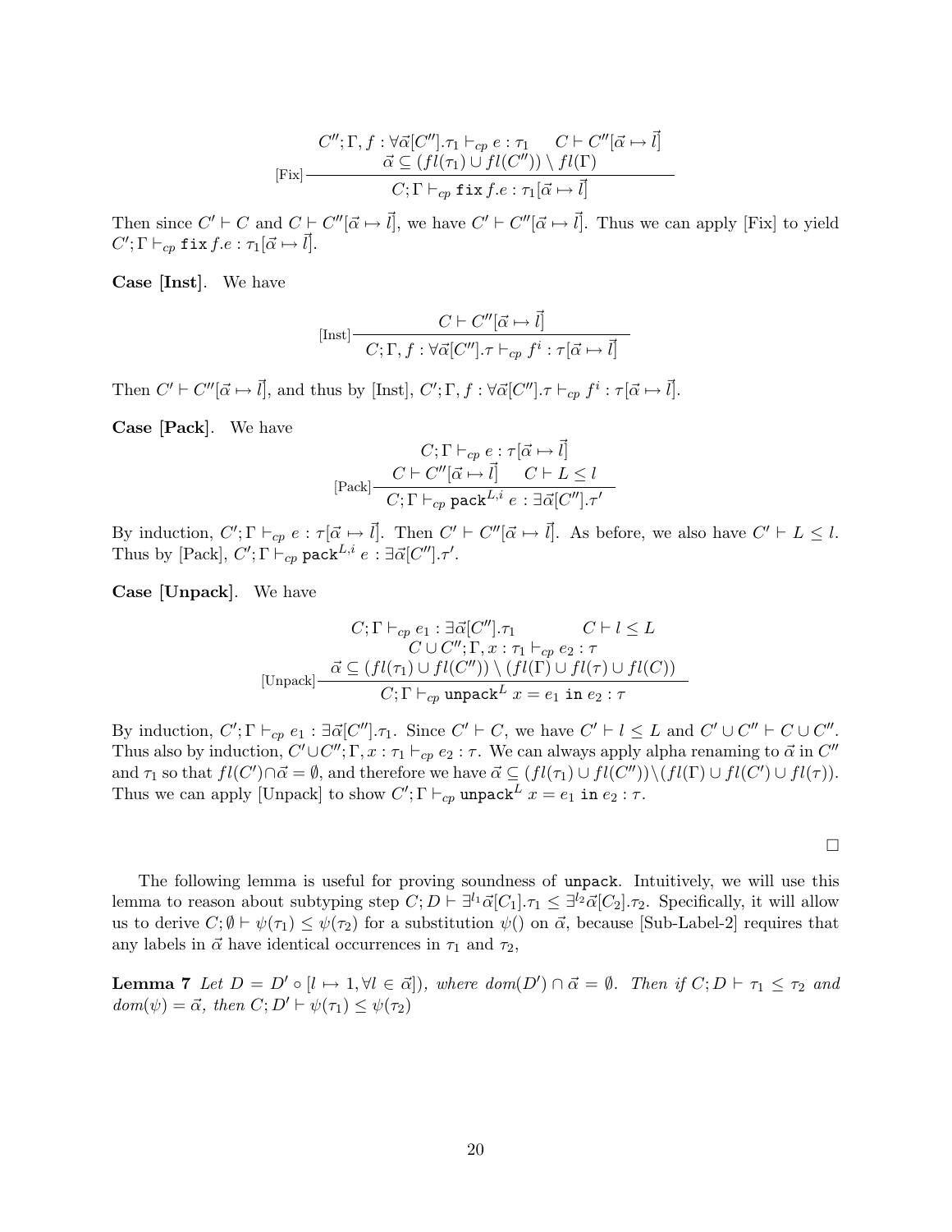$$\text{[Fix]}\frac{\begin{array}{c}C''; \Gamma, f : \forall\vec{\alpha}[C''].\tau_1 \vdash_{cp} e : \tau_1 \quad C \vdash C''[\vec{\alpha} \mapsto \vec{l}] \\ \vec{\alpha} \subseteq (fl(\tau_1) \cup fl(C'')) \setminus fl(\Gamma)\end{array}}{C; \Gamma \vdash_{cp} \texttt{fix}\, f.e : \tau_1[\vec{\alpha} \mapsto \vec{l}]}$$

Then since $C' \vdash C$ and $C \vdash C''[\vec{\alpha} \mapsto \vec{l}]$, we have $C' \vdash C''[\vec{\alpha} \mapsto \vec{l}]$. Thus we can apply [Fix] to yield $C'; \Gamma \vdash_{cp} \texttt{fix}\, f.e : \tau_1[\vec{\alpha} \mapsto \vec{l}]$.

**Case [Inst]**. We have

$$\text{[Inst]}\frac{C \vdash C''[\vec{\alpha} \mapsto \vec{l}]}{C; \Gamma, f : \forall\vec{\alpha}[C''].\tau \vdash_{cp} f^i : \tau[\vec{\alpha} \mapsto \vec{l}]}$$

Then $C' \vdash C''[\vec{\alpha} \mapsto \vec{l}]$, and thus by [Inst], $C'; \Gamma, f : \forall\vec{\alpha}[C''].\tau \vdash_{cp} f^i : \tau[\vec{\alpha} \mapsto \vec{l}]$.

**Case [Pack]**. We have

$$\text{[Pack]}\frac{\begin{array}{c}C; \Gamma \vdash_{cp} e : \tau[\vec{\alpha} \mapsto \vec{l}] \\ C \vdash C''[\vec{\alpha} \mapsto \vec{l}] \quad C \vdash L \leq l\end{array}}{C; \Gamma \vdash_{cp} \texttt{pack}^{L,i}\, e : \exists\vec{\alpha}[C''].\tau'}$$

By induction, $C'; \Gamma \vdash_{cp} e : \tau[\vec{\alpha} \mapsto \vec{l}]$. Then $C' \vdash C''[\vec{\alpha} \mapsto \vec{l}]$. As before, we also have $C' \vdash L \leq l$. Thus by [Pack], $C'; \Gamma \vdash_{cp} \texttt{pack}^{L,i}\, e : \exists\vec{\alpha}[C''].\tau'$.

**Case [Unpack]**. We have

$$\text{[Unpack]}\frac{\begin{array}{c}C; \Gamma \vdash_{cp} e_1 : \exists\vec{\alpha}[C''].\tau_1 \qquad C \vdash l \leq L \\ C \cup C''; \Gamma, x : \tau_1 \vdash_{cp} e_2 : \tau \\ \vec{\alpha} \subseteq (fl(\tau_1) \cup fl(C'')) \setminus (fl(\Gamma) \cup fl(\tau) \cup fl(C))\end{array}}{C; \Gamma \vdash_{cp} \texttt{unpack}^L\, x = e_1\, \texttt{in}\, e_2 : \tau}$$

By induction, $C'; \Gamma \vdash_{cp} e_1 : \exists\vec{\alpha}[C''].\tau_1$. Since $C' \vdash C$, we have $C' \vdash l \leq L$ and $C' \cup C'' \vdash C \cup C''$. Thus also by induction, $C' \cup C''; \Gamma, x : \tau_1 \vdash_{cp} e_2 : \tau$. We can always apply alpha renaming to $\vec{\alpha}$ in $C''$ and $\tau_1$ so that $fl(C') \cap \vec{\alpha} = \emptyset$, and therefore we have $\vec{\alpha} \subseteq (fl(\tau_1) \cup fl(C'')) \setminus (fl(\Gamma) \cup fl(C') \cup fl(\tau))$. Thus we can apply [Unpack] to show $C'; \Gamma \vdash_{cp} \texttt{unpack}^L\, x = e_1\, \texttt{in}\, e_2 : \tau$.

□

The following lemma is useful for proving soundness of `unpack`. Intuitively, we will use this lemma to reason about subtyping step $C; D \vdash \exists^{l_1}\vec{\alpha}[C_1].\tau_1 \leq \exists^{l_2}\vec{\alpha}[C_2].\tau_2$. Specifically, it will allow us to derive $C; \emptyset \vdash \psi(\tau_1) \leq \psi(\tau_2)$ for a substitution $\psi()$ on $\vec{\alpha}$, because [Sub-Label-2] requires that any labels in $\vec{\alpha}$ have identical occurrences in $\tau_1$ and $\tau_2$,

**Lemma 7** *Let $D = D' \circ [l \mapsto 1, \forall l \in \vec{\alpha}])$, where $dom(D') \cap \vec{\alpha} = \emptyset$. Then if $C; D \vdash \tau_1 \leq \tau_2$ and $dom(\psi) = \vec{\alpha}$, then $C; D' \vdash \psi(\tau_1) \leq \psi(\tau_2)$*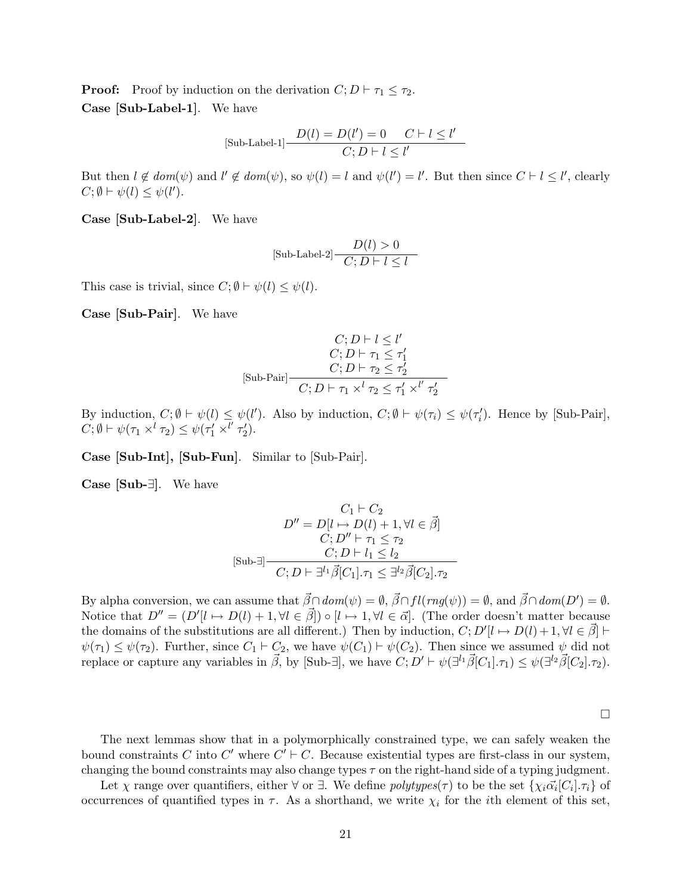**Proof:** Proof by induction on the derivation $C; D \vdash \tau_1 \leq \tau_2$.

**Case [Sub-Label-1]**. We have

$$\text{[Sub-Label-1]}\frac{D(l) = D(l') = 0 \qquad C \vdash l \leq l'}{C; D \vdash l \leq l'}$$

But then $l \notin dom(\psi)$ and $l' \notin dom(\psi)$, so $\psi(l) = l$ and $\psi(l') = l'$. But then since $C \vdash l \leq l'$, clearly $C; \emptyset \vdash \psi(l) \leq \psi(l')$.

**Case [Sub-Label-2]**. We have

$$\text{[Sub-Label-2]}\frac{D(l) > 0}{C; D \vdash l \leq l}$$

This case is trivial, since $C; \emptyset \vdash \psi(l) \leq \psi(l)$.

**Case [Sub-Pair]**. We have

$$\text{[Sub-Pair]}\frac{\begin{array}{c} C; D \vdash l \leq l' \\ C; D \vdash \tau_1 \leq \tau_1' \\ C; D \vdash \tau_2 \leq \tau_2' \end{array}}{C; D \vdash \tau_1 \times^l \tau_2 \leq \tau_1' \times^{l'} \tau_2'}$$

By induction, $C; \emptyset \vdash \psi(l) \leq \psi(l')$. Also by induction, $C; \emptyset \vdash \psi(\tau_i) \leq \psi(\tau_i')$. Hence by [Sub-Pair], $C; \emptyset \vdash \psi(\tau_1 \times^l \tau_2) \leq \psi(\tau_1' \times^{l'} \tau_2')$.

**Case [Sub-Int], [Sub-Fun]**. Similar to [Sub-Pair].

**Case [Sub-$\exists$]**. We have

$$\text{[Sub-}\exists\text{]}\frac{\begin{array}{c} C_1 \vdash C_2 \\ D'' = D[l \mapsto D(l) + 1, \forall l \in \vec{\beta}] \\ C; D'' \vdash \tau_1 \leq \tau_2 \\ C; D \vdash l_1 \leq l_2 \end{array}}{C; D \vdash \exists^{l_1}\vec{\beta}[C_1].\tau_1 \leq \exists^{l_2}\vec{\beta}[C_2].\tau_2}$$

By alpha conversion, we can assume that $\vec{\beta} \cap dom(\psi) = \emptyset$, $\vec{\beta} \cap fl(rng(\psi)) = \emptyset$, and $\vec{\beta} \cap dom(D') = \emptyset$. Notice that $D'' = (D'[l \mapsto D(l) + 1, \forall l \in \vec{\beta}]) \circ [l \mapsto 1, \forall l \in \vec{\alpha}]$. (The order doesn't matter because the domains of the substitutions are all different.) Then by induction, $C; D'[l \mapsto D(l) + 1, \forall l \in \vec{\beta}] \vdash \psi(\tau_1) \leq \psi(\tau_2)$. Further, since $C_1 \vdash C_2$, we have $\psi(C_1) \vdash \psi(C_2)$. Then since we assumed $\psi$ did not replace or capture any variables in $\vec{\beta}$, by [Sub-$\exists$], we have $C; D' \vdash \psi(\exists^{l_1}\vec{\beta}[C_1].\tau_1) \leq \psi(\exists^{l_2}\vec{\beta}[C_2].\tau_2)$.

□

The next lemmas show that in a polymorphically constrained type, we can safely weaken the bound constraints $C$ into $C'$ where $C' \vdash C$. Because existential types are first-class in our system, changing the bound constraints may also change types $\tau$ on the right-hand side of a typing judgment.

Let $\chi$ range over quantifiers, either $\forall$ or $\exists$. We define *polytypes*($\tau$) to be the set $\{\chi_i\vec{\alpha_i}[C_i].\tau_i\}$ of occurrences of quantified types in $\tau$. As a shorthand, we write $\chi_i$ for the $i$th element of this set,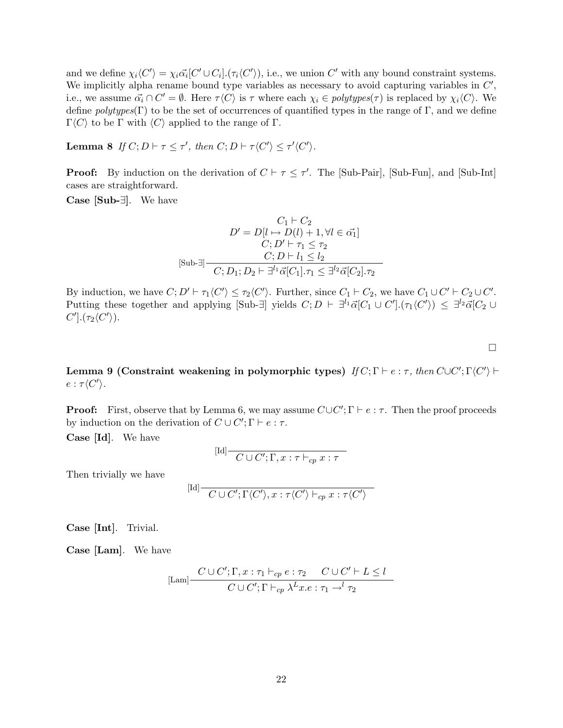and we define $\chi_i\langle C'\rangle = \chi_i \vec{\alpha_i}[C' \cup C_i].(\tau_i\langle C'\rangle)$, i.e., we union $C'$ with any bound constraint systems. We implicitly alpha rename bound type variables as necessary to avoid capturing variables in $C'$, i.e., we assume $\vec{\alpha_i} \cap C' = \emptyset$. Here $\tau\langle C\rangle$ is $\tau$ where each $\chi_i \in \mathit{polytypes}(\tau)$ is replaced by $\chi_i\langle C\rangle$. We define $\mathit{polytypes}(\Gamma)$ to be the set of occurrences of quantified types in the range of $\Gamma$, and we define $\Gamma\langle C\rangle$ to be $\Gamma$ with $\langle C\rangle$ applied to the range of $\Gamma$.

**Lemma 8** *If $C; D \vdash \tau \leq \tau'$, then $C; D \vdash \tau\langle C'\rangle \leq \tau'\langle C'\rangle$.*

**Proof:** By induction on the derivation of $C \vdash \tau \leq \tau'$. The [Sub-Pair], [Sub-Fun], and [Sub-Int] cases are straightforward.

**Case [Sub-∃].** We have

$$
[\text{Sub-}\exists]\,\frac{\begin{array}{c} C_1 \vdash C_2 \\ D' = D[l \mapsto D(l) + 1, \forall l \in \vec{\alpha_1}] \\ C; D' \vdash \tau_1 \leq \tau_2 \\ C; D \vdash l_1 \leq l_2 \end{array}}{C; D_1; D_2 \vdash \exists^{l_1}\vec{\alpha}[C_1].\tau_1 \leq \exists^{l_2}\vec{\alpha}[C_2].\tau_2}
$$

By induction, we have $C; D' \vdash \tau_1\langle C'\rangle \leq \tau_2\langle C'\rangle$. Further, since $C_1 \vdash C_2$, we have $C_1 \cup C' \vdash C_2 \cup C'$. Putting these together and applying [Sub-∃] yields $C; D \vdash \exists^{l_1}\vec{\alpha}[C_1 \cup C'].(\tau_1\langle C'\rangle) \leq \exists^{l_2}\vec{\alpha}[C_2 \cup C'].(\tau_2\langle C'\rangle)$.

□

**Lemma 9 (Constraint weakening in polymorphic types)** *If $C; \Gamma \vdash e : \tau$, then $C \cup C'; \Gamma\langle C'\rangle \vdash e : \tau\langle C'\rangle$.*

**Proof:** First, observe that by Lemma 6, we may assume $C \cup C'; \Gamma \vdash e : \tau$. Then the proof proceeds by induction on the derivation of $C \cup C'; \Gamma \vdash e : \tau$.

**Case [Id].** We have

$$
[\text{Id}]\,\frac{}{C \cup C'; \Gamma, x : \tau \vdash_{cp} x : \tau}
$$

Then trivially we have

$$
[\text{Id}]\,\frac{}{C \cup C'; \Gamma\langle C'\rangle, x : \tau\langle C'\rangle \vdash_{cp} x : \tau\langle C'\rangle}
$$

**Case [Int].** Trivial.

**Case [Lam].** We have

$$
[\text{Lam}]\,\frac{C \cup C'; \Gamma, x : \tau_1 \vdash_{cp} e : \tau_2 \qquad C \cup C' \vdash L \leq l}{C \cup C'; \Gamma \vdash_{cp} \lambda^L x.e : \tau_1 \rightarrow^l \tau_2}
$$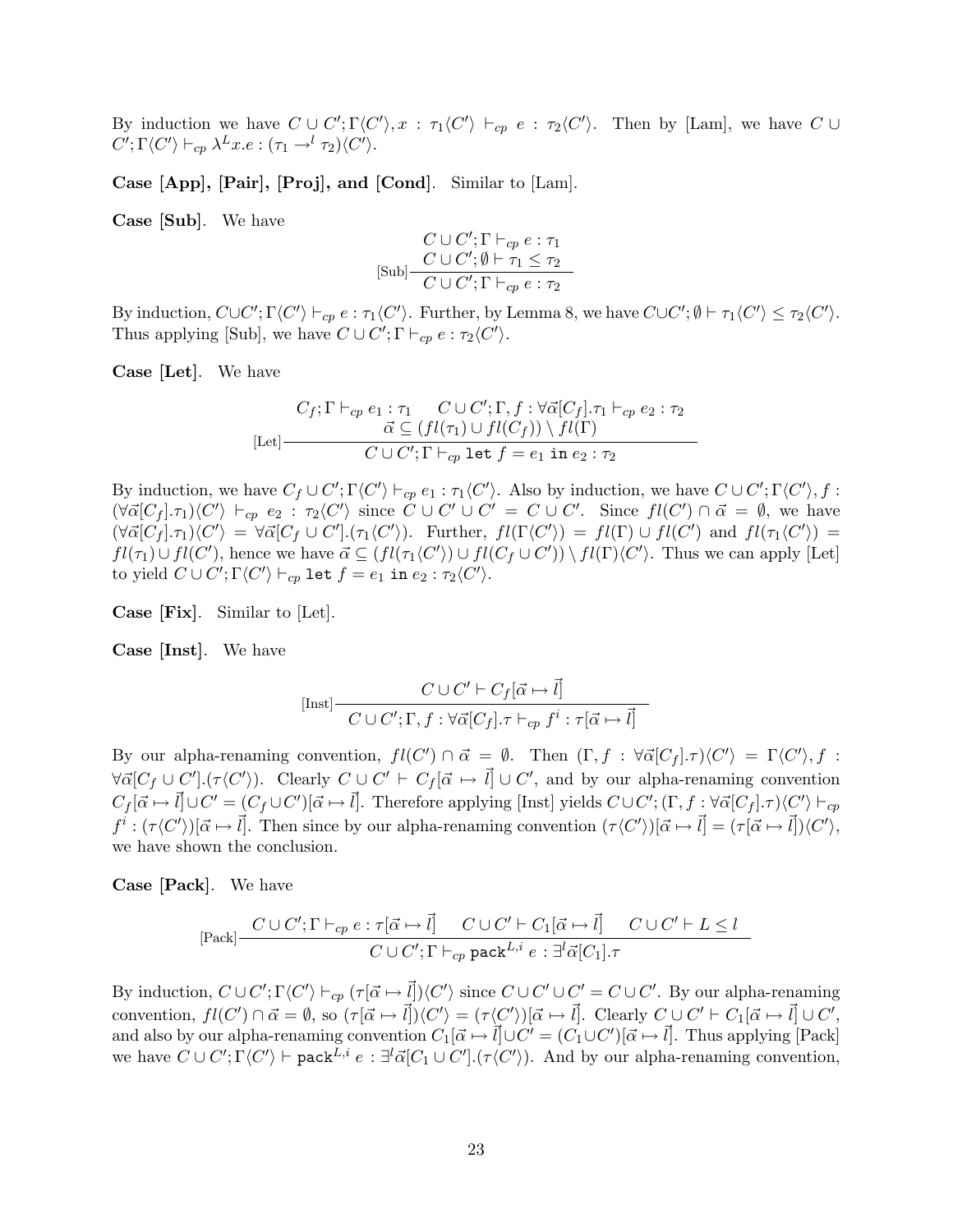By induction we have $C \cup C'; \Gamma\langle C' \rangle, x : \tau_1\langle C' \rangle \vdash_{cp} e : \tau_2\langle C' \rangle$. Then by [Lam], we have $C \cup C'; \Gamma\langle C' \rangle \vdash_{cp} \lambda^L x.e : (\tau_1 \to^l \tau_2)\langle C' \rangle$.

**Case [App], [Pair], [Proj], and [Cond]**. Similar to [Lam].

**Case [Sub]**. We have

$$\text{[Sub]}\frac{\begin{array}{c} C \cup C'; \Gamma \vdash_{cp} e : \tau_1 \\ C \cup C'; \emptyset \vdash \tau_1 \leq \tau_2 \end{array}}{C \cup C'; \Gamma \vdash_{cp} e : \tau_2}$$

By induction, $C \cup C'; \Gamma\langle C' \rangle \vdash_{cp} e : \tau_1\langle C' \rangle$. Further, by Lemma 8, we have $C \cup C'; \emptyset \vdash \tau_1\langle C' \rangle \leq \tau_2\langle C' \rangle$. Thus applying [Sub], we have $C \cup C'; \Gamma \vdash_{cp} e : \tau_2\langle C' \rangle$.

**Case [Let]**. We have

$$\text{[Let]}\frac{\begin{array}{c} C_f; \Gamma \vdash_{cp} e_1 : \tau_1 \qquad C \cup C'; \Gamma, f : \forall \vec{\alpha}[C_f].\tau_1 \vdash_{cp} e_2 : \tau_2 \\ \vec{\alpha} \subseteq (fl(\tau_1) \cup fl(C_f)) \setminus fl(\Gamma) \end{array}}{C \cup C'; \Gamma \vdash_{cp} \texttt{let } f = e_1 \texttt{ in } e_2 : \tau_2}$$

By induction, we have $C_f \cup C'; \Gamma\langle C' \rangle \vdash_{cp} e_1 : \tau_1\langle C' \rangle$. Also by induction, we have $C \cup C'; \Gamma\langle C' \rangle, f : (\forall \vec{\alpha}[C_f].\tau_1)\langle C' \rangle \vdash_{cp} e_2 : \tau_2\langle C' \rangle$ since $C \cup C' \cup C' = C \cup C'$. Since $fl(C') \cap \vec{\alpha} = \emptyset$, we have $(\forall \vec{\alpha}[C_f].\tau_1)\langle C' \rangle = \forall \vec{\alpha}[C_f \cup C'].(\tau_1\langle C' \rangle)$. Further, $fl(\Gamma\langle C' \rangle) = fl(\Gamma) \cup fl(C')$ and $fl(\tau_1\langle C' \rangle) = fl(\tau_1) \cup fl(C')$, hence we have $\vec{\alpha} \subseteq (fl(\tau_1\langle C' \rangle) \cup fl(C_f \cup C')) \setminus fl(\Gamma)\langle C' \rangle$. Thus we can apply [Let] to yield $C \cup C'; \Gamma\langle C' \rangle \vdash_{cp} \texttt{let } f = e_1 \texttt{ in } e_2 : \tau_2\langle C' \rangle$.

**Case [Fix]**. Similar to [Let].

**Case [Inst]**. We have

$$\text{[Inst]}\frac{C \cup C' \vdash C_f[\vec{\alpha} \mapsto \vec{l}]}{C \cup C'; \Gamma, f : \forall \vec{\alpha}[C_f].\tau \vdash_{cp} f^i : \tau[\vec{\alpha} \mapsto \vec{l}]}$$

By our alpha-renaming convention, $fl(C') \cap \vec{\alpha} = \emptyset$. Then $(\Gamma, f : \forall \vec{\alpha}[C_f].\tau)\langle C' \rangle = \Gamma\langle C' \rangle, f : \forall \vec{\alpha}[C_f \cup C'].(\tau\langle C' \rangle)$. Clearly $C \cup C' \vdash C_f[\vec{\alpha} \mapsto \vec{l}] \cup C'$, and by our alpha-renaming convention $C_f[\vec{\alpha} \mapsto \vec{l}] \cup C' = (C_f \cup C')[\vec{\alpha} \mapsto \vec{l}]$. Therefore applying [Inst] yields $C \cup C'; (\Gamma, f : \forall \vec{\alpha}[C_f].\tau)\langle C' \rangle \vdash_{cp} f^i : (\tau\langle C' \rangle)[\vec{\alpha} \mapsto \vec{l}]$. Then since by our alpha-renaming convention $(\tau\langle C' \rangle)[\vec{\alpha} \mapsto \vec{l}] = (\tau[\vec{\alpha} \mapsto \vec{l}])\langle C' \rangle$, we have shown the conclusion.

**Case [Pack]**. We have

$$\text{[Pack]}\frac{C \cup C'; \Gamma \vdash_{cp} e : \tau[\vec{\alpha} \mapsto \vec{l}] \qquad C \cup C' \vdash C_1[\vec{\alpha} \mapsto \vec{l}] \qquad C \cup C' \vdash L \leq l}{C \cup C'; \Gamma \vdash_{cp} \texttt{pack}^{L,i}\ e : \exists^l \vec{\alpha}[C_1].\tau}$$

By induction, $C \cup C'; \Gamma\langle C' \rangle \vdash_{cp} (\tau[\vec{\alpha} \mapsto \vec{l}])\langle C' \rangle$ since $C \cup C' \cup C' = C \cup C'$. By our alpha-renaming convention, $fl(C') \cap \vec{\alpha} = \emptyset$, so $(\tau[\vec{\alpha} \mapsto \vec{l}])\langle C' \rangle = (\tau\langle C' \rangle)[\vec{\alpha} \mapsto \vec{l}]$. Clearly $C \cup C' \vdash C_1[\vec{\alpha} \mapsto \vec{l}] \cup C'$, and also by our alpha-renaming convention $C_1[\vec{\alpha} \mapsto \vec{l}] \cup C' = (C_1 \cup C')[\vec{\alpha} \mapsto \vec{l}]$. Thus applying [Pack] we have $C \cup C'; \Gamma\langle C' \rangle \vdash \texttt{pack}^{L,i}\ e : \exists^l \vec{\alpha}[C_1 \cup C'].(\tau\langle C' \rangle)$. And by our alpha-renaming convention,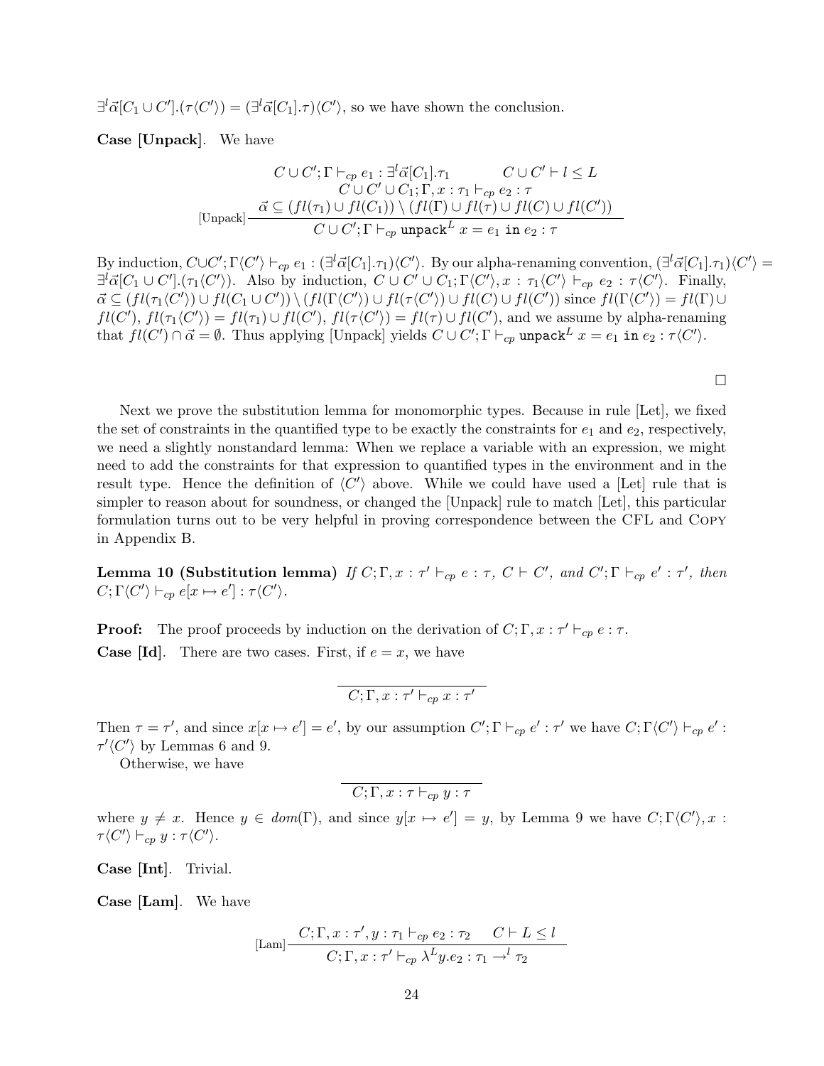$\exists^l \vec{\alpha}[C_1 \cup C'].(\tau\langle C'\rangle) = (\exists^l \vec{\alpha}[C_1].\tau)\langle C'\rangle$, so we have shown the conclusion.

**Case [Unpack].** We have

$$\text{[Unpack]}\frac{\begin{array}{c}C \cup C'; \Gamma \vdash_{cp} e_1 : \exists^l \vec{\alpha}[C_1].\tau_1 \qquad C \cup C' \vdash l \leq L \\ C \cup C' \cup C_1; \Gamma, x : \tau_1 \vdash_{cp} e_2 : \tau \\ \vec{\alpha} \subseteq (fl(\tau_1) \cup fl(C_1)) \setminus (fl(\Gamma) \cup fl(\tau) \cup fl(C) \cup fl(C'))\end{array}}{C \cup C'; \Gamma \vdash_{cp} \texttt{unpack}^L\ x = e_1 \texttt{ in } e_2 : \tau}$$

By induction, $C \cup C'; \Gamma\langle C'\rangle \vdash_{cp} e_1 : (\exists^l \vec{\alpha}[C_1].\tau_1)\langle C'\rangle$. By our alpha-renaming convention, $(\exists^l \vec{\alpha}[C_1].\tau_1)\langle C'\rangle = \exists^l \vec{\alpha}[C_1 \cup C'].(\tau_1\langle C'\rangle)$. Also by induction, $C \cup C' \cup C_1; \Gamma\langle C'\rangle, x : \tau_1\langle C'\rangle \vdash_{cp} e_2 : \tau\langle C'\rangle$. Finally, $\vec{\alpha} \subseteq (fl(\tau_1\langle C'\rangle) \cup fl(C_1 \cup C')) \setminus (fl(\Gamma\langle C'\rangle) \cup fl(\tau\langle C'\rangle) \cup fl(C) \cup fl(C'))$ since $fl(\Gamma\langle C'\rangle) = fl(\Gamma) \cup fl(C')$, $fl(\tau_1\langle C'\rangle) = fl(\tau_1) \cup fl(C')$, $fl(\tau\langle C'\rangle) = fl(\tau) \cup fl(C')$, and we assume by alpha-renaming that $fl(C') \cap \vec{\alpha} = \emptyset$. Thus applying [Unpack] yields $C \cup C'; \Gamma \vdash_{cp} \texttt{unpack}^L\ x = e_1 \texttt{ in } e_2 : \tau\langle C'\rangle$.

□

Next we prove the substitution lemma for monomorphic types. Because in rule [Let], we fixed the set of constraints in the quantified type to be exactly the constraints for $e_1$ and $e_2$, respectively, we need a slightly nonstandard lemma: When we replace a variable with an expression, we might need to add the constraints for that expression to quantified types in the environment and in the result type. Hence the definition of $\langle C'\rangle$ above. While we could have used a [Let] rule that is simpler to reason about for soundness, or changed the [Unpack] rule to match [Let], this particular formulation turns out to be very helpful in proving correspondence between the CFL and Copy in Appendix B.

**Lemma 10 (Substitution lemma)** *If $C; \Gamma, x : \tau' \vdash_{cp} e : \tau$, $C \vdash C'$, and $C'; \Gamma \vdash_{cp} e' : \tau'$, then $C; \Gamma\langle C'\rangle \vdash_{cp} e[x \mapsto e'] : \tau\langle C'\rangle$.*

**Proof:** The proof proceeds by induction on the derivation of $C; \Gamma, x : \tau' \vdash_{cp} e : \tau$.

**Case [Id].** There are two cases. First, if $e = x$, we have

$$\frac{}{C; \Gamma, x : \tau' \vdash_{cp} x : \tau'}$$

Then $\tau = \tau'$, and since $x[x \mapsto e'] = e'$, by our assumption $C'; \Gamma \vdash_{cp} e' : \tau'$ we have $C; \Gamma\langle C'\rangle \vdash_{cp} e' : \tau'\langle C'\rangle$ by Lemmas 6 and 9.

Otherwise, we have

$$\frac{}{C; \Gamma, x : \tau \vdash_{cp} y : \tau}$$

where $y \neq x$. Hence $y \in dom(\Gamma)$, and since $y[x \mapsto e'] = y$, by Lemma 9 we have $C; \Gamma\langle C'\rangle, x : \tau\langle C'\rangle \vdash_{cp} y : \tau\langle C'\rangle$.

**Case [Int].** Trivial.

**Case [Lam].** We have

$$\text{[Lam]}\frac{C; \Gamma, x : \tau', y : \tau_1 \vdash_{cp} e_2 : \tau_2 \qquad C \vdash L \leq l}{C; \Gamma, x : \tau' \vdash_{cp} \lambda^L y.e_2 : \tau_1 \rightarrow^l \tau_2}$$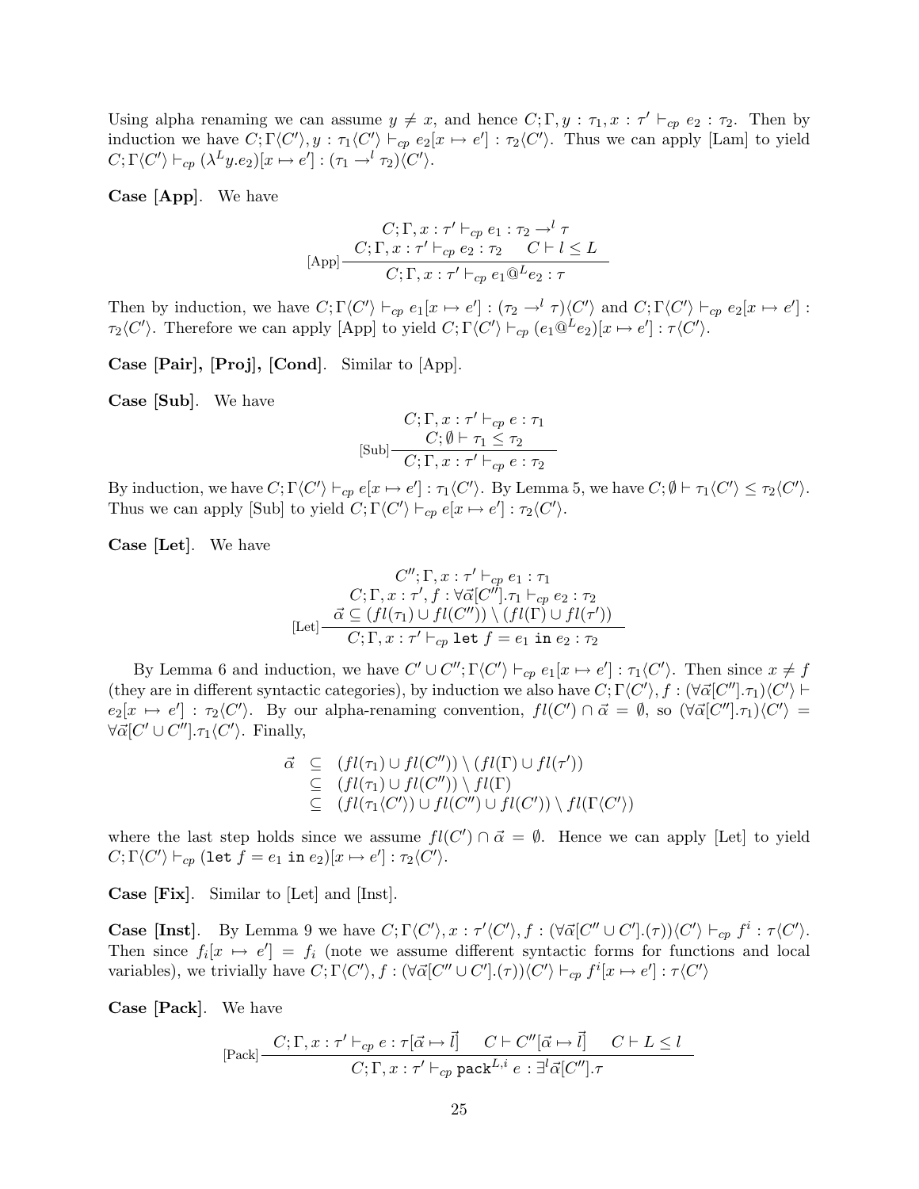Using alpha renaming we can assume $y \neq x$, and hence $C; \Gamma, y : \tau_1, x : \tau' \vdash_{cp} e_2 : \tau_2$. Then by induction we have $C; \Gamma\langle C' \rangle, y : \tau_1\langle C' \rangle \vdash_{cp} e_2[x \mapsto e'] : \tau_2\langle C' \rangle$. Thus we can apply [Lam] to yield $C; \Gamma\langle C' \rangle \vdash_{cp} (\lambda^L y.e_2)[x \mapsto e'] : (\tau_1 \rightarrow^l \tau_2)\langle C' \rangle$.

**Case [App]**. We have

$$\text{[App]}\frac{\begin{array}{c} C; \Gamma, x : \tau' \vdash_{cp} e_1 : \tau_2 \rightarrow^l \tau \\ C; \Gamma, x : \tau' \vdash_{cp} e_2 : \tau_2 \quad C \vdash l \leq L \end{array}}{C; \Gamma, x : \tau' \vdash_{cp} e_1 @^L e_2 : \tau}$$

Then by induction, we have $C; \Gamma\langle C' \rangle \vdash_{cp} e_1[x \mapsto e'] : (\tau_2 \rightarrow^l \tau)\langle C' \rangle$ and $C; \Gamma\langle C' \rangle \vdash_{cp} e_2[x \mapsto e'] : \tau_2\langle C' \rangle$. Therefore we can apply [App] to yield $C; \Gamma\langle C' \rangle \vdash_{cp} (e_1 @^L e_2)[x \mapsto e'] : \tau\langle C' \rangle$.

**Case [Pair], [Proj], [Cond]**. Similar to [App].

**Case [Sub]**. We have

$$\text{[Sub]}\frac{\begin{array}{c} C; \Gamma, x : \tau' \vdash_{cp} e : \tau_1 \\ C; \emptyset \vdash \tau_1 \leq \tau_2 \end{array}}{C; \Gamma, x : \tau' \vdash_{cp} e : \tau_2}$$

By induction, we have $C; \Gamma\langle C' \rangle \vdash_{cp} e[x \mapsto e'] : \tau_1\langle C' \rangle$. By Lemma 5, we have $C; \emptyset \vdash \tau_1\langle C' \rangle \leq \tau_2\langle C' \rangle$. Thus we can apply [Sub] to yield $C; \Gamma\langle C' \rangle \vdash_{cp} e[x \mapsto e'] : \tau_2\langle C' \rangle$.

**Case [Let]**. We have

$$\text{[Let]}\frac{\begin{array}{c} C''; \Gamma, x : \tau' \vdash_{cp} e_1 : \tau_1 \\ C; \Gamma, x : \tau', f : \forall \vec{\alpha}[C''].\tau_1 \vdash_{cp} e_2 : \tau_2 \\ \vec{\alpha} \subseteq (fl(\tau_1) \cup fl(C'')) \setminus (fl(\Gamma) \cup fl(\tau')) \end{array}}{C; \Gamma, x : \tau' \vdash_{cp} \texttt{let } f = e_1 \texttt{ in } e_2 : \tau_2}$$

By Lemma 6 and induction, we have $C' \cup C''; \Gamma\langle C' \rangle \vdash_{cp} e_1[x \mapsto e'] : \tau_1\langle C' \rangle$. Then since $x \neq f$ (they are in different syntactic categories), by induction we also have $C; \Gamma\langle C' \rangle, f : (\forall \vec{\alpha}[C''].\tau_1)\langle C' \rangle \vdash e_2[x \mapsto e'] : \tau_2\langle C' \rangle$. By our alpha-renaming convention, $fl(C') \cap \vec{\alpha} = \emptyset$, so $(\forall \vec{\alpha}[C''].\tau_1)\langle C' \rangle = \forall \vec{\alpha}[C' \cup C''].\tau_1\langle C' \rangle$. Finally,

$$\begin{array}{rcl} \vec{\alpha} & \subseteq & (fl(\tau_1) \cup fl(C'')) \setminus (fl(\Gamma) \cup fl(\tau')) \\ & \subseteq & (fl(\tau_1) \cup fl(C'')) \setminus fl(\Gamma) \\ & \subseteq & (fl(\tau_1\langle C' \rangle) \cup fl(C'') \cup fl(C')) \setminus fl(\Gamma\langle C' \rangle) \end{array}$$

where the last step holds since we assume $fl(C') \cap \vec{\alpha} = \emptyset$. Hence we can apply [Let] to yield $C; \Gamma\langle C' \rangle \vdash_{cp} (\texttt{let } f = e_1 \texttt{ in } e_2)[x \mapsto e'] : \tau_2\langle C' \rangle$.

**Case [Fix]**. Similar to [Let] and [Inst].

**Case [Inst]**. By Lemma 9 we have $C; \Gamma\langle C' \rangle, x : \tau'\langle C' \rangle, f : (\forall \vec{\alpha}[C'' \cup C'].(\tau))\langle C' \rangle \vdash_{cp} f^i : \tau\langle C' \rangle$. Then since $f_i[x \mapsto e'] = f_i$ (note we assume different syntactic forms for functions and local variables), we trivially have $C; \Gamma\langle C' \rangle, f : (\forall \vec{\alpha}[C'' \cup C'].(\tau))\langle C' \rangle \vdash_{cp} f^i[x \mapsto e'] : \tau\langle C' \rangle$

**Case [Pack]**. We have

$$\text{[Pack]}\frac{C; \Gamma, x : \tau' \vdash_{cp} e : \tau[\vec{\alpha} \mapsto \vec{l}] \quad C \vdash C''[\vec{\alpha} \mapsto \vec{l}] \quad C \vdash L \leq l}{C; \Gamma, x : \tau' \vdash_{cp} \texttt{pack}^{L,i}\ e : \exists^l \vec{\alpha}[C''].\tau}$$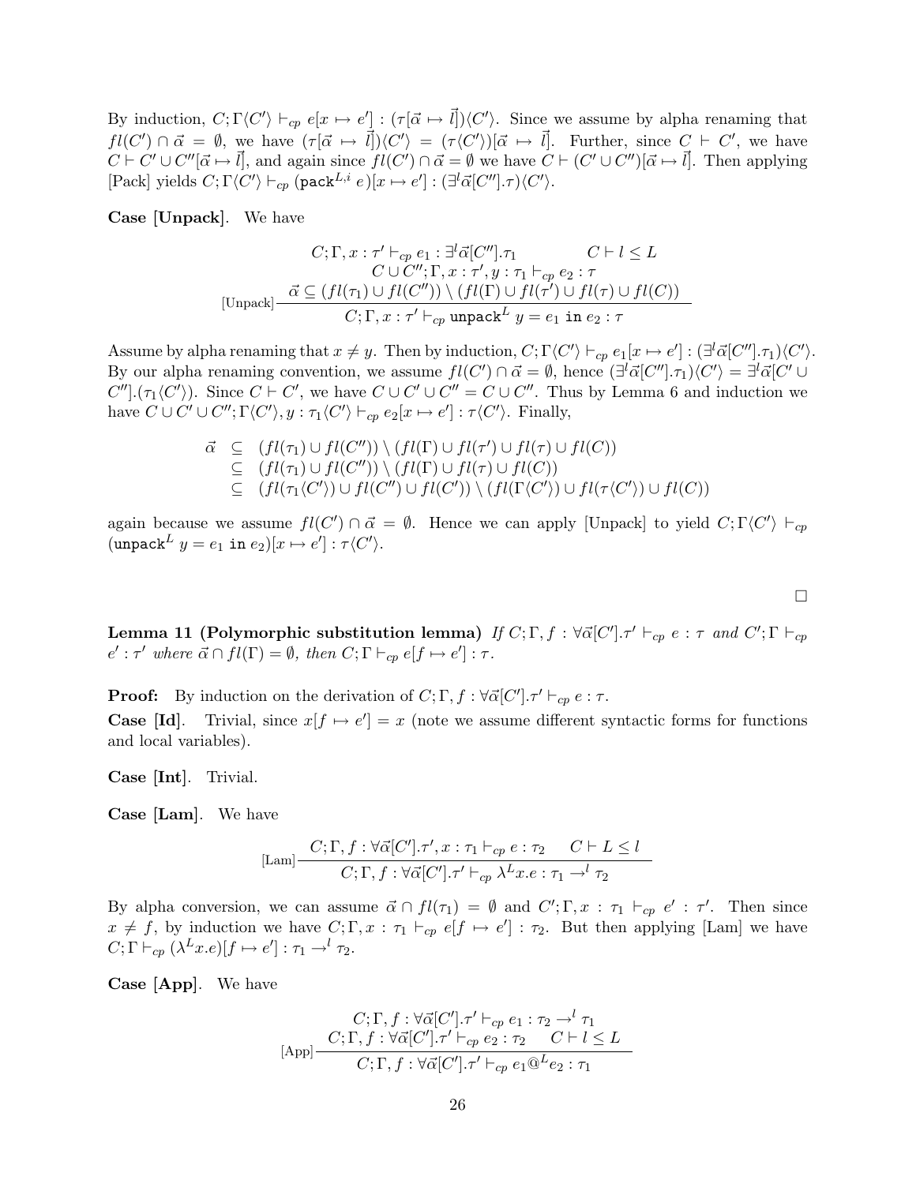By induction, $C; \Gamma\langle C' \rangle \vdash_{cp} e[x \mapsto e'] : (\tau[\vec{\alpha} \mapsto \vec{l}])\langle C' \rangle$. Since we assume by alpha renaming that $fl(C') \cap \vec{\alpha} = \emptyset$, we have $(\tau[\vec{\alpha} \mapsto \vec{l}])\langle C' \rangle = (\tau\langle C' \rangle)[\vec{\alpha} \mapsto \vec{l}]$. Further, since $C \vdash C'$, we have $C \vdash C' \cup C''[\vec{\alpha} \mapsto \vec{l}]$, and again since $fl(C') \cap \vec{\alpha} = \emptyset$ we have $C \vdash (C' \cup C'')[\vec{\alpha} \mapsto \vec{l}]$. Then applying [Pack] yields $C; \Gamma\langle C' \rangle \vdash_{cp} (\texttt{pack}^{L,i}\ e)[x \mapsto e'] : (\exists^l \vec{\alpha}[C''].\tau)\langle C' \rangle$.

**Case [Unpack].** We have

$$
[\text{Unpack}]\frac{\begin{array}{c} C; \Gamma, x : \tau' \vdash_{cp} e_1 : \exists^l \vec{\alpha}[C''].\tau_1 \qquad C \vdash l \leq L \\ C \cup C''; \Gamma, x : \tau', y : \tau_1 \vdash_{cp} e_2 : \tau \\ \vec{\alpha} \subseteq (fl(\tau_1) \cup fl(C'')) \setminus (fl(\Gamma) \cup fl(\tau') \cup fl(\tau) \cup fl(C)) \end{array}}{C; \Gamma, x : \tau' \vdash_{cp} \texttt{unpack}^L\ y = e_1\ \texttt{in}\ e_2 : \tau}
$$

Assume by alpha renaming that $x \neq y$. Then by induction, $C; \Gamma\langle C' \rangle \vdash_{cp} e_1[x \mapsto e'] : (\exists^l \vec{\alpha}[C''].\tau_1)\langle C' \rangle$. By our alpha renaming convention, we assume $fl(C') \cap \vec{\alpha} = \emptyset$, hence $(\exists^l \vec{\alpha}[C''].\tau_1)\langle C' \rangle = \exists^l \vec{\alpha}[C' \cup C''].(\tau_1\langle C' \rangle)$. Since $C \vdash C'$, we have $C \cup C' \cup C'' = C \cup C''$. Thus by Lemma 6 and induction we have $C \cup C' \cup C''; \Gamma\langle C' \rangle, y : \tau_1\langle C' \rangle \vdash_{cp} e_2[x \mapsto e'] : \tau\langle C' \rangle$. Finally,

$$
\begin{array}{rcl}
\vec{\alpha} & \subseteq & (fl(\tau_1) \cup fl(C'')) \setminus (fl(\Gamma) \cup fl(\tau') \cup fl(\tau) \cup fl(C)) \\
& \subseteq & (fl(\tau_1) \cup fl(C'')) \setminus (fl(\Gamma) \cup fl(\tau) \cup fl(C)) \\
& \subseteq & (fl(\tau_1\langle C' \rangle) \cup fl(C'') \cup fl(C')) \setminus (fl(\Gamma\langle C' \rangle) \cup fl(\tau\langle C' \rangle) \cup fl(C))
\end{array}
$$

again because we assume $fl(C') \cap \vec{\alpha} = \emptyset$. Hence we can apply [Unpack] to yield $C; \Gamma\langle C' \rangle \vdash_{cp} (\texttt{unpack}^L\ y = e_1\ \texttt{in}\ e_2)[x \mapsto e'] : \tau\langle C' \rangle$.

□

**Lemma 11 (Polymorphic substitution lemma)** *If $C; \Gamma, f : \forall \vec{\alpha}[C'].\tau' \vdash_{cp} e : \tau$ and $C'; \Gamma \vdash_{cp} e' : \tau'$ where $\vec{\alpha} \cap fl(\Gamma) = \emptyset$, then $C; \Gamma \vdash_{cp} e[f \mapsto e'] : \tau$.*

**Proof:** By induction on the derivation of $C; \Gamma, f : \forall \vec{\alpha}[C'].\tau' \vdash_{cp} e : \tau$.

**Case [Id].** Trivial, since $x[f \mapsto e'] = x$ (note we assume different syntactic forms for functions and local variables).

**Case [Int].** Trivial.

**Case [Lam].** We have

$$
[\text{Lam}]\frac{C; \Gamma, f : \forall \vec{\alpha}[C'].\tau', x : \tau_1 \vdash_{cp} e : \tau_2 \qquad C \vdash L \leq l}{C; \Gamma, f : \forall \vec{\alpha}[C'].\tau' \vdash_{cp} \lambda^L x.e : \tau_1 \to^l \tau_2}
$$

By alpha conversion, we can assume $\vec{\alpha} \cap fl(\tau_1) = \emptyset$ and $C'; \Gamma, x : \tau_1 \vdash_{cp} e' : \tau'$. Then since $x \neq f$, by induction we have $C; \Gamma, x : \tau_1 \vdash_{cp} e[f \mapsto e'] : \tau_2$. But then applying [Lam] we have $C; \Gamma \vdash_{cp} (\lambda^L x.e)[f \mapsto e'] : \tau_1 \to^l \tau_2$.

**Case [App].** We have

$$
[\text{App}]\frac{\begin{array}{c} C; \Gamma, f : \forall \vec{\alpha}[C'].\tau' \vdash_{cp} e_1 : \tau_2 \to^l \tau_1 \\ C; \Gamma, f : \forall \vec{\alpha}[C'].\tau' \vdash_{cp} e_2 : \tau_2 \qquad C \vdash l \leq L \end{array}}{C; \Gamma, f : \forall \vec{\alpha}[C'].\tau' \vdash_{cp} e_1 @^L e_2 : \tau_1}
$$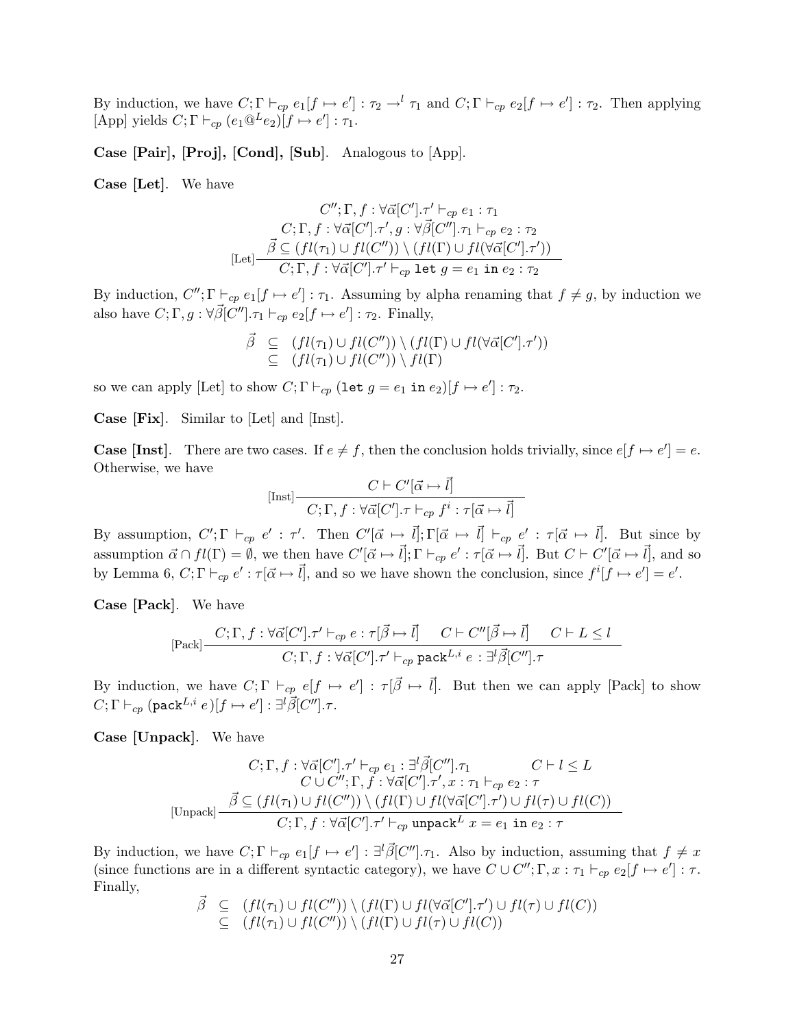By induction, we have $C; \Gamma \vdash_{cp} e_1[f \mapsto e'] : \tau_2 \rightarrow^l \tau_1$ and $C; \Gamma \vdash_{cp} e_2[f \mapsto e'] : \tau_2$. Then applying [App] yields $C; \Gamma \vdash_{cp} (e_1 @^L e_2)[f \mapsto e'] : \tau_1$.

**Case [Pair], [Proj], [Cond], [Sub].** Analogous to [App].

**Case [Let].** We have

$$
[\text{Let}]\frac{\begin{array}{c} C''; \Gamma, f : \forall \vec{\alpha}[C'].\tau' \vdash_{cp} e_1 : \tau_1 \\ C; \Gamma, f : \forall \vec{\alpha}[C'].\tau', g : \forall \vec{\beta}[C''].\tau_1 \vdash_{cp} e_2 : \tau_2 \\ \vec{\beta} \subseteq (fl(\tau_1) \cup fl(C'')) \setminus (fl(\Gamma) \cup fl(\forall \vec{\alpha}[C'].\tau')) \end{array}}{C; \Gamma, f : \forall \vec{\alpha}[C'].\tau' \vdash_{cp} \texttt{let } g = e_1 \texttt{ in } e_2 : \tau_2}
$$

By induction, $C''; \Gamma \vdash_{cp} e_1[f \mapsto e'] : \tau_1$. Assuming by alpha renaming that $f \neq g$, by induction we also have $C; \Gamma, g : \forall \vec{\beta}[C''].\tau_1 \vdash_{cp} e_2[f \mapsto e'] : \tau_2$. Finally,

$$
\begin{array}{rcl} \vec{\beta} & \subseteq & (fl(\tau_1) \cup fl(C'')) \setminus (fl(\Gamma) \cup fl(\forall \vec{\alpha}[C'].\tau')) \\ & \subseteq & (fl(\tau_1) \cup fl(C'')) \setminus fl(\Gamma) \end{array}
$$

so we can apply [Let] to show $C; \Gamma \vdash_{cp} (\texttt{let } g = e_1 \texttt{ in } e_2)[f \mapsto e'] : \tau_2$.

**Case [Fix].** Similar to [Let] and [Inst].

**Case [Inst].** There are two cases. If $e \neq f$, then the conclusion holds trivially, since $e[f \mapsto e'] = e$. Otherwise, we have

$$
[\text{Inst}]\frac{C \vdash C'[\vec{\alpha} \mapsto \vec{l}]}{C; \Gamma, f : \forall \vec{\alpha}[C'].\tau \vdash_{cp} f^i : \tau[\vec{\alpha} \mapsto \vec{l}]}
$$

By assumption, $C'; \Gamma \vdash_{cp} e' : \tau'$. Then $C'[\vec{\alpha} \mapsto \vec{l}]; \Gamma[\vec{\alpha} \mapsto \vec{l}] \vdash_{cp} e' : \tau[\vec{\alpha} \mapsto \vec{l}]$. But since by assumption $\vec{\alpha} \cap fl(\Gamma) = \emptyset$, we then have $C'[\vec{\alpha} \mapsto \vec{l}]; \Gamma \vdash_{cp} e' : \tau[\vec{\alpha} \mapsto \vec{l}]$. But $C \vdash C'[\vec{\alpha} \mapsto \vec{l}]$, and so by Lemma 6, $C; \Gamma \vdash_{cp} e' : \tau[\vec{\alpha} \mapsto \vec{l}]$, and so we have shown the conclusion, since $f^i[f \mapsto e'] = e'$.

**Case [Pack].** We have

$$
[\text{Pack}]\frac{C; \Gamma, f : \forall \vec{\alpha}[C'].\tau' \vdash_{cp} e : \tau[\vec{\beta} \mapsto \vec{l}] \qquad C \vdash C''[\vec{\beta} \mapsto \vec{l}] \qquad C \vdash L \leq l}{C; \Gamma, f : \forall \vec{\alpha}[C'].\tau' \vdash_{cp} \texttt{pack}^{L,i}\ e : \exists^l \vec{\beta}[C''].\tau}
$$

By induction, we have $C; \Gamma \vdash_{cp} e[f \mapsto e'] : \tau[\vec{\beta} \mapsto \vec{l}]$. But then we can apply [Pack] to show $C; \Gamma \vdash_{cp} (\texttt{pack}^{L,i}\ e)[f \mapsto e'] : \exists^l \vec{\beta}[C''].\tau$.

**Case [Unpack].** We have

$$
[\text{Unpack}]\frac{\begin{array}{c} C; \Gamma, f : \forall \vec{\alpha}[C'].\tau' \vdash_{cp} e_1 : \exists^l \vec{\beta}[C''].\tau_1 \qquad C \vdash l \leq L \\ C \cup C''; \Gamma, f : \forall \vec{\alpha}[C'].\tau', x : \tau_1 \vdash_{cp} e_2 : \tau \\ \vec{\beta} \subseteq (fl(\tau_1) \cup fl(C'')) \setminus (fl(\Gamma) \cup fl(\forall \vec{\alpha}[C'].\tau') \cup fl(\tau) \cup fl(C)) \end{array}}{C; \Gamma, f : \forall \vec{\alpha}[C'].\tau' \vdash_{cp} \texttt{unpack}^L\ x = e_1 \texttt{ in } e_2 : \tau}
$$

By induction, we have $C; \Gamma \vdash_{cp} e_1[f \mapsto e'] : \exists^l \vec{\beta}[C''].\tau_1$. Also by induction, assuming that $f \neq x$ (since functions are in a different syntactic category), we have $C \cup C''; \Gamma, x : \tau_1 \vdash_{cp} e_2[f \mapsto e'] : \tau$. Finally,

$$
\begin{array}{rcl} \vec{\beta} & \subseteq & (fl(\tau_1) \cup fl(C'')) \setminus (fl(\Gamma) \cup fl(\forall \vec{\alpha}[C'].\tau') \cup fl(\tau) \cup fl(C)) \\ & \subseteq & (fl(\tau_1) \cup fl(C'')) \setminus (fl(\Gamma) \cup fl(\tau) \cup fl(C)) \end{array}
$$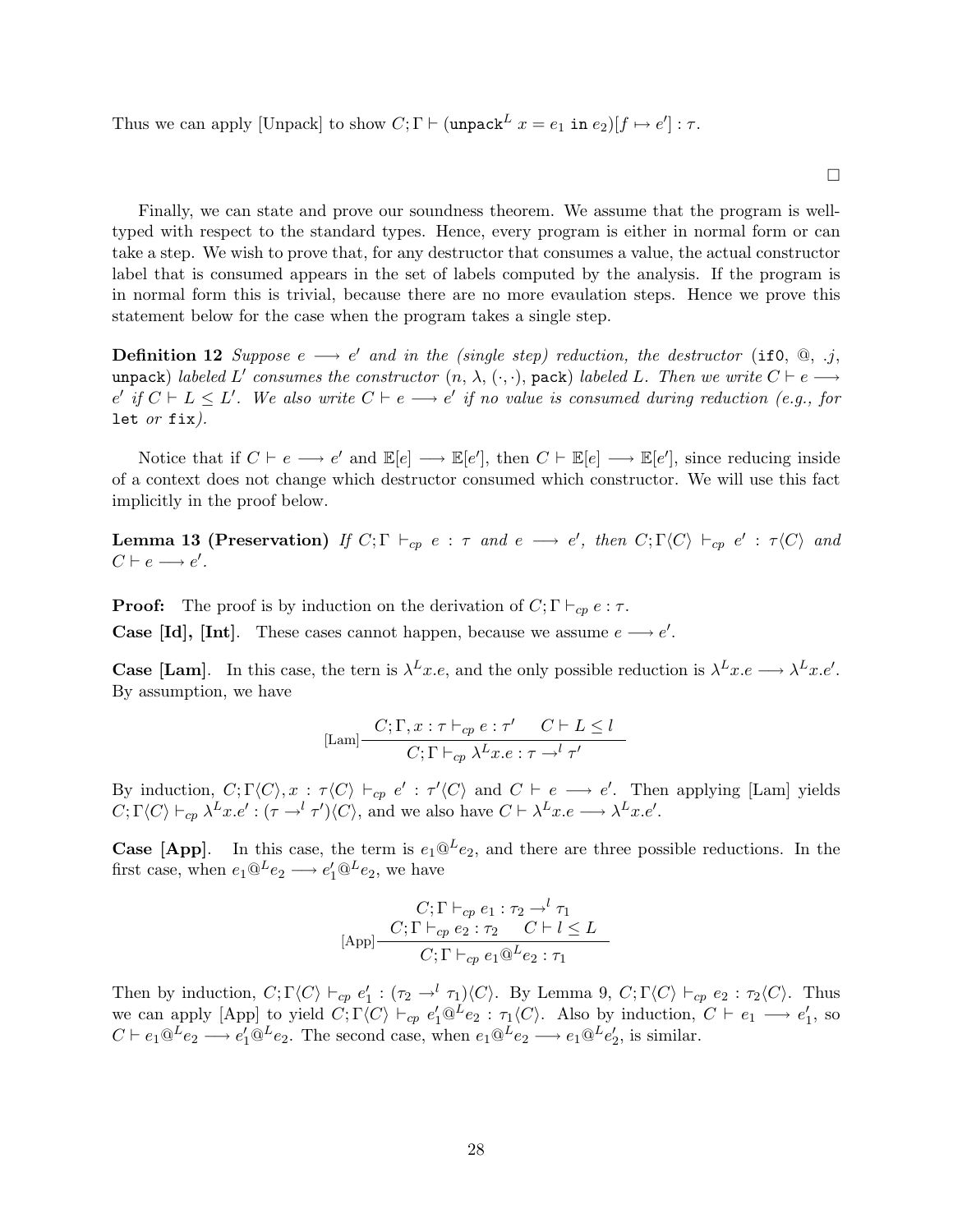Thus we can apply [Unpack] to show $C; \Gamma \vdash (\texttt{unpack}^L\ x = e_1 \texttt{ in } e_2)[f \mapsto e'] : \tau$.

$\square$

Finally, we can state and prove our soundness theorem. We assume that the program is well-typed with respect to the standard types. Hence, every program is either in normal form or can take a step. We wish to prove that, for any destructor that consumes a value, the actual constructor label that is consumed appears in the set of labels computed by the analysis. If the program is in normal form this is trivial, because there are no more evauluation steps. Hence we prove this statement below for the case when the program takes a single step.

**Definition 12** *Suppose $e \longrightarrow e'$ and in the (single step) reduction, the destructor ($\texttt{if0}$, $@$, $.j$, $\texttt{unpack}$) labeled $L'$ consumes the constructor ($n$, $\lambda$, $(\cdot,\cdot)$, $\texttt{pack}$) labeled $L$. Then we write $C \vdash e \longrightarrow e'$ if $C \vdash L \leq L'$. We also write $C \vdash e \longrightarrow e'$ if no value is consumed during reduction (e.g., for* $\texttt{let}$ *or* $\texttt{fix}$*).*

Notice that if $C \vdash e \longrightarrow e'$ and $\mathbb{E}[e] \longrightarrow \mathbb{E}[e']$, then $C \vdash \mathbb{E}[e] \longrightarrow \mathbb{E}[e']$, since reducing inside of a context does not change which destructor consumed which constructor. We will use this fact implicitly in the proof below.

**Lemma 13 (Preservation)** *If $C; \Gamma \vdash_{cp} e : \tau$ and $e \longrightarrow e'$, then $C; \Gamma\langle C\rangle \vdash_{cp} e' : \tau\langle C\rangle$ and $C \vdash e \longrightarrow e'$.*

**Proof:** The proof is by induction on the derivation of $C; \Gamma \vdash_{cp} e : \tau$.

**Case [Id], [Int].** These cases cannot happen, because we assume $e \longrightarrow e'$.

**Case [Lam].** In this case, the tern is $\lambda^L x.e$, and the only possible reduction is $\lambda^L x.e \longrightarrow \lambda^L x.e'$. By assumption, we have

$$\text{[Lam]}\frac{C; \Gamma, x : \tau \vdash_{cp} e : \tau' \qquad C \vdash L \leq l}{C; \Gamma \vdash_{cp} \lambda^L x.e : \tau \rightarrow^l \tau'}$$

By induction, $C; \Gamma\langle C\rangle, x : \tau\langle C\rangle \vdash_{cp} e' : \tau'\langle C\rangle$ and $C \vdash e \longrightarrow e'$. Then applying [Lam] yields $C; \Gamma\langle C\rangle \vdash_{cp} \lambda^L x.e' : (\tau \rightarrow^l \tau')\langle C\rangle$, and we also have $C \vdash \lambda^L x.e \longrightarrow \lambda^L x.e'$.

**Case [App].** In this case, the term is $e_1 @^L e_2$, and there are three possible reductions. In the first case, when $e_1 @^L e_2 \longrightarrow e_1' @^L e_2$, we have

$$\text{[App]}\frac{\begin{array}{c} C; \Gamma \vdash_{cp} e_1 : \tau_2 \rightarrow^l \tau_1 \\ C; \Gamma \vdash_{cp} e_2 : \tau_2 \qquad C \vdash l \leq L \end{array}}{C; \Gamma \vdash_{cp} e_1 @^L e_2 : \tau_1}$$

Then by induction, $C; \Gamma\langle C\rangle \vdash_{cp} e_1' : (\tau_2 \rightarrow^l \tau_1)\langle C\rangle$. By Lemma 9, $C; \Gamma\langle C\rangle \vdash_{cp} e_2 : \tau_2\langle C\rangle$. Thus we can apply [App] to yield $C; \Gamma\langle C\rangle \vdash_{cp} e_1' @^L e_2 : \tau_1\langle C\rangle$. Also by induction, $C \vdash e_1 \longrightarrow e_1'$, so $C \vdash e_1 @^L e_2 \longrightarrow e_1' @^L e_2$. The second case, when $e_1 @^L e_2 \longrightarrow e_1 @^L e_2'$, is similar.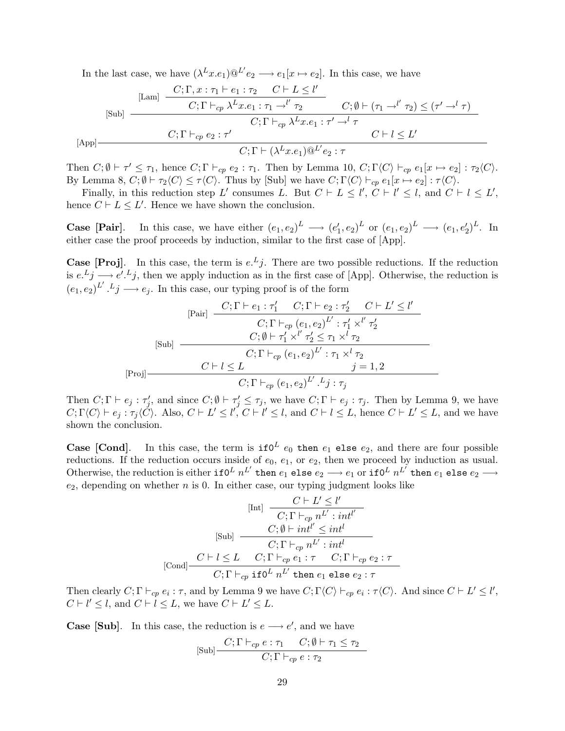In the last case, we have $(\lambda^L x.e_1)@^{L'} e_2 \longrightarrow e_1[x \mapsto e_2]$. In this case, we have

$$
\text{[App]}\dfrac{\text{[Sub]}\dfrac{\text{[Lam]}\dfrac{C;\Gamma, x:\tau_1 \vdash e_1 : \tau_2 \quad C \vdash L \leq l'}{C;\Gamma \vdash_{cp} \lambda^L x.e_1 : \tau_1 \rightarrow^{l'} \tau_2} \qquad C;\emptyset \vdash (\tau_1 \rightarrow^{l'} \tau_2) \leq (\tau' \rightarrow^{l} \tau)}{C;\Gamma \vdash_{cp} \lambda^L x.e_1 : \tau' \rightarrow^{l} \tau} \qquad C;\Gamma \vdash_{cp} e_2 : \tau' \qquad C \vdash l \leq L'}{C;\Gamma \vdash (\lambda^L x.e_1)@^{L'} e_2 : \tau}
$$

Then $C;\emptyset \vdash \tau' \leq \tau_1$, hence $C;\Gamma \vdash_{cp} e_2 : \tau_1$. Then by Lemma 10, $C;\Gamma\langle C\rangle \vdash_{cp} e_1[x \mapsto e_2] : \tau_2\langle C\rangle$. By Lemma 8, $C;\emptyset \vdash \tau_2\langle C\rangle \leq \tau\langle C\rangle$. Thus by [Sub] we have $C;\Gamma\langle C\rangle \vdash_{cp} e_1[x \mapsto e_2] : \tau\langle C\rangle$.

Finally, in this reduction step $L'$ consumes $L$. But $C \vdash L \leq l'$, $C \vdash l' \leq l$, and $C \vdash l \leq L'$, hence $C \vdash L \leq L'$. Hence we have shown the conclusion.

**Case [Pair].** In this case, we have either $(e_1, e_2)^L \longrightarrow (e_1', e_2)^L$ or $(e_1, e_2)^L \longrightarrow (e_1, e_2')^L$. In either case the proof proceeds by induction, similar to the first case of [App].

**Case [Proj].** In this case, the term is $e.^L j$. There are two possible reductions. If the reduction is $e.^L j \longrightarrow e'.^L j$, then we apply induction as in the first case of [App]. Otherwise, the reduction is $(e_1, e_2)^{L'}.^L j \longrightarrow e_j$. In this case, our typing proof is of the form

$$
\text{[Proj]}\dfrac{\text{[Sub]}\dfrac{\text{[Pair]}\dfrac{C;\Gamma \vdash e_1 : \tau_1' \quad C;\Gamma \vdash e_2 : \tau_2' \quad C \vdash L' \leq l'}{C;\Gamma \vdash_{cp} (e_1, e_2)^{L'} : \tau_1' \times^{l'} \tau_2'} \quad C;\emptyset \vdash \tau_1' \times^{l'} \tau_2' \leq \tau_1 \times^{l} \tau_2}{C;\Gamma \vdash_{cp} (e_1, e_2)^{L'} : \tau_1 \times^{l} \tau_2} \qquad C \vdash l \leq L \qquad j = 1,2}{C;\Gamma \vdash_{cp} (e_1, e_2)^{L'}.^L j : \tau_j}
$$

Then $C;\Gamma \vdash e_j : \tau_j'$, and since $C;\emptyset \vdash \tau_j' \leq \tau_j$, we have $C;\Gamma \vdash e_j : \tau_j$. Then by Lemma 9, we have $C;\Gamma\langle C\rangle \vdash e_j : \tau_j\langle C\rangle$. Also, $C \vdash L' \leq l'$, $C \vdash l' \leq l$, and $C \vdash l \leq L$, hence $C \vdash L' \leq L$, and we have shown the conclusion.

**Case [Cond].** In this case, the term is $\texttt{if0}^L\ e_0\ \texttt{then}\ e_1\ \texttt{else}\ e_2$, and there are four possible reductions. If the reduction occurs inside of $e_0$, $e_1$, or $e_2$, then we proceed by induction as usual. Otherwise, the reduction is either $\texttt{if0}^L\ n^{L'}\ \texttt{then}\ e_1\ \texttt{else}\ e_2 \longrightarrow e_1$ or $\texttt{if0}^L\ n^{L'}\ \texttt{then}\ e_1\ \texttt{else}\ e_2 \longrightarrow e_2$, depending on whether $n$ is 0. In either case, our typing judgment looks like

$$
\text{[Cond]}\dfrac{C \vdash l \leq L \qquad \text{[Sub]}\dfrac{\text{[Int]}\dfrac{C \vdash L' \leq l'}{C;\Gamma \vdash_{cp} n^{L'} : int^{l'}} \quad C;\emptyset \vdash int^{l'} \leq int^{l}}{C;\Gamma \vdash_{cp} n^{L'} : int^{l}} \qquad C;\Gamma \vdash_{cp} e_1 : \tau \qquad C;\Gamma \vdash_{cp} e_2 : \tau}{C;\Gamma \vdash_{cp} \texttt{if0}^L\ n^{L'}\ \texttt{then}\ e_1\ \texttt{else}\ e_2 : \tau}
$$

Then clearly $C;\Gamma \vdash_{cp} e_i : \tau$, and by Lemma 9 we have $C;\Gamma\langle C\rangle \vdash_{cp} e_i : \tau\langle C\rangle$. And since $C \vdash L' \leq l'$, $C \vdash l' \leq l$, and $C \vdash l \leq L$, we have $C \vdash L' \leq L$.

**Case [Sub].** In this case, the reduction is $e \longrightarrow e'$, and we have

$$
\text{[Sub]}\dfrac{C;\Gamma \vdash_{cp} e : \tau_1 \qquad C;\emptyset \vdash \tau_1 \leq \tau_2}{C;\Gamma \vdash_{cp} e : \tau_2}
$$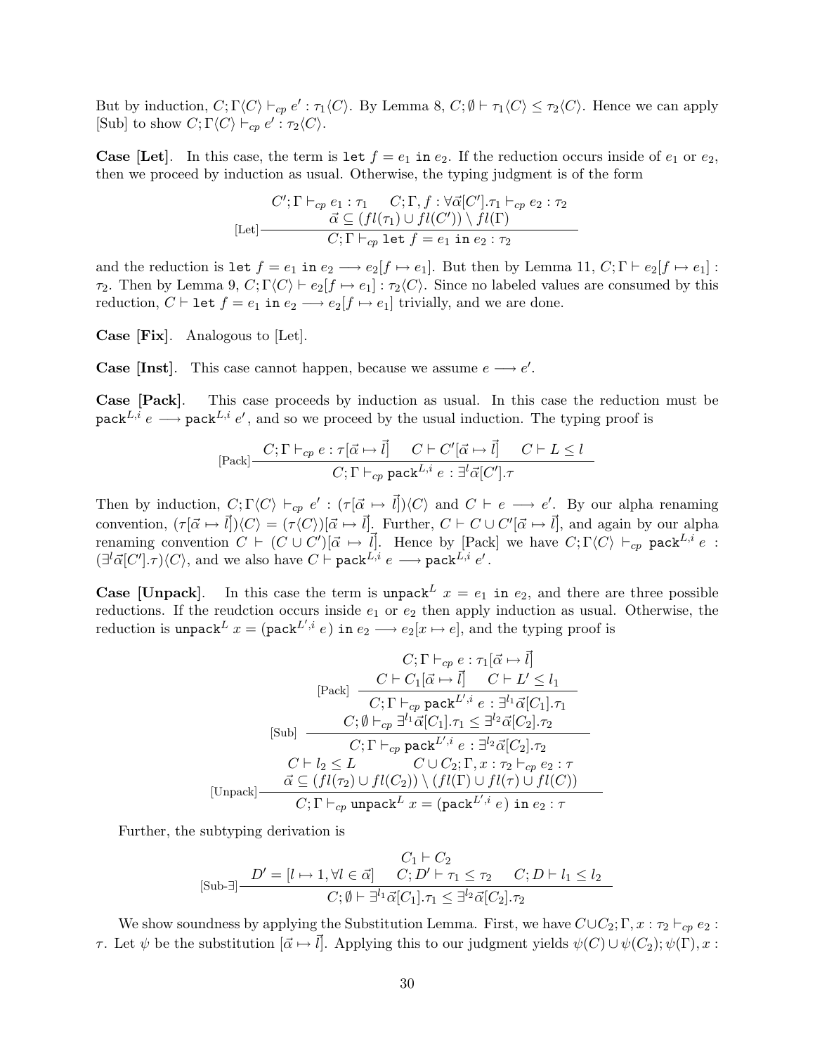But by induction, $C; \Gamma\langle C\rangle \vdash_{cp} e' : \tau_1\langle C\rangle$. By Lemma 8, $C; \emptyset \vdash \tau_1\langle C\rangle \leq \tau_2\langle C\rangle$. Hence we can apply [Sub] to show $C; \Gamma\langle C\rangle \vdash_{cp} e' : \tau_2\langle C\rangle$.

**Case [Let].** In this case, the term is $\texttt{let}\ f = e_1\ \texttt{in}\ e_2$. If the reduction occurs inside of $e_1$ or $e_2$, then we proceed by induction as usual. Otherwise, the typing judgment is of the form

$$\text{[Let]}\frac{\begin{array}{c} C'; \Gamma \vdash_{cp} e_1 : \tau_1 \quad C; \Gamma, f : \forall\vec{\alpha}[C'].\tau_1 \vdash_{cp} e_2 : \tau_2 \\ \vec{\alpha} \subseteq (fl(\tau_1) \cup fl(C')) \setminus fl(\Gamma) \end{array}}{C; \Gamma \vdash_{cp} \texttt{let}\ f = e_1\ \texttt{in}\ e_2 : \tau_2}$$

and the reduction is $\texttt{let}\ f = e_1\ \texttt{in}\ e_2 \longrightarrow e_2[f \mapsto e_1]$. But then by Lemma 11, $C; \Gamma \vdash e_2[f \mapsto e_1] : \tau_2$. Then by Lemma 9, $C; \Gamma\langle C\rangle \vdash e_2[f \mapsto e_1] : \tau_2\langle C\rangle$. Since no labeled values are consumed by this reduction, $C \vdash \texttt{let}\ f = e_1\ \texttt{in}\ e_2 \longrightarrow e_2[f \mapsto e_1]$ trivially, and we are done.

**Case [Fix].** Analogous to [Let].

**Case [Inst].** This case cannot happen, because we assume $e \longrightarrow e'$.

**Case [Pack].** This case proceeds by induction as usual. In this case the reduction must be $\texttt{pack}^{L,i}\ e \longrightarrow \texttt{pack}^{L,i}\ e'$, and so we proceed by the usual induction. The typing proof is

$$\text{[Pack]}\frac{C; \Gamma \vdash_{cp} e : \tau[\vec{\alpha} \mapsto \vec{l}] \quad C \vdash C'[\vec{\alpha} \mapsto \vec{l}] \quad C \vdash L \leq l}{C; \Gamma \vdash_{cp} \texttt{pack}^{L,i}\ e : \exists^l \vec{\alpha}[C'].\tau}$$

Then by induction, $C; \Gamma\langle C\rangle \vdash_{cp} e' : (\tau[\vec{\alpha} \mapsto \vec{l}])\langle C\rangle$ and $C \vdash e \longrightarrow e'$. By our alpha renaming convention, $(\tau[\vec{\alpha} \mapsto \vec{l}])\langle C\rangle = (\tau\langle C\rangle)[\vec{\alpha} \mapsto \vec{l}]$. Further, $C \vdash C \cup C'[\vec{\alpha} \mapsto \vec{l}]$, and again by our alpha renaming convention $C \vdash (C \cup C')[\vec{\alpha} \mapsto \vec{l}]$. Hence by [Pack] we have $C; \Gamma\langle C\rangle \vdash_{cp} \texttt{pack}^{L,i}\ e : (\exists^l \vec{\alpha}[C'].\tau)\langle C\rangle$, and we also have $C \vdash \texttt{pack}^{L,i}\ e \longrightarrow \texttt{pack}^{L,i}\ e'$.

**Case [Unpack].** In this case the term is $\texttt{unpack}^L\ x = e_1\ \texttt{in}\ e_2$, and there are three possible reductions. If the reudction occurs inside $e_1$ or $e_2$ then apply induction as usual. Otherwise, the reduction is $\texttt{unpack}^L\ x = (\texttt{pack}^{L',i}\ e)\ \texttt{in}\ e_2 \longrightarrow e_2[x \mapsto e]$, and the typing proof is

$$\text{[Unpack]}\frac{\begin{array}{c} \text{[Sub]}\dfrac{\text{[Pack]}\dfrac{\begin{array}{c} C; \Gamma \vdash_{cp} e : \tau_1[\vec{\alpha} \mapsto \vec{l}] \\ C \vdash C_1[\vec{\alpha} \mapsto \vec{l}] \quad C \vdash L' \leq l_1 \end{array}}{C; \Gamma \vdash_{cp} \texttt{pack}^{L',i}\ e : \exists^{l_1} \vec{\alpha}[C_1].\tau_1} \quad C; \emptyset \vdash_{cp} \exists^{l_1} \vec{\alpha}[C_1].\tau_1 \leq \exists^{l_2} \vec{\alpha}[C_2].\tau_2}{C; \Gamma \vdash_{cp} \texttt{pack}^{L',i}\ e : \exists^{l_2} \vec{\alpha}[C_2].\tau_2} \\ C \vdash l_2 \leq L \qquad C \cup C_2; \Gamma, x : \tau_2 \vdash_{cp} e_2 : \tau \\ \vec{\alpha} \subseteq (fl(\tau_2) \cup fl(C_2)) \setminus (fl(\Gamma) \cup fl(\tau) \cup fl(C)) \end{array}}{C; \Gamma \vdash_{cp} \texttt{unpack}^L\ x = (\texttt{pack}^{L',i}\ e)\ \texttt{in}\ e_2 : \tau}$$

Further, the subtyping derivation is

$$\text{[Sub-}\exists\text{]}\frac{\begin{array}{c} C_1 \vdash C_2 \\ D' = [l \mapsto 1, \forall l \in \vec{\alpha}] \quad C; D' \vdash \tau_1 \leq \tau_2 \quad C; D \vdash l_1 \leq l_2 \end{array}}{C; \emptyset \vdash \exists^{l_1} \vec{\alpha}[C_1].\tau_1 \leq \exists^{l_2} \vec{\alpha}[C_2].\tau_2}$$

We show soundness by applying the Substitution Lemma. First, we have $C \cup C_2; \Gamma, x : \tau_2 \vdash_{cp} e_2 : \tau$. Let $\psi$ be the substitution $[\vec{\alpha} \mapsto \vec{l}]$. Applying this to our judgment yields $\psi(C) \cup \psi(C_2); \psi(\Gamma), x :$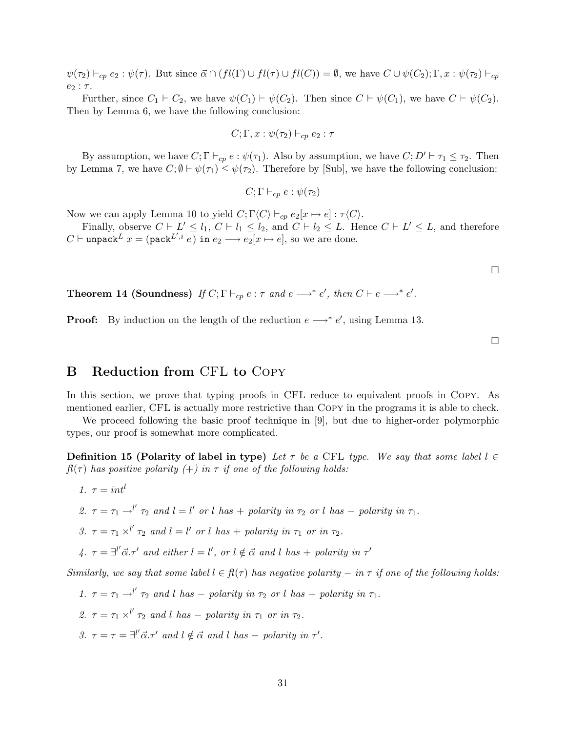$\psi(\tau_2) \vdash_{cp} e_2 : \psi(\tau)$. But since $\vec{\alpha} \cap (fl(\Gamma) \cup fl(\tau) \cup fl(C)) = \emptyset$, we have $C \cup \psi(C_2); \Gamma, x : \psi(\tau_2) \vdash_{cp} e_2 : \tau$.

Further, since $C_1 \vdash C_2$, we have $\psi(C_1) \vdash \psi(C_2)$. Then since $C \vdash \psi(C_1)$, we have $C \vdash \psi(C_2)$. Then by Lemma 6, we have the following conclusion:

$$C; \Gamma, x : \psi(\tau_2) \vdash_{cp} e_2 : \tau$$

By assumption, we have $C; \Gamma \vdash_{cp} e : \psi(\tau_1)$. Also by assumption, we have $C; D' \vdash \tau_1 \leq \tau_2$. Then by Lemma 7, we have $C; \emptyset \vdash \psi(\tau_1) \leq \psi(\tau_2)$. Therefore by [Sub], we have the following conclusion:

$$C; \Gamma \vdash_{cp} e : \psi(\tau_2)$$

Now we can apply Lemma 10 to yield $C; \Gamma\langle C\rangle \vdash_{cp} e_2[x \mapsto e] : \tau\langle C\rangle$.

Finally, observe $C \vdash L' \leq l_1$, $C \vdash l_1 \leq l_2$, and $C \vdash l_2 \leq L$. Hence $C \vdash L' \leq L$, and therefore $C \vdash \texttt{unpack}^L\ x = (\texttt{pack}^{L',i}\ e)\ \texttt{in}\ e_2 \longrightarrow e_2[x \mapsto e]$, so we are done.

□

**Theorem 14 (Soundness)** *If $C; \Gamma \vdash_{cp} e : \tau$ and $e \longrightarrow^* e'$, then $C \vdash e \longrightarrow^* e'$.*

**Proof:** By induction on the length of the reduction $e \longrightarrow^* e'$, using Lemma 13.

□

## B Reduction from CFL to Copy

In this section, we prove that typing proofs in CFL reduce to equivalent proofs in Copy. As mentioned earlier, CFL is actually more restrictive than Copy in the programs it is able to check.

We proceed following the basic proof technique in [9], but due to higher-order polymorphic types, our proof is somewhat more complicated.

**Definition 15 (Polarity of label in type)** *Let $\tau$ be a CFL type. We say that some label $l \in fl(\tau)$ has positive polarity (+) in $\tau$ if one of the following holds:*

1. *$\tau = int^l$*
2. *$\tau = \tau_1 \rightarrow^{l'} \tau_2$ and $l = l'$ or $l$ has + polarity in $\tau_2$ or $l$ has − polarity in $\tau_1$.*
3. *$\tau = \tau_1 \times^{l'} \tau_2$ and $l = l'$ or $l$ has + polarity in $\tau_1$ or in $\tau_2$.*
4. *$\tau = \exists^{l'} \vec{\alpha}.\tau'$ and either $l = l'$, or $l \notin \vec{\alpha}$ and $l$ has + polarity in $\tau'$*

*Similarly, we say that some label $l \in fl(\tau)$ has negative polarity − in $\tau$ if one of the following holds:*

1. *$\tau = \tau_1 \rightarrow^{l'} \tau_2$ and $l$ has − polarity in $\tau_2$ or $l$ has + polarity in $\tau_1$.*
2. *$\tau = \tau_1 \times^{l'} \tau_2$ and $l$ has − polarity in $\tau_1$ or in $\tau_2$.*
3. *$\tau = \tau = \exists^{l'} \vec{\alpha}.\tau'$ and $l \notin \vec{\alpha}$ and $l$ has − polarity in $\tau'$.*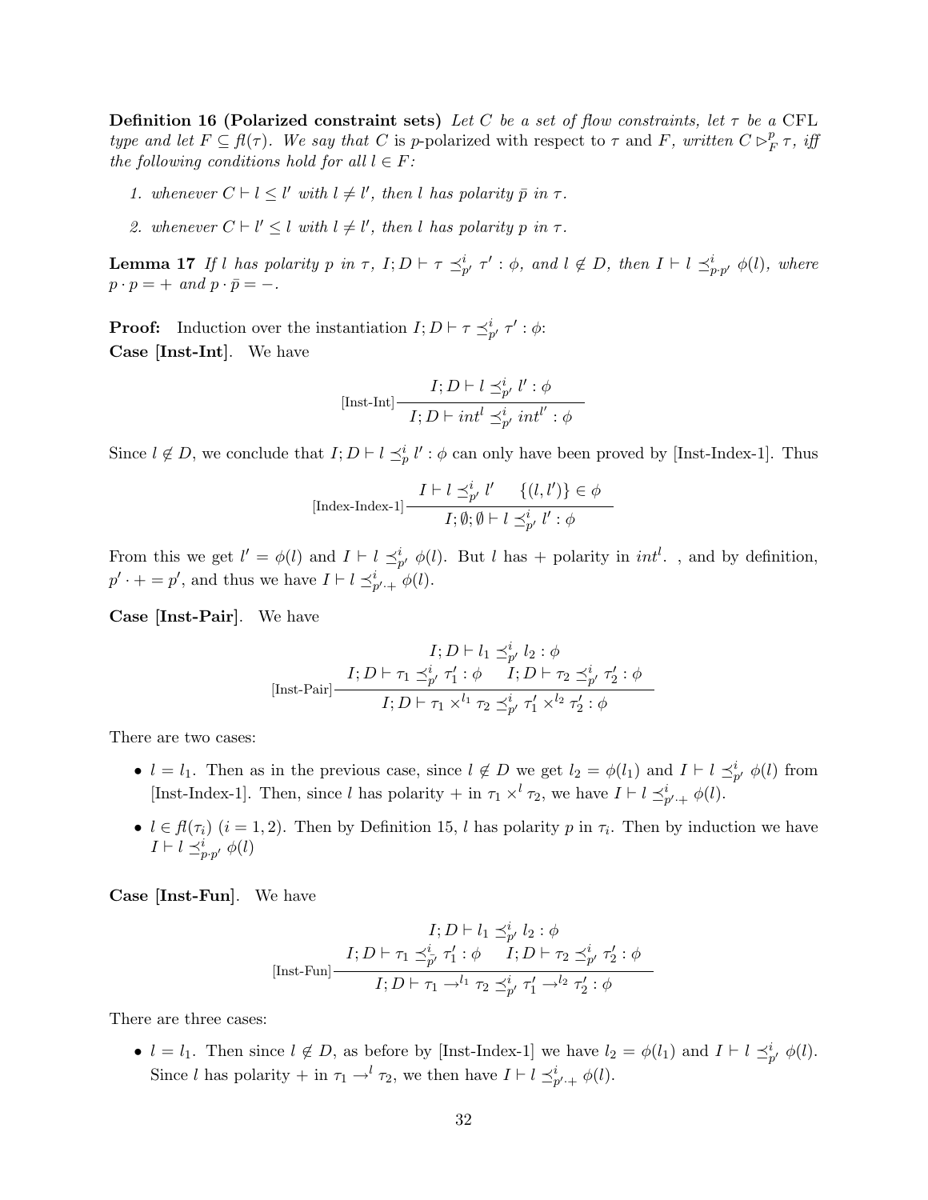**Definition 16 (Polarized constraint sets)** *Let $C$ be a set of flow constraints, let $\tau$ be a* CFL *type and let $F \subseteq fl(\tau)$. We say that $C$ is $p$-polarized with respect to $\tau$ and $F$, written $C \rhd^p_F \tau$, iff the following conditions hold for all $l \in F$:*

1. *whenever $C \vdash l \leq l'$ with $l \neq l'$, then $l$ has polarity $\bar{p}$ in $\tau$.*
2. *whenever $C \vdash l' \leq l$ with $l \neq l'$, then $l$ has polarity $p$ in $\tau$.*

**Lemma 17** *If $l$ has polarity $p$ in $\tau$, $I; D \vdash \tau \preceq^i_{p'} \tau' : \phi$, and $l \notin D$, then $I \vdash l \preceq^i_{p \cdot p'} \phi(l)$, where $p \cdot p = +$ and $p \cdot \bar{p} = -$.*

**Proof:** Induction over the instantiation $I; D \vdash \tau \preceq^i_{p'} \tau' : \phi$:

**Case [Inst-Int].** We have

$$\text{[Inst-Int]}\frac{I; D \vdash l \preceq^i_{p'} l' : \phi}{I; D \vdash int^l \preceq^i_{p'} int^{l'} : \phi}$$

Since $l \notin D$, we conclude that $I; D \vdash l \preceq^i_p l' : \phi$ can only have been proved by [Inst-Index-1]. Thus

$$\text{[Index-Index-1]}\frac{I \vdash l \preceq^i_{p'} l' \qquad \{(l, l')\} \in \phi}{I; \emptyset; \emptyset \vdash l \preceq^i_{p'} l' : \phi}$$

From this we get $l' = \phi(l)$ and $I \vdash l \preceq^i_{p'} \phi(l)$. But $l$ has $+$ polarity in $int^l$. , and by definition, $p' \cdot + = p'$, and thus we have $I \vdash l \preceq^i_{p' \cdot +} \phi(l)$.

**Case [Inst-Pair].** We have

$$\text{[Inst-Pair]}\frac{\begin{array}{c} I; D \vdash l_1 \preceq^i_{p'} l_2 : \phi \\ I; D \vdash \tau_1 \preceq^i_{p'} \tau_1' : \phi \qquad I; D \vdash \tau_2 \preceq^i_{p'} \tau_2' : \phi \end{array}}{I; D \vdash \tau_1 \times^{l_1} \tau_2 \preceq^i_{p'} \tau_1' \times^{l_2} \tau_2' : \phi}$$

There are two cases:

- $l = l_1$. Then as in the previous case, since $l \notin D$ we get $l_2 = \phi(l_1)$ and $I \vdash l \preceq^i_{p'} \phi(l)$ from [Inst-Index-1]. Then, since $l$ has polarity $+$ in $\tau_1 \times^l \tau_2$, we have $I \vdash l \preceq^i_{p' \cdot +} \phi(l)$.
- $l \in fl(\tau_i)$ $(i = 1, 2)$. Then by Definition 15, $l$ has polarity $p$ in $\tau_i$. Then by induction we have $I \vdash l \preceq^i_{p \cdot p'} \phi(l)$

**Case [Inst-Fun].** We have

$$\text{[Inst-Fun]}\frac{\begin{array}{c} I; D \vdash l_1 \preceq^i_{p'} l_2 : \phi \\ I; D \vdash \tau_1 \preceq^i_{\bar{p}'} \tau_1' : \phi \qquad I; D \vdash \tau_2 \preceq^i_{p'} \tau_2' : \phi \end{array}}{I; D \vdash \tau_1 \rightarrow^{l_1} \tau_2 \preceq^i_{p'} \tau_1' \rightarrow^{l_2} \tau_2' : \phi}$$

There are three cases:

- $l = l_1$. Then since $l \notin D$, as before by [Inst-Index-1] we have $l_2 = \phi(l_1)$ and $I \vdash l \preceq^i_{p'} \phi(l)$. Since $l$ has polarity $+$ in $\tau_1 \rightarrow^l \tau_2$, we then have $I \vdash l \preceq^i_{p' \cdot +} \phi(l)$.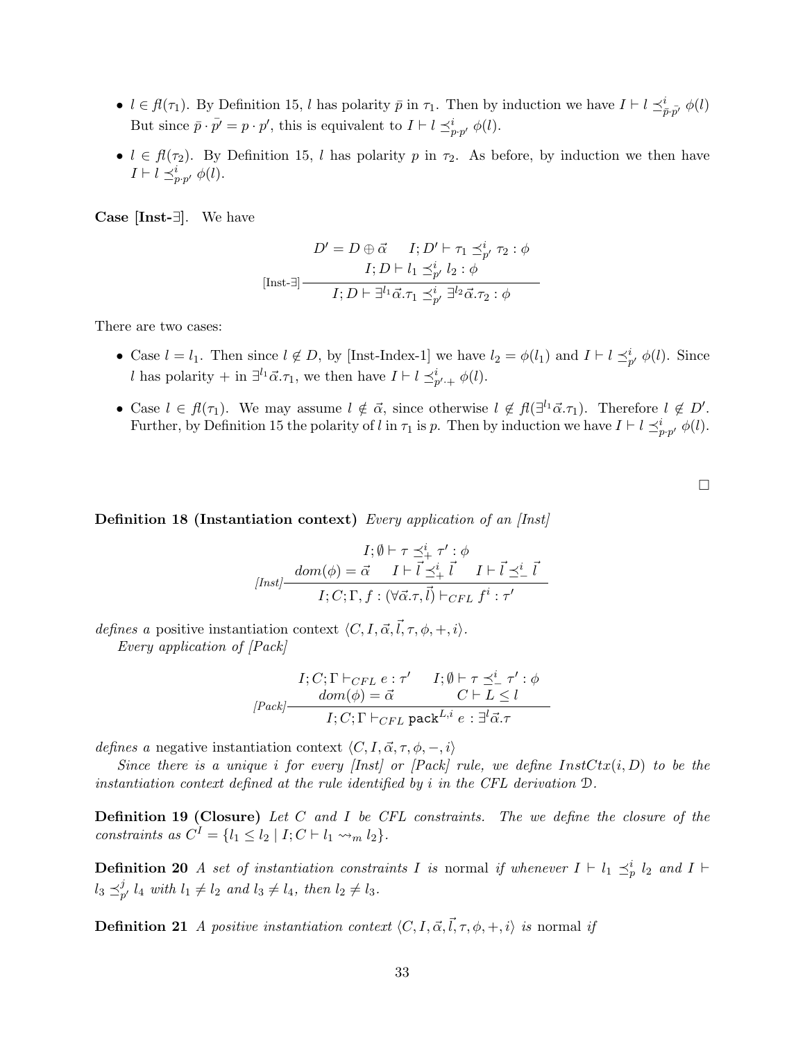- $l \in fl(\tau_1)$. By Definition 15, $l$ has polarity $\bar{p}$ in $\tau_1$. Then by induction we have $I \vdash l \preceq^i_{\bar{p}\cdot\bar{p'}} \phi(l)$ But since $\bar{p} \cdot \bar{p'} = p \cdot p'$, this is equivalent to $I \vdash l \preceq^i_{p\cdot p'} \phi(l)$.

- $l \in fl(\tau_2)$. By Definition 15, $l$ has polarity $p$ in $\tau_2$. As before, by induction we then have $I \vdash l \preceq^i_{p\cdot p'} \phi(l)$.

**Case [Inst-∃].** We have

$$\text{[Inst-}\exists\text{]}\frac{\begin{array}{c} D' = D \oplus \vec{\alpha} \qquad I; D' \vdash \tau_1 \preceq^i_{p'} \tau_2 : \phi \\ I; D \vdash l_1 \preceq^i_{p'} l_2 : \phi \end{array}}{I; D \vdash \exists^{l_1}\vec{\alpha}.\tau_1 \preceq^i_{p'} \exists^{l_2}\vec{\alpha}.\tau_2 : \phi}$$

There are two cases:

- Case $l = l_1$. Then since $l \notin D$, by [Inst-Index-1] we have $l_2 = \phi(l_1)$ and $I \vdash l \preceq^i_{p'} \phi(l)$. Since $l$ has polarity $+$ in $\exists^{l_1}\vec{\alpha}.\tau_1$, we then have $I \vdash l \preceq^i_{p'\cdot +} \phi(l)$.

- Case $l \in fl(\tau_1)$. We may assume $l \notin \vec{\alpha}$, since otherwise $l \notin fl(\exists^{l_1}\vec{\alpha}.\tau_1)$. Therefore $l \notin D'$. Further, by Definition 15 the polarity of $l$ in $\tau_1$ is $p$. Then by induction we have $I \vdash l \preceq^i_{p\cdot p'} \phi(l)$.

□

**Definition 18 (Instantiation context)** *Every application of an [Inst]*

$$\textit{[Inst]}\frac{\begin{array}{c} I; \emptyset \vdash \tau \preceq^i_+ \tau' : \phi \\ dom(\phi) = \vec{\alpha} \qquad I \vdash \vec{l} \preceq^i_+ \vec{l} \qquad I \vdash \vec{l} \preceq^i_- \vec{l} \end{array}}{I; C; \Gamma, f : (\forall\vec{\alpha}.\tau, \vec{l}) \vdash_{CFL} f^i : \tau'}$$

*defines a* positive instantiation context $\langle C, I, \vec{\alpha}, \vec{l}, \tau, \phi, +, i\rangle$.

*Every application of [Pack]*

$$\textit{[Pack]}\frac{\begin{array}{cc} I; C; \Gamma \vdash_{CFL} e : \tau' & I; \emptyset \vdash \tau \preceq^i_- \tau' : \phi \\ dom(\phi) = \vec{\alpha} & C \vdash L \leq l \end{array}}{I; C; \Gamma \vdash_{CFL} \texttt{pack}^{L,i}\ e : \exists^l\vec{\alpha}.\tau}$$

*defines a* negative instantiation context $\langle C, I, \vec{\alpha}, \tau, \phi, -, i\rangle$

*Since there is a unique $i$ for every [Inst] or [Pack] rule, we define $InstCtx(i, D)$ to be the instantiation context defined at the rule identified by $i$ in the CFL derivation $\mathcal{D}$.*

**Definition 19 (Closure)** *Let $C$ and $I$ be CFL constraints. The we define the closure of the constraints as $C^I = \{l_1 \leq l_2 \mid I; C \vdash l_1 \rightsquigarrow_m l_2\}$.*

**Definition 20** *A set of instantiation constraints $I$ is* normal *if whenever $I \vdash l_1 \preceq^i_p l_2$ and $I \vdash l_3 \preceq^j_{p'} l_4$ with $l_1 \neq l_2$ and $l_3 \neq l_4$, then $l_2 \neq l_3$.*

**Definition 21** *A positive instantiation context $\langle C, I, \vec{\alpha}, \vec{l}, \tau, \phi, +, i\rangle$ is* normal *if*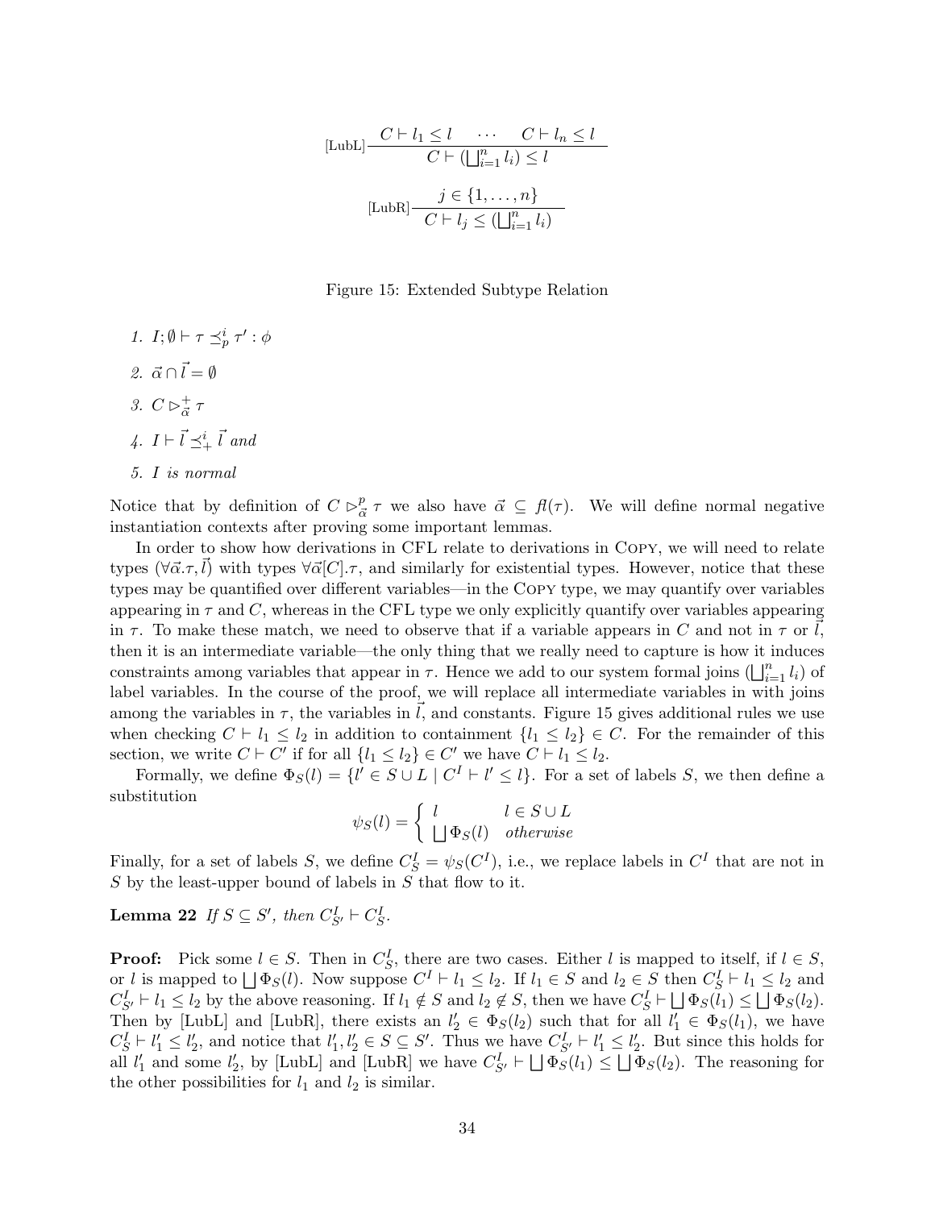$$[\text{LubL}]\frac{C \vdash l_1 \leq l \quad \cdots \quad C \vdash l_n \leq l}{C \vdash (\bigsqcup_{i=1}^{n} l_i) \leq l}$$

$$[\text{LubR}]\frac{j \in \{1, \ldots, n\}}{C \vdash l_j \leq (\bigsqcup_{i=1}^{n} l_i)}$$

Figure 15: Extended Subtype Relation

1. $I; \emptyset \vdash \tau \preceq_p^i \tau' : \phi$
2. $\vec{\alpha} \cap \vec{l} = \emptyset$
3. $C \rhd_{\vec{\alpha}}^{+} \tau$
4. $I \vdash \vec{l} \preceq_+^i \vec{l}$ *and*
5. $I$ *is normal*

Notice that by definition of $C \rhd_{\vec{\alpha}}^{p} \tau$ we also have $\vec{\alpha} \subseteq \mathit{fl}(\tau)$. We will define normal negative instantiation contexts after proving some important lemmas.

In order to show how derivations in CFL relate to derivations in Copy, we will need to relate types $(\forall\vec{\alpha}.\tau, \vec{l})$ with types $\forall\vec{\alpha}[C].\tau$, and similarly for existential types. However, notice that these types may be quantified over different variables—in the Copy type, we may quantify over variables appearing in $\tau$ and $C$, whereas in the CFL type we only explicitly quantify over variables appearing in $\tau$. To make these match, we need to observe that if a variable appears in $C$ and not in $\tau$ or $\vec{l}$, then it is an intermediate variable—the only thing that we really need to capture is how it induces constraints among variables that appear in $\tau$. Hence we add to our system formal joins $(\bigsqcup_{i=1}^{n} l_i)$ of label variables. In the course of the proof, we will replace all intermediate variables in with joins among the variables in $\tau$, the variables in $\vec{l}$, and constants. Figure 15 gives additional rules we use when checking $C \vdash l_1 \leq l_2$ in addition to containment $\{l_1 \leq l_2\} \in C$. For the remainder of this section, we write $C \vdash C'$ if for all $\{l_1 \leq l_2\} \in C'$ we have $C \vdash l_1 \leq l_2$.

Formally, we define $\Phi_S(l) = \{l' \in S \cup L \mid C^I \vdash l' \leq l\}$. For a set of labels $S$, we then define a substitution

$$\psi_S(l) = \begin{cases} l & l \in S \cup L \\ \bigsqcup \Phi_S(l) & \textit{otherwise} \end{cases}$$

Finally, for a set of labels $S$, we define $C_S^I = \psi_S(C^I)$, i.e., we replace labels in $C^I$ that are not in $S$ by the least-upper bound of labels in $S$ that flow to it.

**Lemma 22** *If $S \subseteq S'$, then $C_{S'}^I \vdash C_S^I$.*

**Proof:** Pick some $l \in S$. Then in $C_S^I$, there are two cases. Either $l$ is mapped to itself, if $l \in S$, or $l$ is mapped to $\bigsqcup \Phi_S(l)$. Now suppose $C^I \vdash l_1 \leq l_2$. If $l_1 \in S$ and $l_2 \in S$ then $C_S^I \vdash l_1 \leq l_2$ and $C_{S'}^I \vdash l_1 \leq l_2$ by the above reasoning. If $l_1 \notin S$ and $l_2 \notin S$, then we have $C_S^I \vdash \bigsqcup \Phi_S(l_1) \leq \bigsqcup \Phi_S(l_2)$. Then by [LubL] and [LubR], there exists an $l_2' \in \Phi_S(l_2)$ such that for all $l_1' \in \Phi_S(l_1)$, we have $C_S^I \vdash l_1' \leq l_2'$, and notice that $l_1', l_2' \in S \subseteq S'$. Thus we have $C_{S'}^I \vdash l_1' \leq l_2'$. But since this holds for all $l_1'$ and some $l_2'$, by [LubL] and [LubR] we have $C_{S'}^I \vdash \bigsqcup \Phi_S(l_1) \leq \bigsqcup \Phi_S(l_2)$. The reasoning for the other possibilities for $l_1$ and $l_2$ is similar.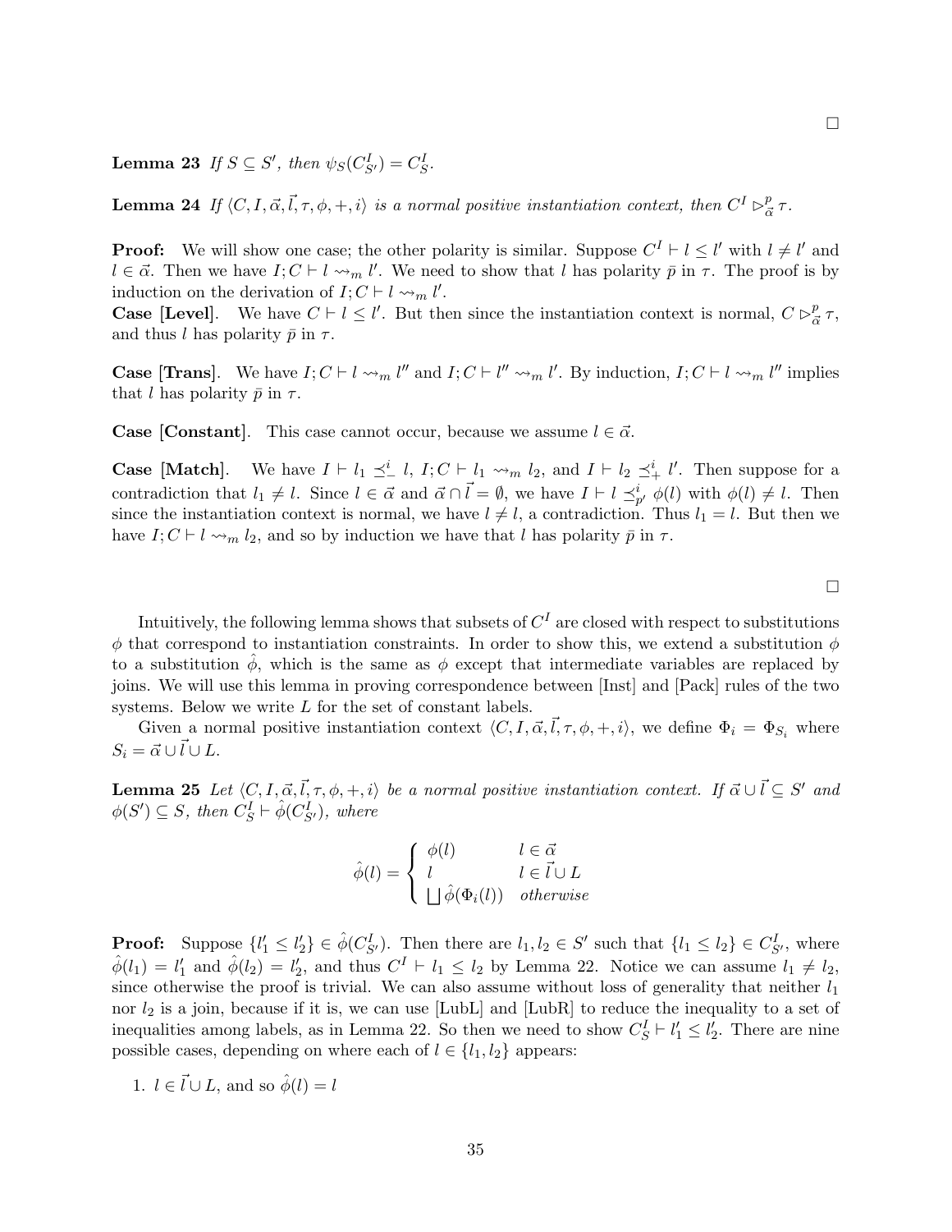□

**Lemma 23** *If $S \subseteq S'$, then $\psi_S(C^I_{S'}) = C^I_S$.*

**Lemma 24** *If $\langle C, I, \vec{\alpha}, \vec{l}, \tau, \phi, +, i\rangle$ is a normal positive instantiation context, then $C^I \triangleright^p_{\vec{\alpha}} \tau$.*

**Proof:** We will show one case; the other polarity is similar. Suppose $C^I \vdash l \leq l'$ with $l \neq l'$ and $l \in \vec{\alpha}$. Then we have $I; C \vdash l \rightsquigarrow_m l'$. We need to show that $l$ has polarity $\bar{p}$ in $\tau$. The proof is by induction on the derivation of $I; C \vdash l \rightsquigarrow_m l'$.

**Case [Level]**. We have $C \vdash l \leq l'$. But then since the instantiation context is normal, $C \triangleright^p_{\vec{\alpha}} \tau$, and thus $l$ has polarity $\bar{p}$ in $\tau$.

**Case [Trans]**. We have $I; C \vdash l \rightsquigarrow_m l''$ and $I; C \vdash l'' \rightsquigarrow_m l'$. By induction, $I; C \vdash l \rightsquigarrow_m l''$ implies that $l$ has polarity $\bar{p}$ in $\tau$.

**Case [Constant]**. This case cannot occur, because we assume $l \in \vec{\alpha}$.

**Case [Match]**. We have $I \vdash l_1 \preceq^i_- l$, $I; C \vdash l_1 \rightsquigarrow_m l_2$, and $I \vdash l_2 \preceq^i_+ l'$. Then suppose for a contradiction that $l_1 \neq l$. Since $l \in \vec{\alpha}$ and $\vec{\alpha} \cap \vec{l} = \emptyset$, we have $I \vdash l \preceq^i_{p'} \phi(l)$ with $\phi(l) \neq l$. Then since the instantiation context is normal, we have $l \neq l$, a contradiction. Thus $l_1 = l$. But then we have $I; C \vdash l \rightsquigarrow_m l_2$, and so by induction we have that $l$ has polarity $\bar{p}$ in $\tau$.

□

Intuitively, the following lemma shows that subsets of $C^I$ are closed with respect to substitutions $\phi$ that correspond to instantiation constraints. In order to show this, we extend a substitution $\phi$ to a substitution $\hat{\phi}$, which is the same as $\phi$ except that intermediate variables are replaced by joins. We will use this lemma in proving correspondence between [Inst] and [Pack] rules of the two systems. Below we write $L$ for the set of constant labels.

Given a normal positive instantiation context $\langle C, I, \vec{\alpha}, \vec{l}, \tau, \phi, +, i\rangle$, we define $\Phi_i = \Phi_{S_i}$ where $S_i = \vec{\alpha} \cup \vec{l} \cup L$.

**Lemma 25** *Let $\langle C, I, \vec{\alpha}, \vec{l}, \tau, \phi, +, i\rangle$ be a normal positive instantiation context. If $\vec{\alpha} \cup \vec{l} \subseteq S'$ and $\phi(S') \subseteq S$, then $C^I_S \vdash \hat{\phi}(C^I_{S'})$, where*

$$\hat{\phi}(l) = \begin{cases} \phi(l) & l \in \vec{\alpha} \\ l & l \in \vec{l} \cup L \\ \bigsqcup \hat{\phi}(\Phi_i(l)) & \textit{otherwise} \end{cases}$$

**Proof:** Suppose $\{l'_1 \leq l'_2\} \in \hat{\phi}(C^I_{S'})$. Then there are $l_1, l_2 \in S'$ such that $\{l_1 \leq l_2\} \in C^I_{S'}$, where $\hat{\phi}(l_1) = l'_1$ and $\hat{\phi}(l_2) = l'_2$, and thus $C^I \vdash l_1 \leq l_2$ by Lemma 22. Notice we can assume $l_1 \neq l_2$, since otherwise the proof is trivial. We can also assume without loss of generality that neither $l_1$ nor $l_2$ is a join, because if it is, we can use [LubL] and [LubR] to reduce the inequality to a set of inequalities among labels, as in Lemma 22. So then we need to show $C^I_S \vdash l'_1 \leq l'_2$. There are nine possible cases, depending on where each of $l \in \{l_1, l_2\}$ appears:

1. $l \in \vec{l} \cup L$, and so $\hat{\phi}(l) = l$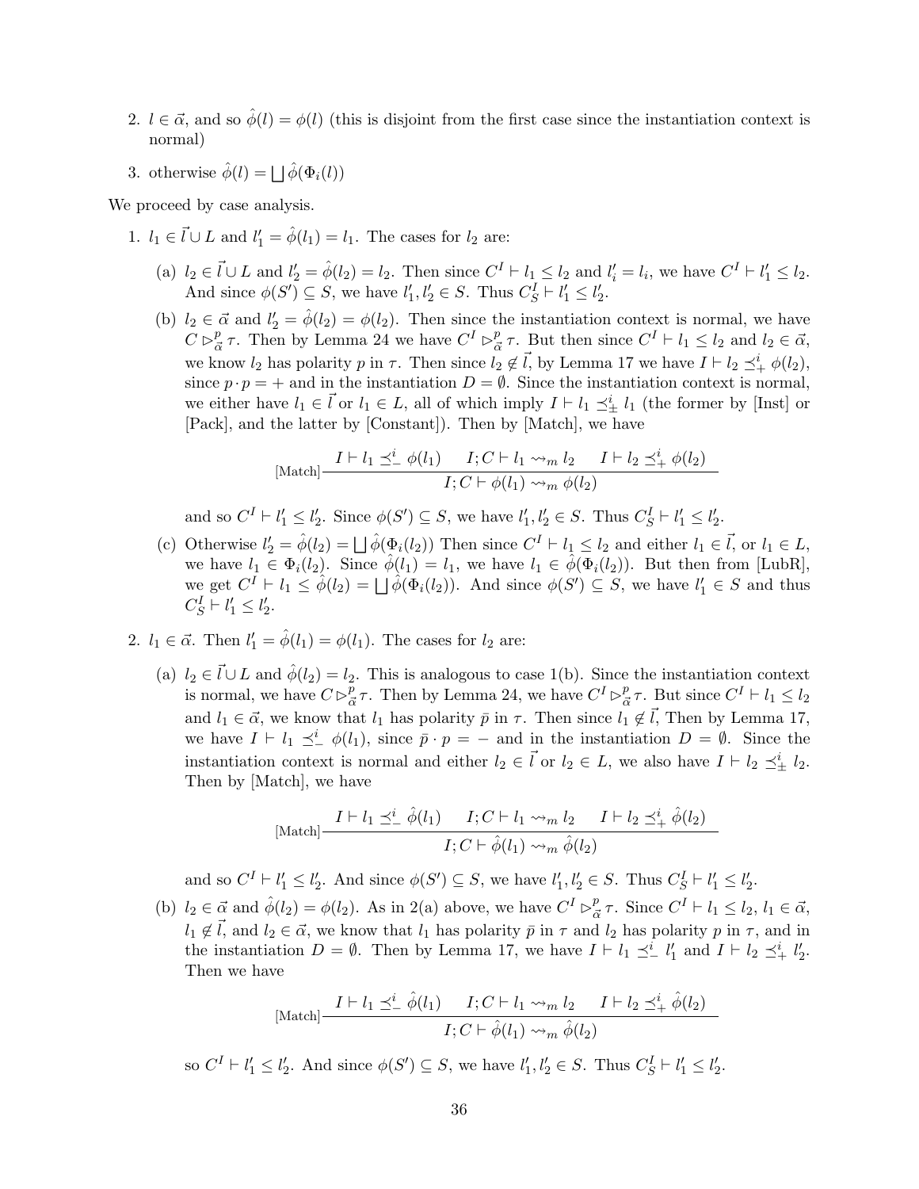2. $l \in \vec{\alpha}$, and so $\hat{\phi}(l) = \phi(l)$ (this is disjoint from the first case since the instantiation context is normal)

3. otherwise $\hat{\phi}(l) = \bigsqcup \hat{\phi}(\Phi_i(l))$

We proceed by case analysis.

1. $l_1 \in \vec{l} \cup L$ and $l'_1 = \hat{\phi}(l_1) = l_1$. The cases for $l_2$ are:

   (a) $l_2 \in \vec{l} \cup L$ and $l'_2 = \hat{\phi}(l_2) = l_2$. Then since $C^I \vdash l_1 \leq l_2$ and $l'_i = l_i$, we have $C^I \vdash l'_1 \leq l_2$. And since $\phi(S') \subseteq S$, we have $l'_1, l'_2 \in S$. Thus $C^I_S \vdash l'_1 \leq l'_2$.

   (b) $l_2 \in \vec{\alpha}$ and $l'_2 = \hat{\phi}(l_2) = \phi(l_2)$. Then since the instantiation context is normal, we have $C \rhd^p_{\vec{\alpha}} \tau$. Then by Lemma 24 we have $C^I \rhd^p_{\vec{\alpha}} \tau$. But then since $C^I \vdash l_1 \leq l_2$ and $l_2 \in \vec{\alpha}$, we know $l_2$ has polarity $p$ in $\tau$. Then since $l_2 \notin \vec{l}$, by Lemma 17 we have $I \vdash l_2 \preceq^i_+ \phi(l_2)$, since $p \cdot p = +$ and in the instantiation $D = \emptyset$. Since the instantiation context is normal, we either have $l_1 \in \vec{l}$ or $l_1 \in L$, all of which imply $I \vdash l_1 \preceq^i_\pm l_1$ (the former by [Inst] or [Pack], and the latter by [Constant]). Then by [Match], we have

   $$\text{[Match]}\frac{I \vdash l_1 \preceq^i_- \phi(l_1) \quad I; C \vdash l_1 \leadsto_m l_2 \quad I \vdash l_2 \preceq^i_+ \phi(l_2)}{I; C \vdash \phi(l_1) \leadsto_m \phi(l_2)}$$

   and so $C^I \vdash l'_1 \leq l'_2$. Since $\phi(S') \subseteq S$, we have $l'_1, l'_2 \in S$. Thus $C^I_S \vdash l'_1 \leq l'_2$.

   (c) Otherwise $l'_2 = \hat{\phi}(l_2) = \bigsqcup \hat{\phi}(\Phi_i(l_2))$ Then since $C^I \vdash l_1 \leq l_2$ and either $l_1 \in \vec{l}$, or $l_1 \in L$, we have $l_1 \in \Phi_i(l_2)$. Since $\hat{\phi}(l_1) = l_1$, we have $l_1 \in \hat{\phi}(\Phi_i(l_2))$. But then from [LubR], we get $C^I \vdash l_1 \leq \hat{\phi}(l_2) = \bigsqcup \hat{\phi}(\Phi_i(l_2))$. And since $\phi(S') \subseteq S$, we have $l'_1 \in S$ and thus $C^I_S \vdash l'_1 \leq l'_2$.

2. $l_1 \in \vec{\alpha}$. Then $l'_1 = \hat{\phi}(l_1) = \phi(l_1)$. The cases for $l_2$ are:

   (a) $l_2 \in \vec{l} \cup L$ and $\hat{\phi}(l_2) = l_2$. This is analogous to case 1(b). Since the instantiation context is normal, we have $C \rhd^p_{\vec{\alpha}} \tau$. Then by Lemma 24, we have $C^I \rhd^p_{\vec{\alpha}} \tau$. But since $C^I \vdash l_1 \leq l_2$ and $l_1 \in \vec{\alpha}$, we know that $l_1$ has polarity $\bar{p}$ in $\tau$. Then since $l_1 \notin \vec{l}$, Then by Lemma 17, we have $I \vdash l_1 \preceq^i_- \phi(l_1)$, since $\bar{p} \cdot p = -$ and in the instantiation $D = \emptyset$. Since the instantiation context is normal and either $l_2 \in \vec{l}$ or $l_2 \in L$, we also have $I \vdash l_2 \preceq^i_\pm l_2$. Then by [Match], we have

   $$\text{[Match]}\frac{I \vdash l_1 \preceq^i_- \hat{\phi}(l_1) \quad I; C \vdash l_1 \leadsto_m l_2 \quad I \vdash l_2 \preceq^i_+ \hat{\phi}(l_2)}{I; C \vdash \hat{\phi}(l_1) \leadsto_m \hat{\phi}(l_2)}$$

   and so $C^I \vdash l'_1 \leq l'_2$. And since $\phi(S') \subseteq S$, we have $l'_1, l'_2 \in S$. Thus $C^I_S \vdash l'_1 \leq l'_2$.

   (b) $l_2 \in \vec{\alpha}$ and $\hat{\phi}(l_2) = \phi(l_2)$. As in 2(a) above, we have $C^I \rhd^p_{\vec{\alpha}} \tau$. Since $C^I \vdash l_1 \leq l_2$, $l_1 \in \vec{\alpha}$, $l_1 \notin \vec{l}$, and $l_2 \in \vec{\alpha}$, we know that $l_1$ has polarity $\bar{p}$ in $\tau$ and $l_2$ has polarity $p$ in $\tau$, and in the instantiation $D = \emptyset$. Then by Lemma 17, we have $I \vdash l_1 \preceq^i_- l'_1$ and $I \vdash l_2 \preceq^i_+ l'_2$. Then we have

   $$\text{[Match]}\frac{I \vdash l_1 \preceq^i_- \hat{\phi}(l_1) \quad I; C \vdash l_1 \leadsto_m l_2 \quad I \vdash l_2 \preceq^i_+ \hat{\phi}(l_2)}{I; C \vdash \hat{\phi}(l_1) \leadsto_m \hat{\phi}(l_2)}$$

   so $C^I \vdash l'_1 \leq l'_2$. And since $\phi(S') \subseteq S$, we have $l'_1, l'_2 \in S$. Thus $C^I_S \vdash l'_1 \leq l'_2$.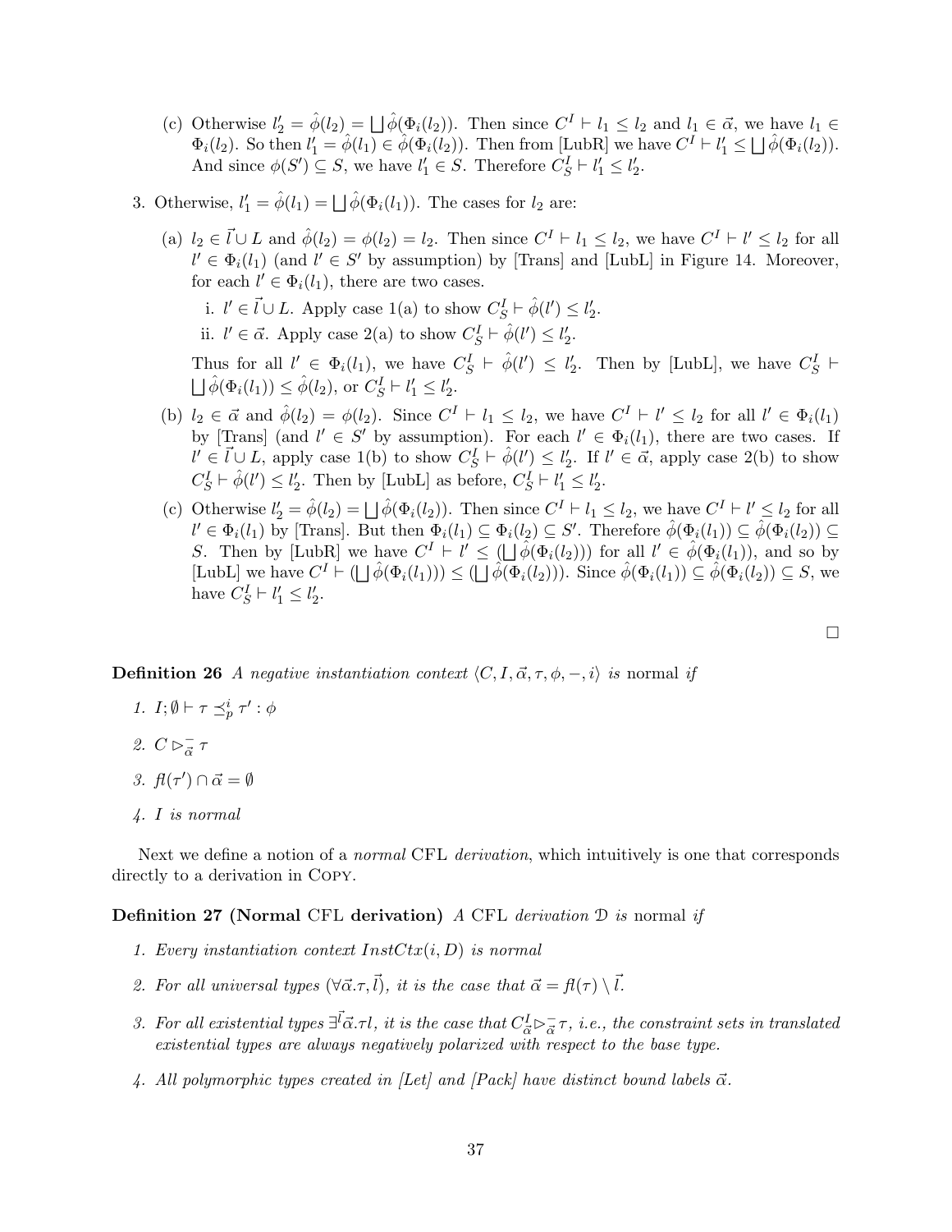(c) Otherwise $l'_2 = \hat{\phi}(l_2) = \bigsqcup \hat{\phi}(\Phi_i(l_2))$. Then since $C^I \vdash l_1 \leq l_2$ and $l_1 \in \vec{\alpha}$, we have $l_1 \in \Phi_i(l_2)$. So then $l'_1 = \hat{\phi}(l_1) \in \hat{\phi}(\Phi_i(l_2))$. Then from [LubR] we have $C^I \vdash l'_1 \leq \bigsqcup \hat{\phi}(\Phi_i(l_2))$. And since $\phi(S') \subseteq S$, we have $l'_1 \in S$. Therefore $C^I_S \vdash l'_1 \leq l'_2$.

3. Otherwise, $l'_1 = \hat{\phi}(l_1) = \bigsqcup \hat{\phi}(\Phi_i(l_1))$. The cases for $l_2$ are:

   (a) $l_2 \in \vec{l} \cup L$ and $\hat{\phi}(l_2) = \phi(l_2) = l_2$. Then since $C^I \vdash l_1 \leq l_2$, we have $C^I \vdash l' \leq l_2$ for all $l' \in \Phi_i(l_1)$ (and $l' \in S'$ by assumption) by [Trans] and [LubL] in Figure 14. Moreover, for each $l' \in \Phi_i(l_1)$, there are two cases.

      i. $l' \in \vec{l} \cup L$. Apply case 1(a) to show $C^I_S \vdash \hat{\phi}(l') \leq l'_2$.

      ii. $l' \in \vec{\alpha}$. Apply case 2(a) to show $C^I_S \vdash \hat{\phi}(l') \leq l'_2$.

   Thus for all $l' \in \Phi_i(l_1)$, we have $C^I_S \vdash \hat{\phi}(l') \leq l'_2$. Then by [LubL], we have $C^I_S \vdash \bigsqcup \hat{\phi}(\Phi_i(l_1)) \leq \hat{\phi}(l_2)$, or $C^I_S \vdash l'_1 \leq l'_2$.

   (b) $l_2 \in \vec{\alpha}$ and $\hat{\phi}(l_2) = \phi(l_2)$. Since $C^I \vdash l_1 \leq l_2$, we have $C^I \vdash l' \leq l_2$ for all $l' \in \Phi_i(l_1)$ by [Trans] (and $l' \in S'$ by assumption). For each $l' \in \Phi_i(l_1)$, there are two cases. If $l' \in \vec{l} \cup L$, apply case 1(b) to show $C^I_S \vdash \hat{\phi}(l') \leq l'_2$. If $l' \in \vec{\alpha}$, apply case 2(b) to show $C^I_S \vdash \hat{\phi}(l') \leq l'_2$. Then by [LubL] as before, $C^I_S \vdash l'_1 \leq l'_2$.

   (c) Otherwise $l'_2 = \hat{\phi}(l_2) = \bigsqcup \hat{\phi}(\Phi_i(l_2))$. Then since $C^I \vdash l_1 \leq l_2$, we have $C^I \vdash l' \leq l_2$ for all $l' \in \Phi_i(l_1)$ by [Trans]. But then $\Phi_i(l_1) \subseteq \Phi_i(l_2) \subseteq S'$. Therefore $\hat{\phi}(\Phi_i(l_1)) \subseteq \hat{\phi}(\Phi_i(l_2)) \subseteq S$. Then by [LubR] we have $C^I \vdash l' \leq (\bigsqcup \hat{\phi}(\Phi_i(l_2)))$ for all $l' \in \hat{\phi}(\Phi_i(l_1))$, and so by [LubL] we have $C^I \vdash (\bigsqcup \hat{\phi}(\Phi_i(l_1))) \leq (\bigsqcup \hat{\phi}(\Phi_i(l_2)))$. Since $\hat{\phi}(\Phi_i(l_1)) \subseteq \hat{\phi}(\Phi_i(l_2)) \subseteq S$, we have $C^I_S \vdash l'_1 \leq l'_2$.

□

**Definition 26** *A negative instantiation context $\langle C, I, \vec{\alpha}, \tau, \phi, -, i\rangle$ is* normal *if*

1. *$I; \emptyset \vdash \tau \preceq^i_p \tau' : \phi$*
2. *$C \rhd^-_{\vec{\alpha}} \tau$*
3. *$fl(\tau') \cap \vec{\alpha} = \emptyset$*
4. *$I$ is normal*

Next we define a notion of a *normal* CFL *derivation*, which intuitively is one that corresponds directly to a derivation in Copy.

**Definition 27 (Normal CFL derivation)** *A* CFL *derivation $\mathcal{D}$ is* normal *if*

1. *Every instantiation context $InstCtx(i, D)$ is normal*
2. *For all universal types $(\forall \vec{\alpha}.\tau, \vec{l})$, it is the case that $\vec{\alpha} = fl(\tau) \setminus \vec{l}$.*
3. *For all existential types $\exists^{\vec{l}}\vec{\alpha}.\tau l$, it is the case that $C^I_{\vec{\alpha}} \rhd^-_{\vec{\alpha}} \tau$, i.e., the constraint sets in translated existential types are always negatively polarized with respect to the base type.*
4. *All polymorphic types created in [Let] and [Pack] have distinct bound labels $\vec{\alpha}$.*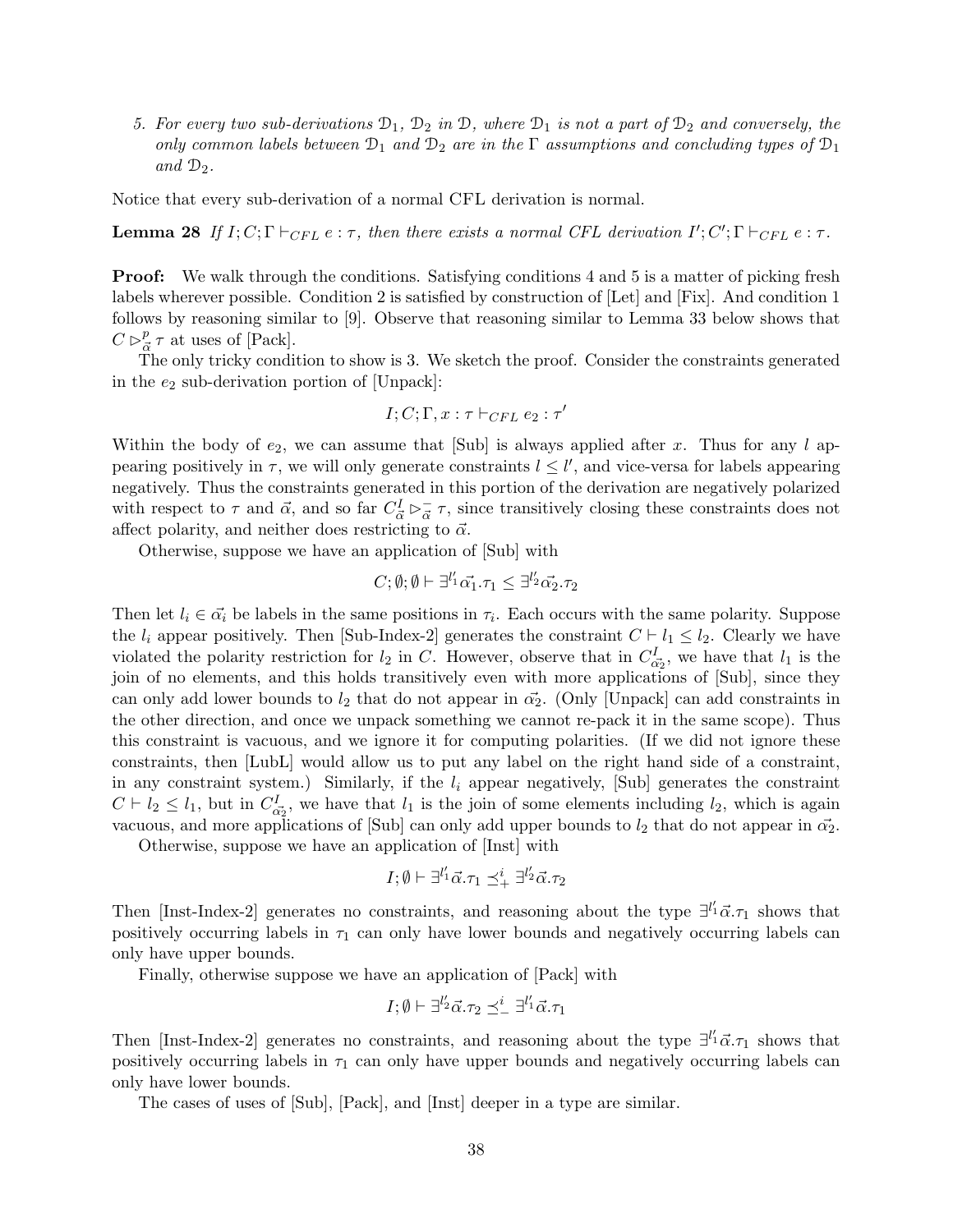5. *For every two sub-derivations $\mathcal{D}_1$, $\mathcal{D}_2$ in $\mathcal{D}$, where $\mathcal{D}_1$ is not a part of $\mathcal{D}_2$ and conversely, the only common labels between $\mathcal{D}_1$ and $\mathcal{D}_2$ are in the $\Gamma$ assumptions and concluding types of $\mathcal{D}_1$ and $\mathcal{D}_2$.*

Notice that every sub-derivation of a normal CFL derivation is normal.

**Lemma 28** *If $I; C; \Gamma \vdash_{CFL} e : \tau$, then there exists a normal CFL derivation $I'; C'; \Gamma \vdash_{CFL} e : \tau$.*

**Proof:** We walk through the conditions. Satisfying conditions 4 and 5 is a matter of picking fresh labels wherever possible. Condition 2 is satisfied by construction of [Let] and [Fix]. And condition 1 follows by reasoning similar to [9]. Observe that reasoning similar to Lemma 33 below shows that $C \triangleright^{p}_{\vec{\alpha}} \tau$ at uses of [Pack].

The only tricky condition to show is 3. We sketch the proof. Consider the constraints generated in the $e_2$ sub-derivation portion of [Unpack]:

$$I; C; \Gamma, x : \tau \vdash_{CFL} e_2 : \tau'$$

Within the body of $e_2$, we can assume that [Sub] is always applied after $x$. Thus for any $l$ appearing positively in $\tau$, we will only generate constraints $l \leq l'$, and vice-versa for labels appearing negatively. Thus the constraints generated in this portion of the derivation are negatively polarized with respect to $\tau$ and $\vec{\alpha}$, and so far $C^{I}_{\vec{\alpha}} \triangleright^{-}_{\vec{\alpha}} \tau$, since transitively closing these constraints does not affect polarity, and neither does restricting to $\vec{\alpha}$.

Otherwise, suppose we have an application of [Sub] with

$$C; \emptyset; \emptyset \vdash \exists^{l'_1} \vec{\alpha_1}.\tau_1 \leq \exists^{l'_2} \vec{\alpha_2}.\tau_2$$

Then let $l_i \in \vec{\alpha_i}$ be labels in the same positions in $\tau_i$. Each occurs with the same polarity. Suppose the $l_i$ appear positively. Then [Sub-Index-2] generates the constraint $C \vdash l_1 \leq l_2$. Clearly we have violated the polarity restriction for $l_2$ in $C$. However, observe that in $C^{I}_{\vec{\alpha_2}}$, we have that $l_1$ is the join of no elements, and this holds transitively even with more applications of [Sub], since they can only add lower bounds to $l_2$ that do not appear in $\vec{\alpha_2}$. (Only [Unpack] can add constraints in the other direction, and once we unpack something we cannot re-pack it in the same scope). Thus this constraint is vacuous, and we ignore it for computing polarities. (If we did not ignore these constraints, then [LubL] would allow us to put any label on the right hand side of a constraint, in any constraint system.) Similarly, if the $l_i$ appear negatively, [Sub] generates the constraint $C \vdash l_2 \leq l_1$, but in $C^{I}_{\vec{\alpha_2}}$, we have that $l_1$ is the join of some elements including $l_2$, which is again vacuous, and more applications of [Sub] can only add upper bounds to $l_2$ that do not appear in $\vec{\alpha_2}$.

Otherwise, suppose we have an application of [Inst] with

$$I; \emptyset \vdash \exists^{l'_1} \vec{\alpha}.\tau_1 \preceq^{i}_{+} \exists^{l'_2} \vec{\alpha}.\tau_2$$

Then [Inst-Index-2] generates no constraints, and reasoning about the type $\exists^{l'_1} \vec{\alpha}.\tau_1$ shows that positively occurring labels in $\tau_1$ can only have lower bounds and negatively occurring labels can only have upper bounds.

Finally, otherwise suppose we have an application of [Pack] with

$$I; \emptyset \vdash \exists^{l'_2} \vec{\alpha}.\tau_2 \preceq^{i}_{-} \exists^{l'_1} \vec{\alpha}.\tau_1$$

Then [Inst-Index-2] generates no constraints, and reasoning about the type $\exists^{l'_1} \vec{\alpha}.\tau_1$ shows that positively occurring labels in $\tau_1$ can only have upper bounds and negatively occurring labels can only have lower bounds.

The cases of uses of [Sub], [Pack], and [Inst] deeper in a type are similar.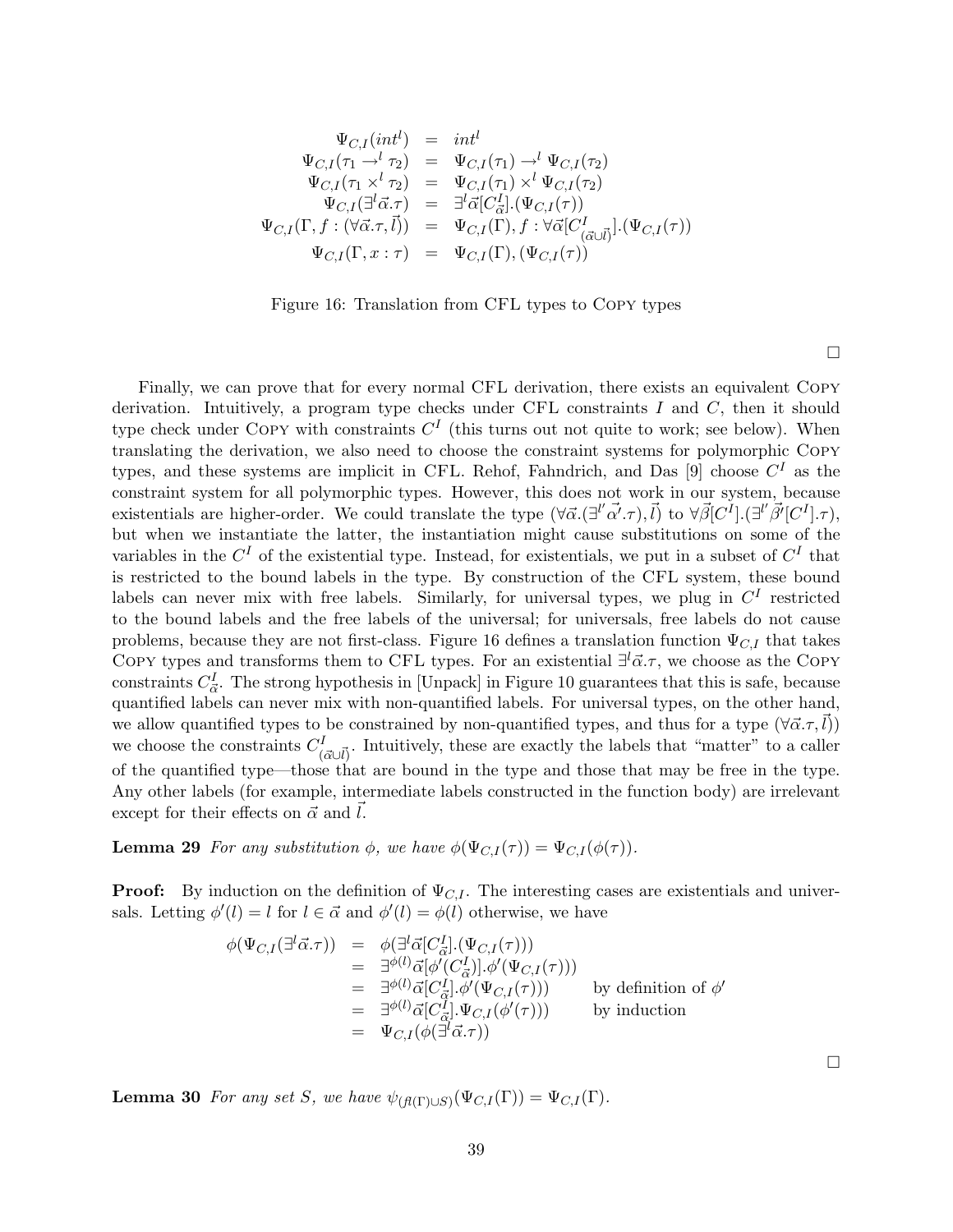$$
\begin{array}{rcl}
\Psi_{C,I}(int^l) & = & int^l \\
\Psi_{C,I}(\tau_1 \rightarrow^l \tau_2) & = & \Psi_{C,I}(\tau_1) \rightarrow^l \Psi_{C,I}(\tau_2) \\
\Psi_{C,I}(\tau_1 \times^l \tau_2) & = & \Psi_{C,I}(\tau_1) \times^l \Psi_{C,I}(\tau_2) \\
\Psi_{C,I}(\exists^l \vec{\alpha}.\tau) & = & \exists^l \vec{\alpha}[C^I_{\vec{\alpha}}].(\Psi_{C,I}(\tau)) \\
\Psi_{C,I}(\Gamma, f : (\forall \vec{\alpha}.\tau, \vec{l})) & = & \Psi_{C,I}(\Gamma), f : \forall \vec{\alpha}[C^I_{(\vec{\alpha} \cup \vec{l})}].(\Psi_{C,I}(\tau)) \\
\Psi_{C,I}(\Gamma, x : \tau) & = & \Psi_{C,I}(\Gamma), (\Psi_{C,I}(\tau))
\end{array}
$$

Figure 16: Translation from CFL types to COPY types

□

Finally, we can prove that for every normal CFL derivation, there exists an equivalent COPY derivation. Intuitively, a program type checks under CFL constraints $I$ and $C$, then it should type check under COPY with constraints $C^I$ (this turns out not quite to work; see below). When translating the derivation, we also need to choose the constraint systems for polymorphic COPY types, and these systems are implicit in CFL. Rehof, Fahndrich, and Das [9] choose $C^I$ as the constraint system for all polymorphic types. However, this does not work in our system, because existentials are higher-order. We could translate the type $(\forall \vec{\alpha}.(\exists^{l'} \vec{\alpha'}.\tau), \vec{l})$ to $\forall \vec{\beta}[C^I].(\exists^{l'} \vec{\beta'}[C^I].\tau)$, but when we instantiate the latter, the instantiation might cause substitutions on some of the variables in the $C^I$ of the existential type. Instead, for existentials, we put in a subset of $C^I$ that is restricted to the bound labels in the type. By construction of the CFL system, these bound labels can never mix with free labels. Similarly, for universal types, we plug in $C^I$ restricted to the bound labels and the free labels of the universal; for universals, free labels do not cause problems, because they are not first-class. Figure 16 defines a translation function $\Psi_{C,I}$ that takes COPY types and transforms them to CFL types. For an existential $\exists^l \vec{\alpha}.\tau$, we choose as the COPY constraints $C^I_{\vec{\alpha}}$. The strong hypothesis in [Unpack] in Figure 10 guarantees that this is safe, because quantified labels can never mix with non-quantified labels. For universal types, on the other hand, we allow quantified types to be constrained by non-quantified types, and thus for a type $(\forall \vec{\alpha}.\tau, \vec{l})$ we choose the constraints $C^I_{(\vec{\alpha} \cup \vec{l})}$. Intuitively, these are exactly the labels that "matter" to a caller of the quantified type—those that are bound in the type and those that may be free in the type. Any other labels (for example, intermediate labels constructed in the function body) are irrelevant except for their effects on $\vec{\alpha}$ and $\vec{l}$.

**Lemma 29** *For any substitution $\phi$, we have $\phi(\Psi_{C,I}(\tau)) = \Psi_{C,I}(\phi(\tau))$.*

**Proof:** By induction on the definition of $\Psi_{C,I}$. The interesting cases are existentials and universals. Letting $\phi'(l) = l$ for $l \in \vec{\alpha}$ and $\phi'(l) = \phi(l)$ otherwise, we have

$$
\begin{array}{rcll}
\phi(\Psi_{C,I}(\exists^l \vec{\alpha}.\tau)) & = & \phi(\exists^l \vec{\alpha}[C^I_{\vec{\alpha}}].(\Psi_{C,I}(\tau))) & \\
& = & \exists^{\phi(l)} \vec{\alpha}[\phi'(C^I_{\vec{\alpha}})].\phi'(\Psi_{C,I}(\tau))) & \\
& = & \exists^{\phi(l)} \vec{\alpha}[C^I_{\vec{\alpha}}].\phi'(\Psi_{C,I}(\tau))) & \text{by definition of } \phi' \\
& = & \exists^{\phi(l)} \vec{\alpha}[C^I_{\vec{\alpha}}].\Psi_{C,I}(\phi'(\tau))) & \text{by induction} \\
& = & \Psi_{C,I}(\phi(\exists^l \vec{\alpha}.\tau)) &
\end{array}
$$

□

**Lemma 30** *For any set $S$, we have $\psi_{(fl(\Gamma) \cup S)}(\Psi_{C,I}(\Gamma)) = \Psi_{C,I}(\Gamma)$.*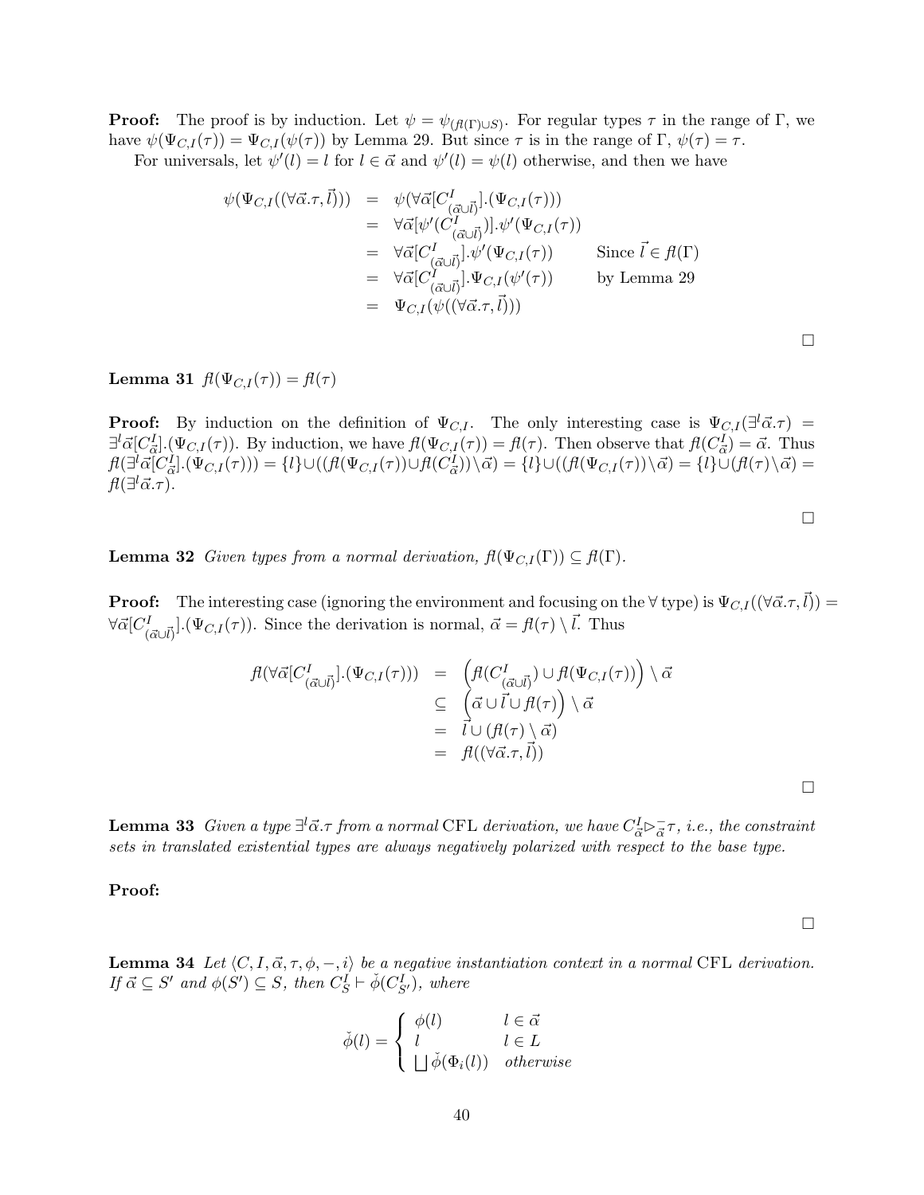**Proof:** The proof is by induction. Let $\psi = \psi_{(fl(\Gamma)\cup S)}$. For regular types $\tau$ in the range of $\Gamma$, we have $\psi(\Psi_{C,I}(\tau)) = \Psi_{C,I}(\psi(\tau))$ by Lemma 29. But since $\tau$ is in the range of $\Gamma$, $\psi(\tau) = \tau$.

For universals, let $\psi'(l) = l$ for $l \in \vec{\alpha}$ and $\psi'(l) = \psi(l)$ otherwise, and then we have

$$
\begin{array}{rcll}
\psi(\Psi_{C,I}((\forall\vec{\alpha}.\tau, \vec{l}))) & = & \psi(\forall\vec{\alpha}[C^I_{(\vec{\alpha}\cup\vec{l})}].(\Psi_{C,I}(\tau))) & \\
& = & \forall\vec{\alpha}[\psi'(C^I_{(\vec{\alpha}\cup\vec{l})})].\psi'(\Psi_{C,I}(\tau)) & \\
& = & \forall\vec{\alpha}[C^I_{(\vec{\alpha}\cup\vec{l})}].\psi'(\Psi_{C,I}(\tau)) & \text{Since } \vec{l} \in fl(\Gamma) \\
& = & \forall\vec{\alpha}[C^I_{(\vec{\alpha}\cup\vec{l})}].\Psi_{C,I}(\psi'(\tau)) & \text{by Lemma 29} \\
& = & \Psi_{C,I}(\psi((\forall\vec{\alpha}.\tau, \vec{l}))) &
\end{array}
$$

□

**Lemma 31** $fl(\Psi_{C,I}(\tau)) = fl(\tau)$

**Proof:** By induction on the definition of $\Psi_{C,I}$. The only interesting case is $\Psi_{C,I}(\exists^l\vec{\alpha}.\tau) = \exists^l\vec{\alpha}[C^I_{\vec{\alpha}}].(\Psi_{C,I}(\tau))$. By induction, we have $fl(\Psi_{C,I}(\tau)) = fl(\tau)$. Then observe that $fl(C^I_{\vec{\alpha}}) = \vec{\alpha}$. Thus $fl(\exists^l\vec{\alpha}[C^I_{\vec{\alpha}}].(\Psi_{C,I}(\tau))) = \{l\}\cup((fl(\Psi_{C,I}(\tau))\cup fl(C^I_{\vec{\alpha}}))\setminus\vec{\alpha}) = \{l\}\cup((fl(\Psi_{C,I}(\tau))\setminus\vec{\alpha}) = \{l\}\cup(fl(\tau)\setminus\vec{\alpha}) = fl(\exists^l\vec{\alpha}.\tau)$.

□

**Lemma 32** *Given types from a normal derivation,* $fl(\Psi_{C,I}(\Gamma)) \subseteq fl(\Gamma)$.

**Proof:** The interesting case (ignoring the environment and focusing on the $\forall$ type) is $\Psi_{C,I}((\forall\vec{\alpha}.\tau, \vec{l})) = \forall\vec{\alpha}[C^I_{(\vec{\alpha}\cup\vec{l})}].(\Psi_{C,I}(\tau))$. Since the derivation is normal, $\vec{\alpha} = fl(\tau)\setminus\vec{l}$. Thus

$$
\begin{array}{rcl}
fl(\forall\vec{\alpha}[C^I_{(\vec{\alpha}\cup\vec{l})}].(\Psi_{C,I}(\tau))) & = & \Big(fl(C^I_{(\vec{\alpha}\cup\vec{l})}) \cup fl(\Psi_{C,I}(\tau))\Big)\setminus\vec{\alpha} \\
& \subseteq & \Big(\vec{\alpha}\cup\vec{l}\cup fl(\tau)\Big)\setminus\vec{\alpha} \\
& = & \vec{l}\cup(fl(\tau)\setminus\vec{\alpha}) \\
& = & fl((\forall\vec{\alpha}.\tau, \vec{l}))
\end{array}
$$

□

**Lemma 33** *Given a type $\exists^l\vec{\alpha}.\tau$ from a normal* CFL *derivation, we have $C^I_{\vec{\alpha}} \triangleright^-_{\vec{\alpha}} \tau$, i.e., the constraint sets in translated existential types are always negatively polarized with respect to the base type.*

**Proof:**

□

**Lemma 34** *Let $\langle C, I, \vec{\alpha}, \tau, \phi, -, i\rangle$ be a negative instantiation context in a normal* CFL *derivation. If $\vec{\alpha} \subseteq S'$ and $\phi(S') \subseteq S$, then $C^I_S \vdash \check{\phi}(C^I_{S'})$, where*

$$
\check{\phi}(l) = \begin{cases} \phi(l) & l \in \vec{\alpha} \\ l & l \in L \\ \bigsqcup \check{\phi}(\Phi_i(l)) & \textit{otherwise} \end{cases}
$$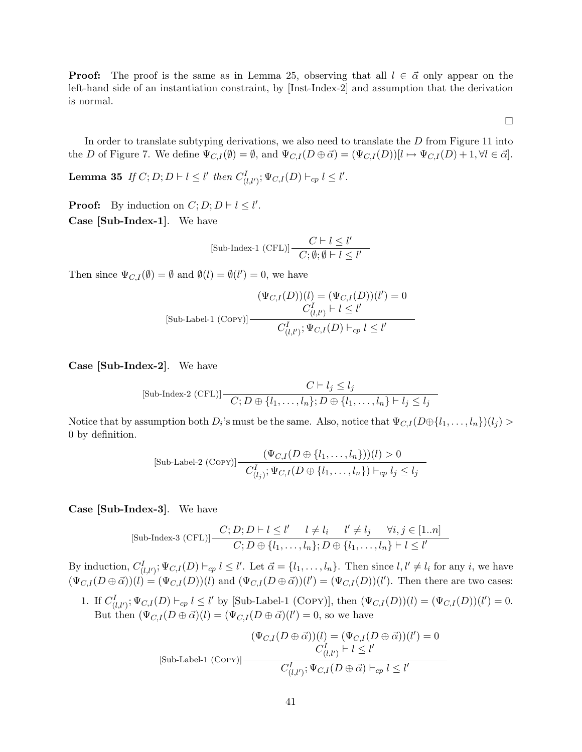**Proof:** The proof is the same as in Lemma 25, observing that all $l \in \vec{\alpha}$ only appear on the left-hand side of an instantiation constraint, by [Inst-Index-2] and assumption that the derivation is normal.

$\square$

In order to translate subtyping derivations, we also need to translate the $D$ from Figure 11 into the $D$ of Figure 7. We define $\Psi_{C,I}(\emptyset) = \emptyset$, and $\Psi_{C,I}(D \oplus \vec{\alpha}) = (\Psi_{C,I}(D))[l \mapsto \Psi_{C,I}(D) + 1, \forall l \in \vec{\alpha}]$.

**Lemma 35** *If $C; D; D \vdash l \leq l'$ then $C^I_{(l,l')}; \Psi_{C,I}(D) \vdash_{cp} l \leq l'$.*

**Proof:** By induction on $C; D; D \vdash l \leq l'$.

**Case [Sub-Index-1].** We have

$$\text{[Sub-Index-1 (CFL)]}\frac{C \vdash l \leq l'}{C; \emptyset; \emptyset \vdash l \leq l'}$$

Then since $\Psi_{C,I}(\emptyset) = \emptyset$ and $\emptyset(l) = \emptyset(l') = 0$, we have

$$\text{[Sub-Label-1 (Copy)]}\frac{\begin{array}{c}(\Psi_{C,I}(D))(l) = (\Psi_{C,I}(D))(l') = 0 \\ C^I_{(l,l')} \vdash l \leq l'\end{array}}{C^I_{(l,l')}; \Psi_{C,I}(D) \vdash_{cp} l \leq l'}$$

**Case [Sub-Index-2].** We have

$$\text{[Sub-Index-2 (CFL)]}\frac{C \vdash l_j \leq l_j}{C; D \oplus \{l_1, \ldots, l_n\}; D \oplus \{l_1, \ldots, l_n\} \vdash l_j \leq l_j}$$

Notice that by assumption both $D_i$'s must be the same. Also, notice that $\Psi_{C,I}(D \oplus \{l_1, \ldots, l_n\})(l_j) > 0$ by definition.

$$\text{[Sub-Label-2 (Copy)]}\frac{(\Psi_{C,I}(D \oplus \{l_1, \ldots, l_n\}))(l) > 0}{C^I_{(l_j)}; \Psi_{C,I}(D \oplus \{l_1, \ldots, l_n\}) \vdash_{cp} l_j \leq l_j}$$

**Case [Sub-Index-3].** We have

$$\text{[Sub-Index-3 (CFL)]}\frac{C; D; D \vdash l \leq l' \quad l \neq l_i \quad l' \neq l_j \quad \forall i, j \in [1..n]}{C; D \oplus \{l_1, \ldots, l_n\}; D \oplus \{l_1, \ldots, l_n\} \vdash l \leq l'}$$

By induction, $C^I_{(l,l')}; \Psi_{C,I}(D) \vdash_{cp} l \leq l'$. Let $\vec{\alpha} = \{l_1, \ldots, l_n\}$. Then since $l, l' \neq l_i$ for any $i$, we have $(\Psi_{C,I}(D \oplus \vec{\alpha}))(l) = (\Psi_{C,I}(D))(l)$ and $(\Psi_{C,I}(D \oplus \vec{\alpha}))(l') = (\Psi_{C,I}(D))(l')$. Then there are two cases:

1. If $C^I_{(l,l')}; \Psi_{C,I}(D) \vdash_{cp} l \leq l'$ by [Sub-Label-1 (Copy)], then $(\Psi_{C,I}(D))(l) = (\Psi_{C,I}(D))(l') = 0$. But then $(\Psi_{C,I}(D \oplus \vec{\alpha})(l) = (\Psi_{C,I}(D \oplus \vec{\alpha})(l') = 0$, so we have

$$\text{[Sub-Label-1 (Copy)]}\frac{\begin{array}{c}(\Psi_{C,I}(D \oplus \vec{\alpha}))(l) = (\Psi_{C,I}(D \oplus \vec{\alpha}))(l') = 0 \\ C^I_{(l,l')} \vdash l \leq l'\end{array}}{C^I_{(l,l')}; \Psi_{C,I}(D \oplus \vec{\alpha}) \vdash_{cp} l \leq l'}$$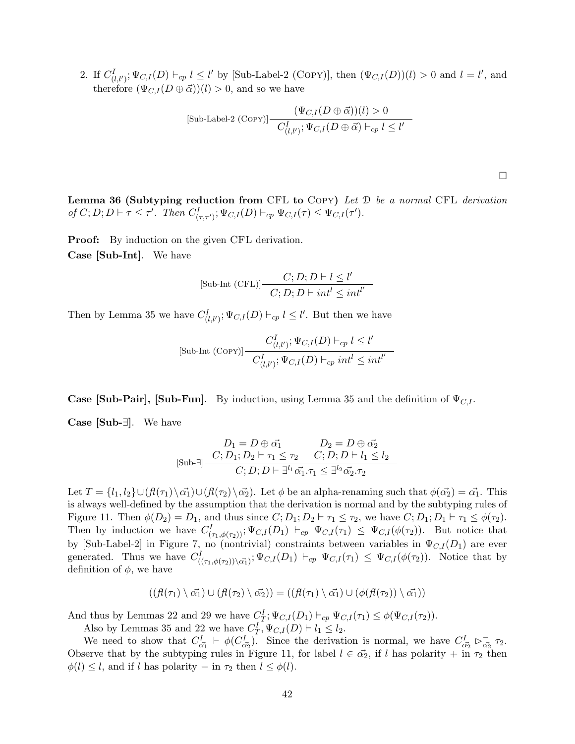2. If $C^I_{(l,l')}; \Psi_{C,I}(D) \vdash_{cp} l \leq l'$ by [Sub-Label-2 (COPY)], then $(\Psi_{C,I}(D))(l) > 0$ and $l = l'$, and therefore $(\Psi_{C,I}(D \oplus \vec{\alpha}))(l) > 0$, and so we have

$$\text{[Sub-Label-2 (COPY)]}\frac{(\Psi_{C,I}(D \oplus \vec{\alpha}))(l) > 0}{C^I_{(l,l')}; \Psi_{C,I}(D \oplus \vec{\alpha}) \vdash_{cp} l \leq l'}$$

$\square$

**Lemma 36 (Subtyping reduction from CFL to COPY)** *Let $\mathcal{D}$ be a normal* CFL *derivation of $C; D; D \vdash \tau \leq \tau'$. Then $C^I_{(\tau,\tau')}; \Psi_{C,I}(D) \vdash_{cp} \Psi_{C,I}(\tau) \leq \Psi_{C,I}(\tau')$.*

**Proof:** By induction on the given CFL derivation.

**Case [Sub-Int]**. We have

$$\text{[Sub-Int (CFL)]}\frac{C; D; D \vdash l \leq l'}{C; D; D \vdash int^l \leq int^{l'}}$$

Then by Lemma 35 we have $C^I_{(l,l')}; \Psi_{C,I}(D) \vdash_{cp} l \leq l'$. But then we have

$$\text{[Sub-Int (COPY)]}\frac{C^I_{(l,l')}; \Psi_{C,I}(D) \vdash_{cp} l \leq l'}{C^I_{(l,l')}; \Psi_{C,I}(D) \vdash_{cp} int^l \leq int^{l'}}$$

**Case [Sub-Pair], [Sub-Fun]**. By induction, using Lemma 35 and the definition of $\Psi_{C,I}$.

**Case [Sub-$\exists$]**. We have

$$\text{[Sub-}\exists\text{]}\frac{\begin{array}{cc} D_1 = D \oplus \vec{\alpha_1} & D_2 = D \oplus \vec{\alpha_2} \\ C; D_1; D_2 \vdash \tau_1 \leq \tau_2 & C; D; D \vdash l_1 \leq l_2 \end{array}}{C; D; D \vdash \exists^{l_1} \vec{\alpha_1}.\tau_1 \leq \exists^{l_2} \vec{\alpha_2}.\tau_2}$$

Let $T = \{l_1, l_2\} \cup (fl(\tau_1) \setminus \vec{\alpha_1}) \cup (fl(\tau_2) \setminus \vec{\alpha_2})$. Let $\phi$ be an alpha-renaming such that $\phi(\vec{\alpha_2}) = \vec{\alpha_1}$. This is always well-defined by the assumption that the derivation is normal and by the subtyping rules of Figure 11. Then $\phi(D_2) = D_1$, and thus since $C; D_1; D_2 \vdash \tau_1 \leq \tau_2$, we have $C; D_1; D_1 \vdash \tau_1 \leq \phi(\tau_2)$. Then by induction we have $C^I_{(\tau_1, \phi(\tau_2))}; \Psi_{C,I}(D_1) \vdash_{cp} \Psi_{C,I}(\tau_1) \leq \Psi_{C,I}(\phi(\tau_2))$. But notice that by [Sub-Label-2] in Figure 7, no (nontrivial) constraints between variables in $\Psi_{C,I}(D_1)$ are ever generated. Thus we have $C^I_{((\tau_1, \phi(\tau_2))\setminus\vec{\alpha_1})}; \Psi_{C,I}(D_1) \vdash_{cp} \Psi_{C,I}(\tau_1) \leq \Psi_{C,I}(\phi(\tau_2))$. Notice that by definition of $\phi$, we have

$$((fl(\tau_1) \setminus \vec{\alpha_1}) \cup (fl(\tau_2) \setminus \vec{\alpha_2})) = ((fl(\tau_1) \setminus \vec{\alpha_1}) \cup (\phi(fl(\tau_2)) \setminus \vec{\alpha_1}))$$

And thus by Lemmas 22 and 29 we have $C^I_T; \Psi_{C,I}(D_1) \vdash_{cp} \Psi_{C,I}(\tau_1) \leq \phi(\Psi_{C,I}(\tau_2))$.

Also by Lemmas 35 and 22 we have $C^I_T, \Psi_{C,I}(D) \vdash l_1 \leq l_2$.

We need to show that $C^I_{\vec{\alpha_1}} \vdash \phi(C^I_{\vec{\alpha_2}})$. Since the derivation is normal, we have $C^I_{\vec{\alpha_2}} \rhd^-_{\vec{\alpha_2}} \tau_2$. Observe that by the subtyping rules in Figure 11, for label $l \in \vec{\alpha_2}$, if $l$ has polarity $+$ in $\tau_2$ then $\phi(l) \leq l$, and if $l$ has polarity $-$ in $\tau_2$ then $l \leq \phi(l)$.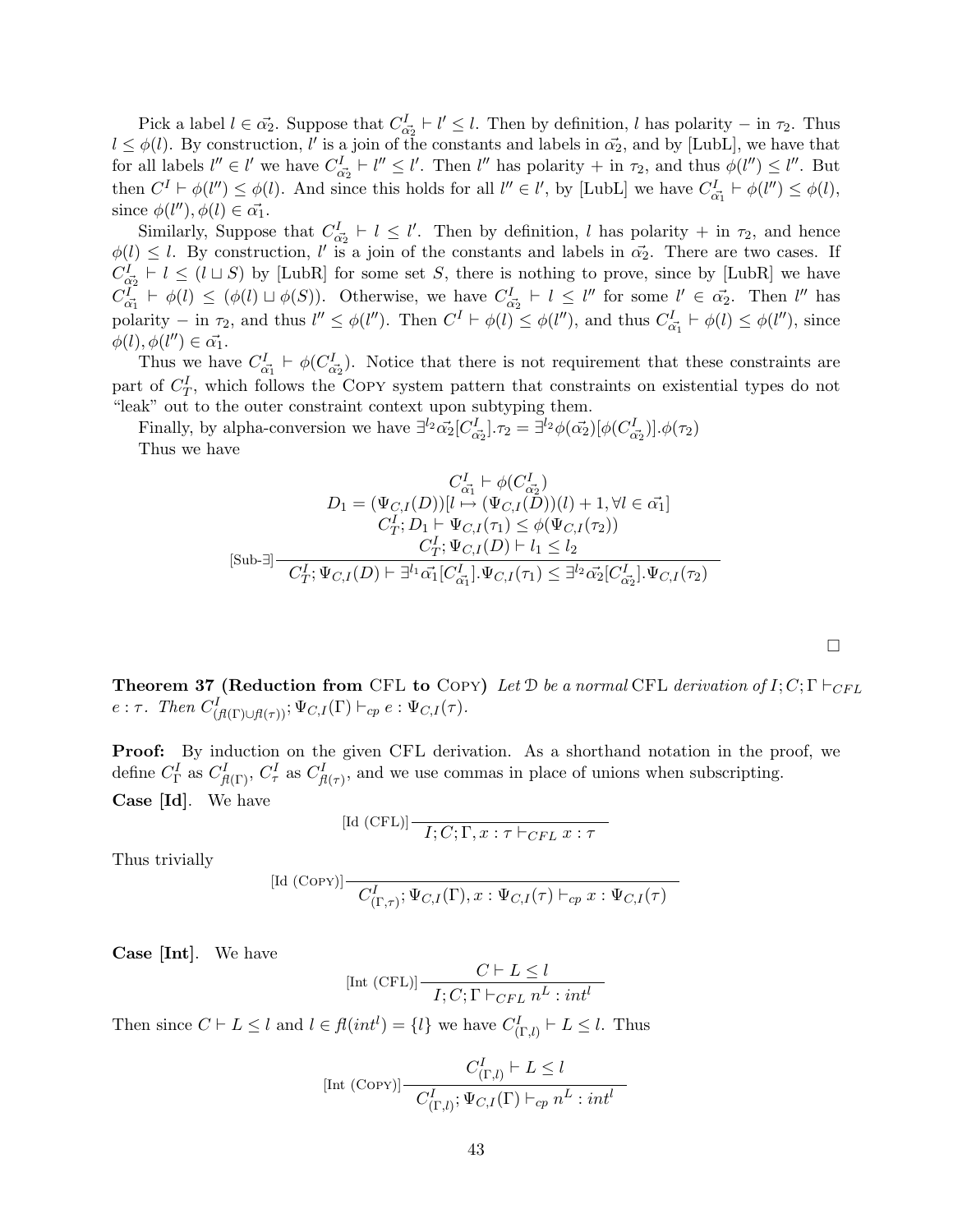Pick a label $l \in \vec{\alpha_2}$. Suppose that $C^I_{\vec{\alpha_2}} \vdash l' \leq l$. Then by definition, $l$ has polarity $-$ in $\tau_2$. Thus $l \leq \phi(l)$. By construction, $l'$ is a join of the constants and labels in $\vec{\alpha_2}$, and by [LubL], we have that for all labels $l'' \in l'$ we have $C^I_{\vec{\alpha_2}} \vdash l'' \leq l'$. Then $l''$ has polarity $+$ in $\tau_2$, and thus $\phi(l'') \leq l''$. But then $C^I \vdash \phi(l'') \leq \phi(l)$. And since this holds for all $l'' \in l'$, by [LubL] we have $C^I_{\vec{\alpha_1}} \vdash \phi(l'') \leq \phi(l)$, since $\phi(l''), \phi(l) \in \vec{\alpha_1}$.

Similarly, Suppose that $C^I_{\vec{\alpha_2}} \vdash l \leq l'$. Then by definition, $l$ has polarity $+$ in $\tau_2$, and hence $\phi(l) \leq l$. By construction, $l'$ is a join of the constants and labels in $\vec{\alpha_2}$. There are two cases. If $C^I_{\vec{\alpha_2}} \vdash l \leq (l \sqcup S)$ by [LubR] for some set $S$, there is nothing to prove, since by [LubR] we have $C^I_{\vec{\alpha_1}} \vdash \phi(l) \leq (\phi(l) \sqcup \phi(S))$. Otherwise, we have $C^I_{\vec{\alpha_2}} \vdash l \leq l''$ for some $l' \in \vec{\alpha_2}$. Then $l''$ has polarity $-$ in $\tau_2$, and thus $l'' \leq \phi(l'')$. Then $C^I \vdash \phi(l) \leq \phi(l'')$, and thus $C^I_{\vec{\alpha_1}} \vdash \phi(l) \leq \phi(l'')$, since $\phi(l), \phi(l'') \in \vec{\alpha_1}$.

Thus we have $C^I_{\vec{\alpha_1}} \vdash \phi(C^I_{\vec{\alpha_2}})$. Notice that there is not requirement that these constraints are part of $C^I_T$, which follows the COPY system pattern that constraints on existential types do not "leak" out to the outer constraint context upon subtyping them.

Finally, by alpha-conversion we have $\exists^{l_2}\vec{\alpha_2}[C^I_{\vec{\alpha_2}}].\tau_2 = \exists^{l_2}\phi(\vec{\alpha_2})[\phi(C^I_{\vec{\alpha_2}})].\phi(\tau_2)$

Thus we have

$$
[\text{Sub-}\exists]\frac{\begin{array}{c} C^I_{\vec{\alpha_1}} \vdash \phi(C^I_{\vec{\alpha_2}}) \\ D_1 = (\Psi_{C,I}(D))[l \mapsto (\Psi_{C,I}(D))(l) + 1, \forall l \in \vec{\alpha_1}] \\ C^I_T; D_1 \vdash \Psi_{C,I}(\tau_1) \leq \phi(\Psi_{C,I}(\tau_2)) \\ C^I_T; \Psi_{C,I}(D) \vdash l_1 \leq l_2 \end{array}}{C^I_T; \Psi_{C,I}(D) \vdash \exists^{l_1}\vec{\alpha_1}[C^I_{\vec{\alpha_1}}].\Psi_{C,I}(\tau_1) \leq \exists^{l_2}\vec{\alpha_2}[C^I_{\vec{\alpha_2}}].\Psi_{C,I}(\tau_2)}
$$

$\square$

**Theorem 37 (Reduction from CFL to COPY)** *Let $\mathcal{D}$ be a normal CFL derivation of $I; C; \Gamma \vdash_{CFL} e : \tau$. Then $C^I_{(\mathit{fl}(\Gamma)\cup \mathit{fl}(\tau))}; \Psi_{C,I}(\Gamma) \vdash_{cp} e : \Psi_{C,I}(\tau)$.*

**Proof:** By induction on the given CFL derivation. As a shorthand notation in the proof, we define $C^I_\Gamma$ as $C^I_{\mathit{fl}(\Gamma)}$, $C^I_\tau$ as $C^I_{\mathit{fl}(\tau)}$, and we use commas in place of unions when subscripting.

**Case [Id]**. We have

$$
[\text{Id (CFL)}]\frac{}{I; C; \Gamma, x : \tau \vdash_{CFL} x : \tau}
$$

Thus trivially

$$
[\text{Id (COPY)}]\frac{}{C^I_{(\Gamma,\tau)}; \Psi_{C,I}(\Gamma), x : \Psi_{C,I}(\tau) \vdash_{cp} x : \Psi_{C,I}(\tau)}
$$

**Case [Int]**. We have

$$
[\text{Int (CFL)}]\frac{C \vdash L \leq l}{I; C; \Gamma \vdash_{CFL} n^L : int^l}
$$

Then since $C \vdash L \leq l$ and $l \in \mathit{fl}(int^l) = \{l\}$ we have $C^I_{(\Gamma,l)} \vdash L \leq l$. Thus

$$
[\text{Int (COPY)}]\frac{C^I_{(\Gamma,l)} \vdash L \leq l}{C^I_{(\Gamma,l)}; \Psi_{C,I}(\Gamma) \vdash_{cp} n^L : int^l}
$$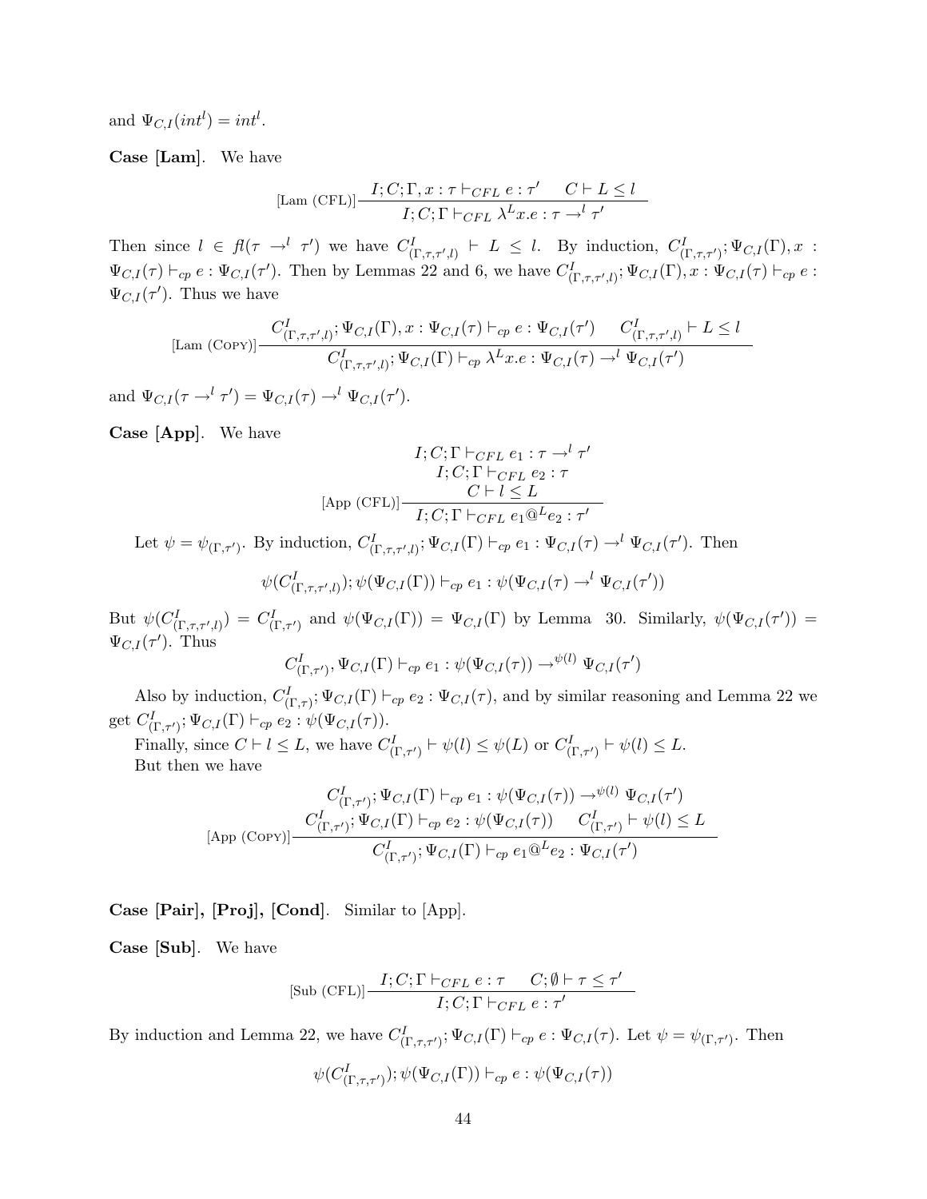and $\Psi_{C,I}(int^l) = int^l$.

**Case [Lam]**. We have

$$\text{[Lam (CFL)]}\frac{I; C; \Gamma, x : \tau \vdash_{CFL} e : \tau' \quad C \vdash L \leq l}{I; C; \Gamma \vdash_{CFL} \lambda^L x.e : \tau \rightarrow^l \tau'}$$

Then since $l \in \mathit{fl}(\tau \rightarrow^l \tau')$ we have $C^I_{(\Gamma,\tau,\tau',l)} \vdash L \leq l$. By induction, $C^I_{(\Gamma,\tau,\tau')}; \Psi_{C,I}(\Gamma), x : \Psi_{C,I}(\tau) \vdash_{cp} e : \Psi_{C,I}(\tau')$. Then by Lemmas 22 and 6, we have $C^I_{(\Gamma,\tau,\tau',l)}; \Psi_{C,I}(\Gamma), x : \Psi_{C,I}(\tau) \vdash_{cp} e : \Psi_{C,I}(\tau')$. Thus we have

$$\text{[Lam (Copy)]}\frac{C^I_{(\Gamma,\tau,\tau',l)}; \Psi_{C,I}(\Gamma), x : \Psi_{C,I}(\tau) \vdash_{cp} e : \Psi_{C,I}(\tau') \quad C^I_{(\Gamma,\tau,\tau',l)} \vdash L \leq l}{C^I_{(\Gamma,\tau,\tau',l)}; \Psi_{C,I}(\Gamma) \vdash_{cp} \lambda^L x.e : \Psi_{C,I}(\tau) \rightarrow^l \Psi_{C,I}(\tau')}$$

and $\Psi_{C,I}(\tau \rightarrow^l \tau') = \Psi_{C,I}(\tau) \rightarrow^l \Psi_{C,I}(\tau')$.

**Case [App]**. We have

$$\text{[App (CFL)]}\frac{\begin{array}{c} I; C; \Gamma \vdash_{CFL} e_1 : \tau \rightarrow^l \tau' \\ I; C; \Gamma \vdash_{CFL} e_2 : \tau \\ C \vdash l \leq L \end{array}}{I; C; \Gamma \vdash_{CFL} e_1 @^L e_2 : \tau'}$$

Let $\psi = \psi_{(\Gamma,\tau')}$. By induction, $C^I_{(\Gamma,\tau,\tau',l)}; \Psi_{C,I}(\Gamma) \vdash_{cp} e_1 : \Psi_{C,I}(\tau) \rightarrow^l \Psi_{C,I}(\tau')$. Then

$$\psi(C^I_{(\Gamma,\tau,\tau',l)}); \psi(\Psi_{C,I}(\Gamma)) \vdash_{cp} e_1 : \psi(\Psi_{C,I}(\tau) \rightarrow^l \Psi_{C,I}(\tau'))$$

But $\psi(C^I_{(\Gamma,\tau,\tau',l)}) = C^I_{(\Gamma,\tau')}$ and $\psi(\Psi_{C,I}(\Gamma)) = \Psi_{C,I}(\Gamma)$ by Lemma 30. Similarly, $\psi(\Psi_{C,I}(\tau')) = \Psi_{C,I}(\tau')$. Thus

$$C^I_{(\Gamma,\tau')}, \Psi_{C,I}(\Gamma) \vdash_{cp} e_1 : \psi(\Psi_{C,I}(\tau)) \rightarrow^{\psi(l)} \Psi_{C,I}(\tau')$$

Also by induction, $C^I_{(\Gamma,\tau)}; \Psi_{C,I}(\Gamma) \vdash_{cp} e_2 : \Psi_{C,I}(\tau)$, and by similar reasoning and Lemma 22 we get $C^I_{(\Gamma,\tau')}; \Psi_{C,I}(\Gamma) \vdash_{cp} e_2 : \psi(\Psi_{C,I}(\tau))$.

Finally, since $C \vdash l \leq L$, we have $C^I_{(\Gamma,\tau')} \vdash \psi(l) \leq \psi(L)$ or $C^I_{(\Gamma,\tau')} \vdash \psi(l) \leq L$.

But then we have

$$\text{[App (Copy)]}\frac{\begin{array}{c} C^I_{(\Gamma,\tau')}; \Psi_{C,I}(\Gamma) \vdash_{cp} e_1 : \psi(\Psi_{C,I}(\tau)) \rightarrow^{\psi(l)} \Psi_{C,I}(\tau') \\ C^I_{(\Gamma,\tau')}; \Psi_{C,I}(\Gamma) \vdash_{cp} e_2 : \psi(\Psi_{C,I}(\tau)) \quad C^I_{(\Gamma,\tau')} \vdash \psi(l) \leq L \end{array}}{C^I_{(\Gamma,\tau')}; \Psi_{C,I}(\Gamma) \vdash_{cp} e_1 @^L e_2 : \Psi_{C,I}(\tau')}$$

**Case [Pair], [Proj], [Cond]**. Similar to [App].

**Case [Sub]**. We have

$$\text{[Sub (CFL)]}\frac{I; C; \Gamma \vdash_{CFL} e : \tau \quad C; \emptyset \vdash \tau \leq \tau'}{I; C; \Gamma \vdash_{CFL} e : \tau'}$$

By induction and Lemma 22, we have $C^I_{(\Gamma,\tau,\tau')}; \Psi_{C,I}(\Gamma) \vdash_{cp} e : \Psi_{C,I}(\tau)$. Let $\psi = \psi_{(\Gamma,\tau')}$. Then

$$\psi(C^I_{(\Gamma,\tau,\tau')}); \psi(\Psi_{C,I}(\Gamma)) \vdash_{cp} e : \psi(\Psi_{C,I}(\tau))$$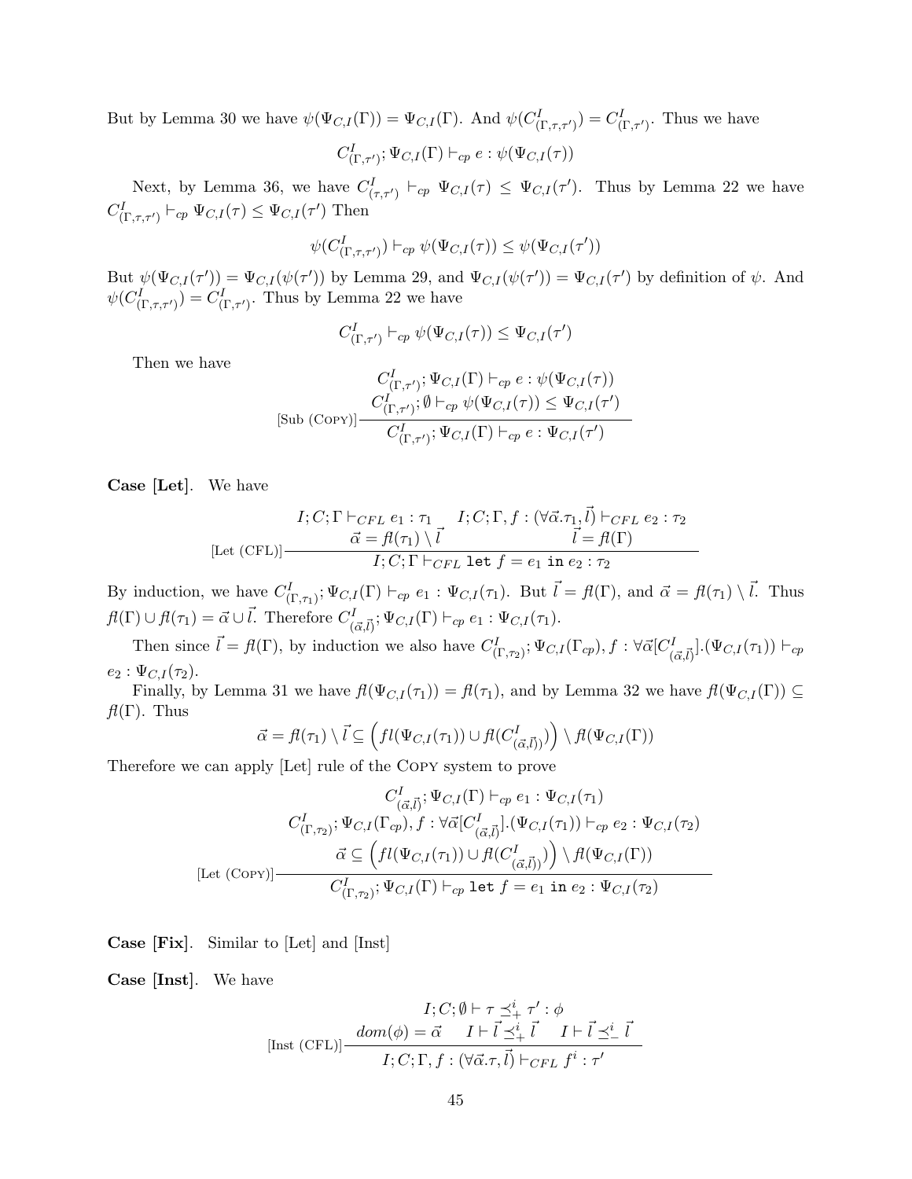But by Lemma 30 we have $\psi(\Psi_{C,I}(\Gamma)) = \Psi_{C,I}(\Gamma)$. And $\psi(C^I_{(\Gamma,\tau,\tau')}) = C^I_{(\Gamma,\tau')}$. Thus we have

$$C^I_{(\Gamma,\tau')}; \Psi_{C,I}(\Gamma) \vdash_{cp} e : \psi(\Psi_{C,I}(\tau))$$

Next, by Lemma 36, we have $C^I_{(\tau,\tau')} \vdash_{cp} \Psi_{C,I}(\tau) \leq \Psi_{C,I}(\tau')$. Thus by Lemma 22 we have $C^I_{(\Gamma,\tau,\tau')} \vdash_{cp} \Psi_{C,I}(\tau) \leq \Psi_{C,I}(\tau')$ Then

$$\psi(C^I_{(\Gamma,\tau,\tau')}) \vdash_{cp} \psi(\Psi_{C,I}(\tau)) \leq \psi(\Psi_{C,I}(\tau'))$$

But $\psi(\Psi_{C,I}(\tau')) = \Psi_{C,I}(\psi(\tau'))$ by Lemma 29, and $\Psi_{C,I}(\psi(\tau')) = \Psi_{C,I}(\tau')$ by definition of $\psi$. And $\psi(C^I_{(\Gamma,\tau,\tau')}) = C^I_{(\Gamma,\tau')}$. Thus by Lemma 22 we have

$$C^I_{(\Gamma,\tau')} \vdash_{cp} \psi(\Psi_{C,I}(\tau)) \leq \Psi_{C,I}(\tau')$$

Then we have

$$[\text{Sub (Copy)}]\frac{\begin{array}{c} C^I_{(\Gamma,\tau')}; \Psi_{C,I}(\Gamma) \vdash_{cp} e : \psi(\Psi_{C,I}(\tau)) \\ C^I_{(\Gamma,\tau')}; \emptyset \vdash_{cp} \psi(\Psi_{C,I}(\tau)) \leq \Psi_{C,I}(\tau') \end{array}}{C^I_{(\Gamma,\tau')}; \Psi_{C,I}(\Gamma) \vdash_{cp} e : \Psi_{C,I}(\tau')}$$

**Case [Let].** We have

$$[\text{Let (CFL)}]\frac{\begin{array}{cc} I; C; \Gamma \vdash_{CFL} e_1 : \tau_1 & I; C; \Gamma, f : (\forall\vec{\alpha}.\tau_1, \vec{l}) \vdash_{CFL} e_2 : \tau_2 \\ \vec{\alpha} = fl(\tau_1) \setminus \vec{l} & \vec{l} = fl(\Gamma) \end{array}}{I; C; \Gamma \vdash_{CFL} \texttt{let } f = e_1 \texttt{ in } e_2 : \tau_2}$$

By induction, we have $C^I_{(\Gamma,\tau_1)}; \Psi_{C,I}(\Gamma) \vdash_{cp} e_1 : \Psi_{C,I}(\tau_1)$. But $\vec{l} = fl(\Gamma)$, and $\vec{\alpha} = fl(\tau_1) \setminus \vec{l}$. Thus $fl(\Gamma) \cup fl(\tau_1) = \vec{\alpha} \cup \vec{l}$. Therefore $C^I_{(\vec{\alpha},\vec{l})}; \Psi_{C,I}(\Gamma) \vdash_{cp} e_1 : \Psi_{C,I}(\tau_1)$.

Then since $\vec{l} = fl(\Gamma)$, by induction we also have $C^I_{(\Gamma,\tau_2)}; \Psi_{C,I}(\Gamma_{cp}), f : \forall\vec{\alpha}[C^I_{(\vec{\alpha},\vec{l})}].(\Psi_{C,I}(\tau_1)) \vdash_{cp} e_2 : \Psi_{C,I}(\tau_2)$.

Finally, by Lemma 31 we have $fl(\Psi_{C,I}(\tau_1)) = fl(\tau_1)$, and by Lemma 32 we have $fl(\Psi_{C,I}(\Gamma)) \subseteq fl(\Gamma)$. Thus

$$\vec{\alpha} = fl(\tau_1) \setminus \vec{l} \subseteq \left(fl(\Psi_{C,I}(\tau_1)) \cup fl(C^I_{(\vec{\alpha},\vec{l})})\right) \setminus fl(\Psi_{C,I}(\Gamma))$$

Therefore we can apply [Let] rule of the Copy system to prove

$$[\text{Let (Copy)}]\frac{\begin{array}{c} C^I_{(\vec{\alpha},\vec{l})}; \Psi_{C,I}(\Gamma) \vdash_{cp} e_1 : \Psi_{C,I}(\tau_1) \\ C^I_{(\Gamma,\tau_2)}; \Psi_{C,I}(\Gamma_{cp}), f : \forall\vec{\alpha}[C^I_{(\vec{\alpha},\vec{l})}].(\Psi_{C,I}(\tau_1)) \vdash_{cp} e_2 : \Psi_{C,I}(\tau_2) \\ \vec{\alpha} \subseteq \left(fl(\Psi_{C,I}(\tau_1)) \cup fl(C^I_{(\vec{\alpha},\vec{l})})\right) \setminus fl(\Psi_{C,I}(\Gamma)) \end{array}}{C^I_{(\Gamma,\tau_2)}; \Psi_{C,I}(\Gamma) \vdash_{cp} \texttt{let } f = e_1 \texttt{ in } e_2 : \Psi_{C,I}(\tau_2)}$$

**Case [Fix].** Similar to [Let] and [Inst]

**Case [Inst].** We have

$$[\text{Inst (CFL)}]\frac{\begin{array}{c} I; C; \emptyset \vdash \tau \preceq^i_+ \tau' : \phi \\ dom(\phi) = \vec{\alpha} \quad I \vdash \vec{l} \preceq^i_+ \vec{l} \quad I \vdash \vec{l} \preceq^i_- \vec{l} \end{array}}{I; C; \Gamma, f : (\forall\vec{\alpha}.\tau, \vec{l}) \vdash_{CFL} f^i : \tau'}$$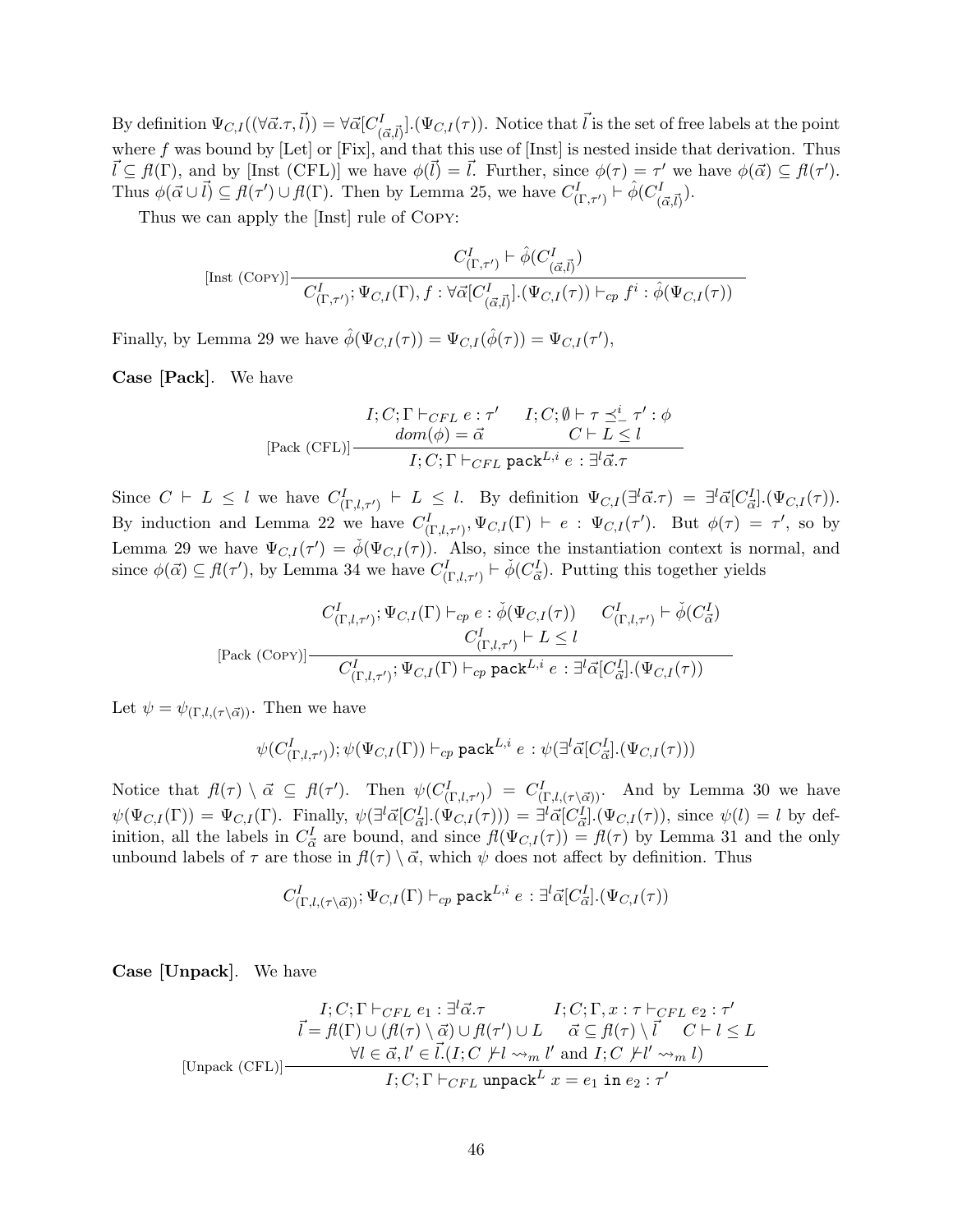By definition $\Psi_{C,I}((\forall\vec{\alpha}.\tau, \vec{l})) = \forall\vec{\alpha}[C^I_{(\vec{\alpha},\vec{l})}].(\Psi_{C,I}(\tau))$. Notice that $\vec{l}$ is the set of free labels at the point where $f$ was bound by [Let] or [Fix], and that this use of [Inst] is nested inside that derivation. Thus $\vec{l} \subseteq fl(\Gamma)$, and by [Inst (CFL)] we have $\phi(\vec{l}) = \vec{l}$. Further, since $\phi(\tau) = \tau'$ we have $\phi(\vec{\alpha}) \subseteq fl(\tau')$. Thus $\phi(\vec{\alpha} \cup \vec{l}) \subseteq fl(\tau') \cup fl(\Gamma)$. Then by Lemma 25, we have $C^I_{(\Gamma,\tau')} \vdash \hat{\phi}(C^I_{(\vec{\alpha},\vec{l})})$.

Thus we can apply the [Inst] rule of Copy:

$$
\text{[Inst (Copy)]}\frac{C^I_{(\Gamma,\tau')} \vdash \hat{\phi}(C^I_{(\vec{\alpha},\vec{l})})}{C^I_{(\Gamma,\tau')}; \Psi_{C,I}(\Gamma), f : \forall\vec{\alpha}[C^I_{(\vec{\alpha},\vec{l})}].(\Psi_{C,I}(\tau)) \vdash_{cp} f^i : \hat{\phi}(\Psi_{C,I}(\tau))}
$$

Finally, by Lemma 29 we have $\hat{\phi}(\Psi_{C,I}(\tau)) = \Psi_{C,I}(\hat{\phi}(\tau)) = \Psi_{C,I}(\tau')$,

**Case [Pack].** We have

$$
\text{[Pack (CFL)]}\frac{I; C; \Gamma \vdash_{CFL} e : \tau' \quad I; C; \emptyset \vdash \tau \preceq^i_- \tau' : \phi \quad dom(\phi) = \vec{\alpha} \quad C \vdash L \leq l}{I; C; \Gamma \vdash_{CFL} \texttt{pack}^{L,i}\ e : \exists^l\vec{\alpha}.\tau}
$$

Since $C \vdash L \leq l$ we have $C^I_{(\Gamma,l,\tau')} \vdash L \leq l$. By definition $\Psi_{C,I}(\exists^l\vec{\alpha}.\tau) = \exists^l\vec{\alpha}[C^I_{\vec{\alpha}}].(\Psi_{C,I}(\tau))$. By induction and Lemma 22 we have $C^I_{(\Gamma,l,\tau')}, \Psi_{C,I}(\Gamma) \vdash e : \Psi_{C,I}(\tau')$. But $\phi(\tau) = \tau'$, so by Lemma 29 we have $\Psi_{C,I}(\tau') = \check{\phi}(\Psi_{C,I}(\tau))$. Also, since the instantiation context is normal, and since $\phi(\vec{\alpha}) \subseteq fl(\tau')$, by Lemma 34 we have $C^I_{(\Gamma,l,\tau')} \vdash \check{\phi}(C^I_{\vec{\alpha}})$. Putting this together yields

$$
\text{[Pack (Copy)]}\frac{C^I_{(\Gamma,l,\tau')}; \Psi_{C,I}(\Gamma) \vdash_{cp} e : \check{\phi}(\Psi_{C,I}(\tau)) \quad C^I_{(\Gamma,l,\tau')} \vdash \check{\phi}(C^I_{\vec{\alpha}}) \quad C^I_{(\Gamma,l,\tau')} \vdash L \leq l}{C^I_{(\Gamma,l,\tau')}; \Psi_{C,I}(\Gamma) \vdash_{cp} \texttt{pack}^{L,i}\ e : \exists^l\vec{\alpha}[C^I_{\vec{\alpha}}].(\Psi_{C,I}(\tau))}
$$

Let $\psi = \psi_{(\Gamma,l,(\tau\setminus\vec{\alpha}))}$. Then we have

$$
\psi(C^I_{(\Gamma,l,\tau')}); \psi(\Psi_{C,I}(\Gamma)) \vdash_{cp} \texttt{pack}^{L,i}\ e : \psi(\exists^l\vec{\alpha}[C^I_{\vec{\alpha}}].(\Psi_{C,I}(\tau)))
$$

Notice that $fl(\tau) \setminus \vec{\alpha} \subseteq fl(\tau')$. Then $\psi(C^I_{(\Gamma,l,\tau')}) = C^I_{(\Gamma,l,(\tau\setminus\vec{\alpha}))}$. And by Lemma 30 we have $\psi(\Psi_{C,I}(\Gamma)) = \Psi_{C,I}(\Gamma)$. Finally, $\psi(\exists^l\vec{\alpha}[C^I_{\vec{\alpha}}].(\Psi_{C,I}(\tau))) = \exists^l\vec{\alpha}[C^I_{\vec{\alpha}}].(\Psi_{C,I}(\tau))$, since $\psi(l) = l$ by definition, all the labels in $C^I_{\vec{\alpha}}$ are bound, and since $fl(\Psi_{C,I}(\tau)) = fl(\tau)$ by Lemma 31 and the only unbound labels of $\tau$ are those in $fl(\tau) \setminus \vec{\alpha}$, which $\psi$ does not affect by definition. Thus

$$
C^I_{(\Gamma,l,(\tau\setminus\vec{\alpha}))}; \Psi_{C,I}(\Gamma) \vdash_{cp} \texttt{pack}^{L,i}\ e : \exists^l\vec{\alpha}[C^I_{\vec{\alpha}}].(\Psi_{C,I}(\tau))
$$

**Case [Unpack].** We have

$$
\text{[Unpack (CFL)]}\frac{\begin{array}{c} I; C; \Gamma \vdash_{CFL} e_1 : \exists^l\vec{\alpha}.\tau \qquad I; C; \Gamma, x : \tau \vdash_{CFL} e_2 : \tau' \\ \vec{l} = fl(\Gamma) \cup (fl(\tau) \setminus \vec{\alpha}) \cup fl(\tau') \cup L \quad \vec{\alpha} \subseteq fl(\tau) \setminus \vec{l} \quad C \vdash l \leq L \\ \forall l \in \vec{\alpha}, l' \in \vec{l}.(I; C \not\vdash l \rightsquigarrow_m l' \text{ and } I; C \not\vdash l' \rightsquigarrow_m l) \end{array}}{I; C; \Gamma \vdash_{CFL} \texttt{unpack}^L\ x = e_1\ \texttt{in}\ e_2 : \tau'}
$$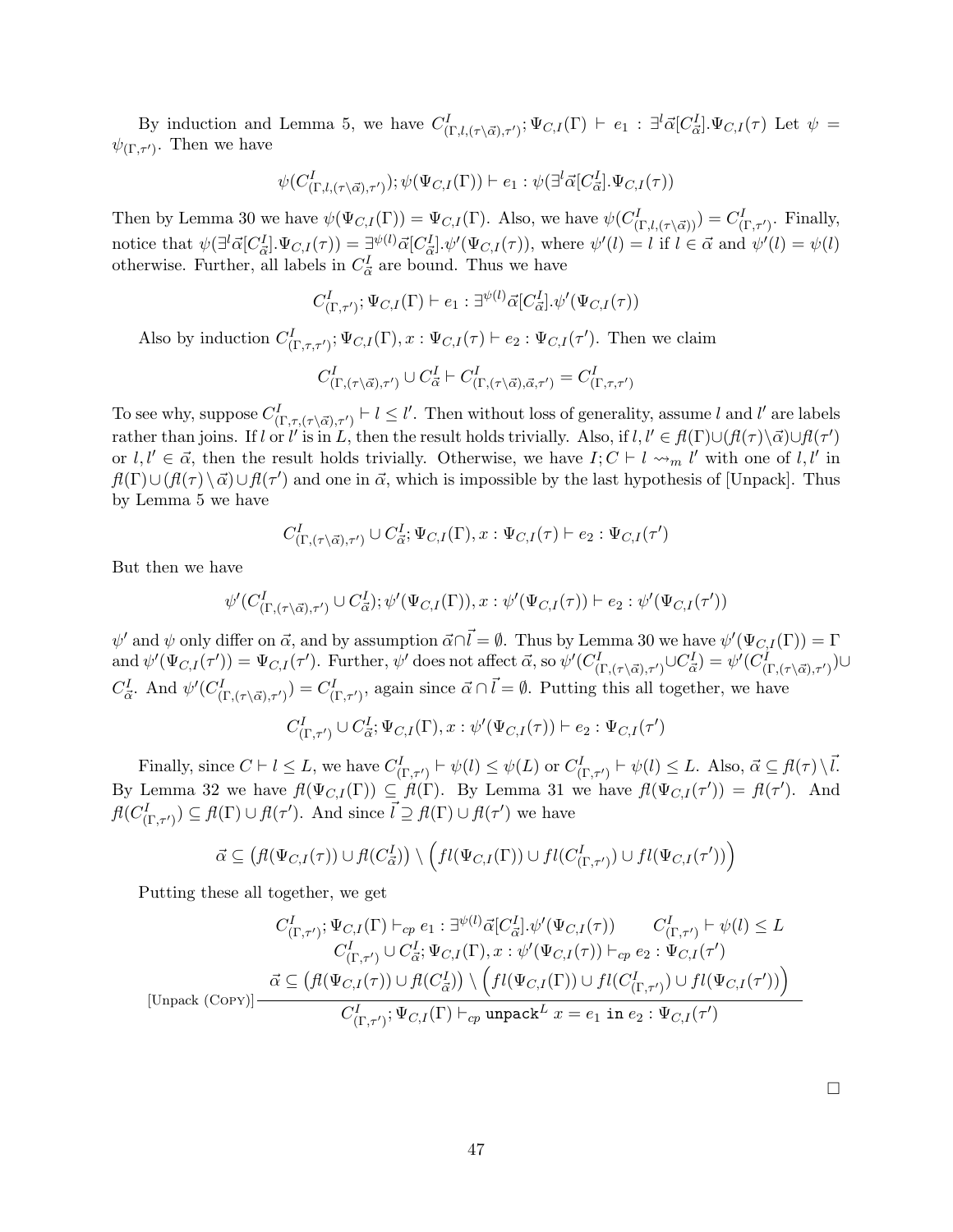By induction and Lemma 5, we have $C^I_{(\Gamma,l,(\tau\setminus\vec{\alpha}),\tau')}; \Psi_{C,I}(\Gamma) \vdash e_1 : \exists^l \vec{\alpha}[C^I_{\vec{\alpha}}].\Psi_{C,I}(\tau)$ Let $\psi = \psi_{(\Gamma,\tau')}$. Then we have

$$\psi(C^I_{(\Gamma,l,(\tau\setminus\vec{\alpha}),\tau')}); \psi(\Psi_{C,I}(\Gamma)) \vdash e_1 : \psi(\exists^l \vec{\alpha}[C^I_{\vec{\alpha}}].\Psi_{C,I}(\tau))$$

Then by Lemma 30 we have $\psi(\Psi_{C,I}(\Gamma)) = \Psi_{C,I}(\Gamma)$. Also, we have $\psi(C^I_{(\Gamma,l,(\tau\setminus\vec{\alpha}))}) = C^I_{(\Gamma,\tau')}$. Finally, notice that $\psi(\exists^l \vec{\alpha}[C^I_{\vec{\alpha}}].\Psi_{C,I}(\tau)) = \exists^{\psi(l)} \vec{\alpha}[C^I_{\vec{\alpha}}].\psi'(\Psi_{C,I}(\tau))$, where $\psi'(l) = l$ if $l \in \vec{\alpha}$ and $\psi'(l) = \psi(l)$ otherwise. Further, all labels in $C^I_{\vec{\alpha}}$ are bound. Thus we have

$$C^I_{(\Gamma,\tau')}; \Psi_{C,I}(\Gamma) \vdash e_1 : \exists^{\psi(l)} \vec{\alpha}[C^I_{\vec{\alpha}}].\psi'(\Psi_{C,I}(\tau))$$

Also by induction $C^I_{(\Gamma,\tau,\tau')}; \Psi_{C,I}(\Gamma), x : \Psi_{C,I}(\tau) \vdash e_2 : \Psi_{C,I}(\tau')$. Then we claim

$$C^I_{(\Gamma,(\tau\setminus\vec{\alpha}),\tau')} \cup C^I_{\vec{\alpha}} \vdash C^I_{(\Gamma,(\tau\setminus\vec{\alpha}),\vec{\alpha},\tau')} = C^I_{(\Gamma,\tau,\tau')}$$

To see why, suppose $C^I_{(\Gamma,\tau,(\tau\setminus\vec{\alpha}),\tau')} \vdash l \leq l'$. Then without loss of generality, assume $l$ and $l'$ are labels rather than joins. If $l$ or $l'$ is in $L$, then the result holds trivially. Also, if $l, l' \in fl(\Gamma) \cup (fl(\tau) \setminus \vec{\alpha}) \cup fl(\tau')$ or $l, l' \in \vec{\alpha}$, then the result holds trivially. Otherwise, we have $I; C \vdash l \leadsto_m l'$ with one of $l, l'$ in $fl(\Gamma) \cup (fl(\tau) \setminus \vec{\alpha}) \cup fl(\tau')$ and one in $\vec{\alpha}$, which is impossible by the last hypothesis of [Unpack]. Thus by Lemma 5 we have

$$C^I_{(\Gamma,(\tau\setminus\vec{\alpha}),\tau')} \cup C^I_{\vec{\alpha}}; \Psi_{C,I}(\Gamma), x : \Psi_{C,I}(\tau) \vdash e_2 : \Psi_{C,I}(\tau')$$

But then we have

$$\psi'(C^I_{(\Gamma,(\tau\setminus\vec{\alpha}),\tau')} \cup C^I_{\vec{\alpha}}); \psi'(\Psi_{C,I}(\Gamma)), x : \psi'(\Psi_{C,I}(\tau)) \vdash e_2 : \psi'(\Psi_{C,I}(\tau'))$$

$\psi'$ and $\psi$ only differ on $\vec{\alpha}$, and by assumption $\vec{\alpha} \cap \vec{l} = \emptyset$. Thus by Lemma 30 we have $\psi'(\Psi_{C,I}(\Gamma)) = \Gamma$ and $\psi'(\Psi_{C,I}(\tau')) = \Psi_{C,I}(\tau')$. Further, $\psi'$ does not affect $\vec{\alpha}$, so $\psi'(C^I_{(\Gamma,(\tau\setminus\vec{\alpha}),\tau')} \cup C^I_{\vec{\alpha}}) = \psi'(C^I_{(\Gamma,(\tau\setminus\vec{\alpha}),\tau')}) \cup C^I_{\vec{\alpha}}$. And $\psi'(C^I_{(\Gamma,(\tau\setminus\vec{\alpha}),\tau')}) = C^I_{(\Gamma,\tau')}$, again since $\vec{\alpha} \cap \vec{l} = \emptyset$. Putting this all together, we have

$$C^I_{(\Gamma,\tau')} \cup C^I_{\vec{\alpha}}; \Psi_{C,I}(\Gamma), x : \psi'(\Psi_{C,I}(\tau)) \vdash e_2 : \Psi_{C,I}(\tau')$$

Finally, since $C \vdash l \leq L$, we have $C^I_{(\Gamma,\tau')} \vdash \psi(l) \leq \psi(L)$ or $C^I_{(\Gamma,\tau')} \vdash \psi(l) \leq L$. Also, $\vec{\alpha} \subseteq fl(\tau) \setminus \vec{l}$. By Lemma 32 we have $fl(\Psi_{C,I}(\Gamma)) \subseteq fl(\Gamma)$. By Lemma 31 we have $fl(\Psi_{C,I}(\tau')) = fl(\tau')$. And $fl(C^I_{(\Gamma,\tau')}) \subseteq fl(\Gamma) \cup fl(\tau')$. And since $\vec{l} \supseteq fl(\Gamma) \cup fl(\tau')$ we have

$$\vec{\alpha} \subseteq \big(fl(\Psi_{C,I}(\tau)) \cup fl(C^I_{\vec{\alpha}})\big) \setminus \Big(fl(\Psi_{C,I}(\Gamma)) \cup fl(C^I_{(\Gamma,\tau')}) \cup fl(\Psi_{C,I}(\tau'))\Big)$$

Putting these all together, we get

$$\text{[Unpack (Copy)]}\ \frac{\begin{array}{c} C^I_{(\Gamma,\tau')}; \Psi_{C,I}(\Gamma) \vdash_{cp} e_1 : \exists^{\psi(l)} \vec{\alpha}[C^I_{\vec{\alpha}}].\psi'(\Psi_{C,I}(\tau)) \qquad C^I_{(\Gamma,\tau')} \vdash \psi(l) \leq L \\ C^I_{(\Gamma,\tau')} \cup C^I_{\vec{\alpha}}; \Psi_{C,I}(\Gamma), x : \psi'(\Psi_{C,I}(\tau)) \vdash_{cp} e_2 : \Psi_{C,I}(\tau') \\ \vec{\alpha} \subseteq \big(fl(\Psi_{C,I}(\tau)) \cup fl(C^I_{\vec{\alpha}})\big) \setminus \Big(fl(\Psi_{C,I}(\Gamma)) \cup fl(C^I_{(\Gamma,\tau')}) \cup fl(\Psi_{C,I}(\tau'))\Big) \end{array}}{C^I_{(\Gamma,\tau')}; \Psi_{C,I}(\Gamma) \vdash_{cp} \texttt{unpack}^L\ x = e_1\ \texttt{in}\ e_2 : \Psi_{C,I}(\tau')}$$

$\square$